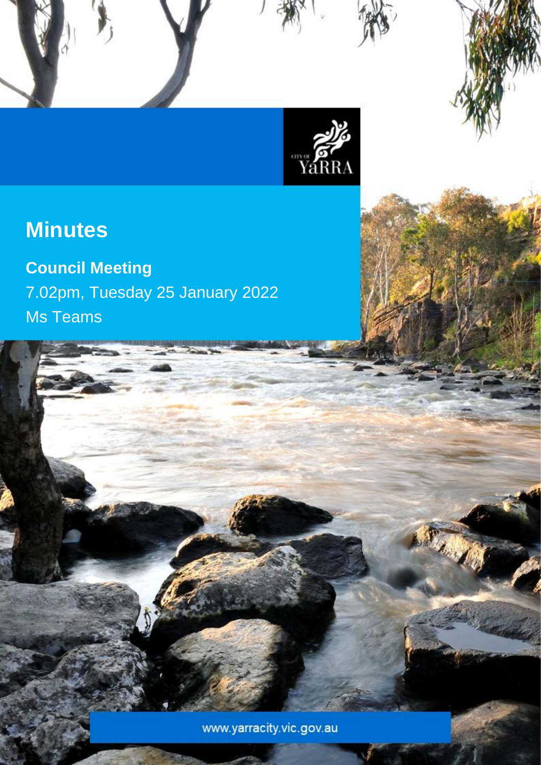# Minutes

**Council Meeting**

7.02pm, Tuesday 25 January 2022

Ms Teams

www.yarracity.vic.gov.au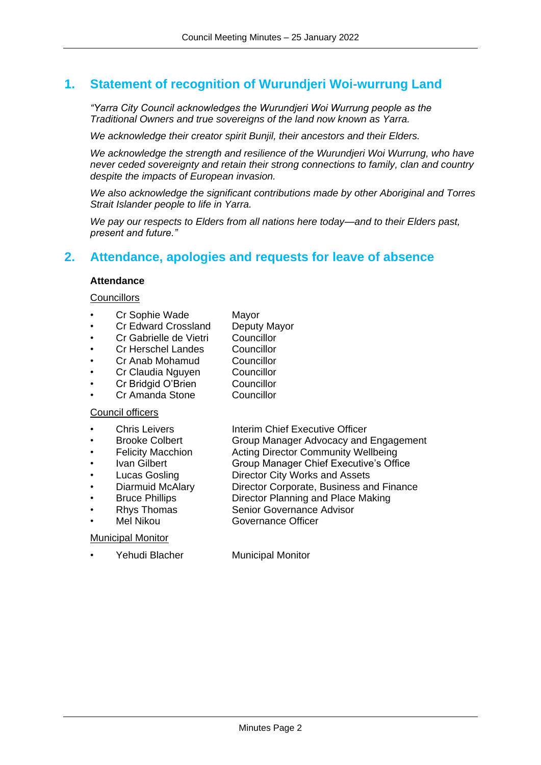## 1. Statement of recognition of Wurundjeri Woi-wurrung Land

*"Yarra City Council acknowledges the Wurundjeri Woi Wurrung people as the Traditional Owners and true sovereigns of the land now known as Yarra.*

*We acknowledge their creator spirit Bunjil, their ancestors and their Elders.*

*We acknowledge the strength and resilience of the Wurundjeri Woi Wurrung, who have never ceded sovereignty and retain their strong connections to family, clan and country despite the impacts of European invasion.*

*We also acknowledge the significant contributions made by other Aboriginal and Torres Strait Islander people to life in Yarra.*

*We pay our respects to Elders from all nations here today—and to their Elders past, present and future."*

## 2. Attendance, apologies and requests for leave of absence

**Attendance**

Councillors

- Cr Sophie Wade — Mayor
- Cr Edward Crossland — Deputy Mayor
- Cr Gabrielle de Vietri — Councillor
- Cr Herschel Landes — Councillor
- Cr Anab Mohamud — Councillor
- Cr Claudia Nguyen — Councillor
- Cr Bridgid O'Brien — Councillor
- Cr Amanda Stone — Councillor

Council officers

- Chris Leivers — Interim Chief Executive Officer
- Brooke Colbert — Group Manager Advocacy and Engagement
- Felicity Macchion — Acting Director Community Wellbeing
- Ivan Gilbert — Group Manager Chief Executive's Office
- Lucas Gosling — Director City Works and Assets
- Diarmuid McAlary — Director Corporate, Business and Finance
- Bruce Phillips — Director Planning and Place Making
- Rhys Thomas — Senior Governance Advisor
- Mel Nikou — Governance Officer

Municipal Monitor

- Yehudi Blacher — Municipal Monitor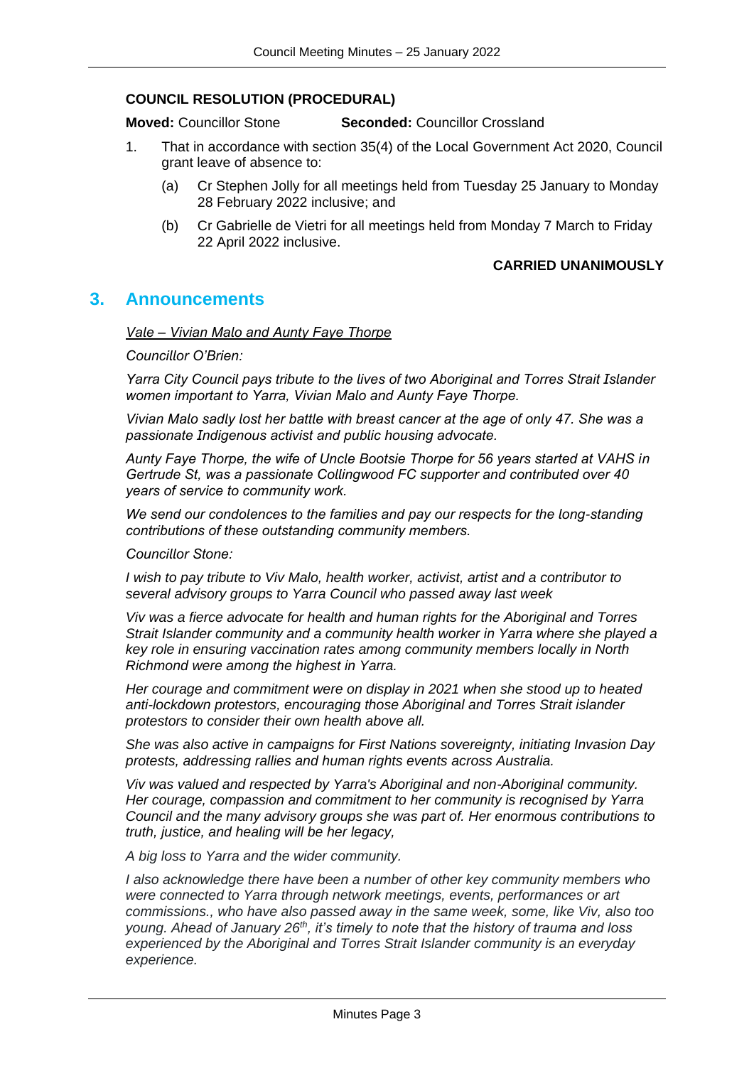**COUNCIL RESOLUTION (PROCEDURAL)**

**Moved:** Councillor Stone **Seconded:** Councillor Crossland

1. That in accordance with section 35(4) of the Local Government Act 2020, Council grant leave of absence to:
   (a) Cr Stephen Jolly for all meetings held from Tuesday 25 January to Monday 28 February 2022 inclusive; and
   (b) Cr Gabrielle de Vietri for all meetings held from Monday 7 March to Friday 22 April 2022 inclusive.

**CARRIED UNANIMOUSLY**

# 3. Announcements

*Vale – Vivian Malo and Aunty Faye Thorpe*

*Councillor O'Brien:*

*Yarra City Council pays tribute to the lives of two Aboriginal and Torres Strait Islander women important to Yarra, Vivian Malo and Aunty Faye Thorpe.*

*Vivian Malo sadly lost her battle with breast cancer at the age of only 47. She was a passionate Indigenous activist and public housing advocate.*

*Aunty Faye Thorpe, the wife of Uncle Bootsie Thorpe for 56 years started at VAHS in Gertrude St, was a passionate Collingwood FC supporter and contributed over 40 years of service to community work.*

*We send our condolences to the families and pay our respects for the long-standing contributions of these outstanding community members.*

*Councillor Stone:*

*I wish to pay tribute to Viv Malo, health worker, activist, artist and a contributor to several advisory groups to Yarra Council who passed away last week*

*Viv was a fierce advocate for health and human rights for the Aboriginal and Torres Strait Islander community and a community health worker in Yarra where she played a key role in ensuring vaccination rates among community members locally in North Richmond were among the highest in Yarra.*

*Her courage and commitment were on display in 2021 when she stood up to heated anti-lockdown protestors, encouraging those Aboriginal and Torres Strait islander protestors to consider their own health above all.*

*She was also active in campaigns for First Nations sovereignty, initiating Invasion Day protests, addressing rallies and human rights events across Australia.*

*Viv was valued and respected by Yarra's Aboriginal and non-Aboriginal community. Her courage, compassion and commitment to her community is recognised by Yarra Council and the many advisory groups she was part of. Her enormous contributions to truth, justice, and healing will be her legacy,*

*A big loss to Yarra and the wider community.*

*I also acknowledge there have been a number of other key community members who were connected to Yarra through network meetings, events, performances or art commissions., who have also passed away in the same week, some, like Viv, also too young. Ahead of January 26th, it's timely to note that the history of trauma and loss experienced by the Aboriginal and Torres Strait Islander community is an everyday experience.*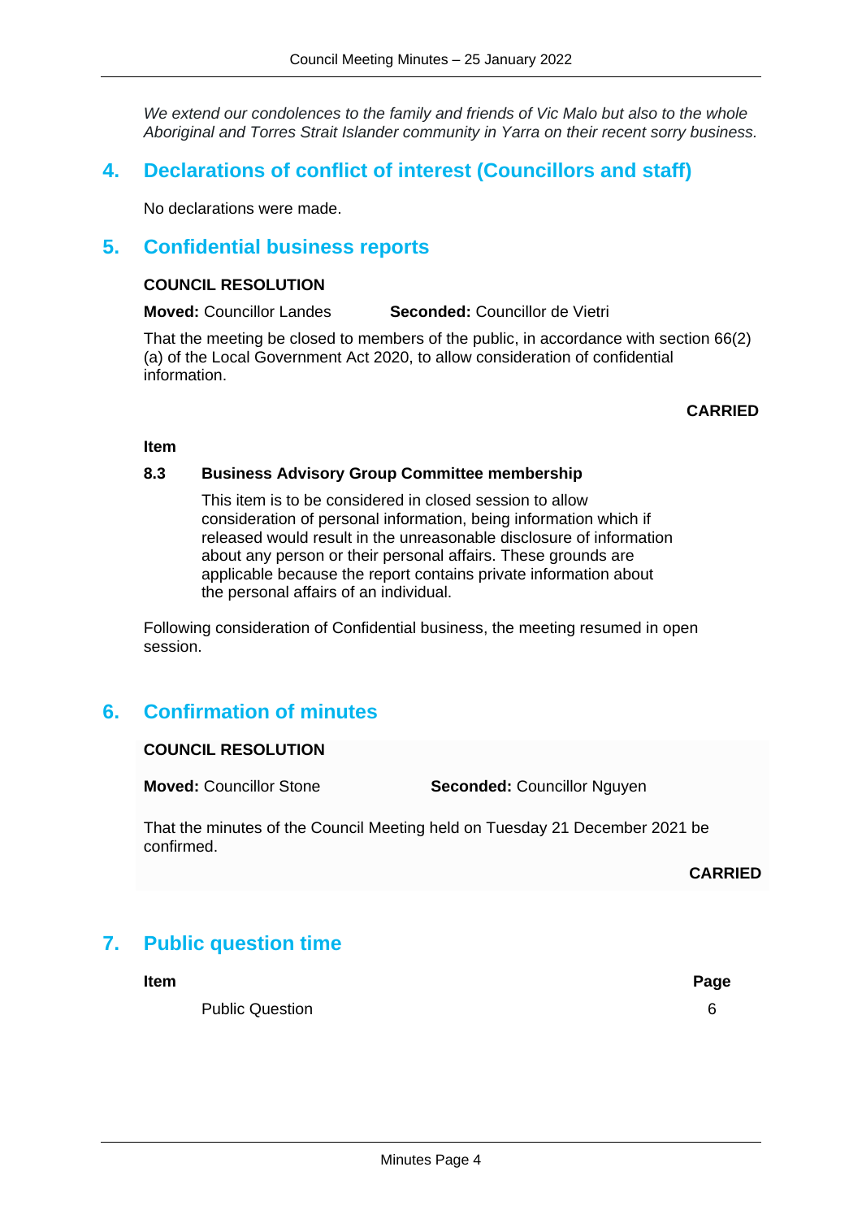*We extend our condolences to the family and friends of Vic Malo but also to the whole Aboriginal and Torres Strait Islander community in Yarra on their recent sorry business.*

## 4. Declarations of conflict of interest (Councillors and staff)

No declarations were made.

## 5. Confidential business reports

**COUNCIL RESOLUTION**

**Moved:** Councillor Landes **Seconded:** Councillor de Vietri

That the meeting be closed to members of the public, in accordance with section 66(2)(a) of the Local Government Act 2020, to allow consideration of confidential information.

**CARRIED**

**Item**

**8.3 Business Advisory Group Committee membership**

This item is to be considered in closed session to allow consideration of personal information, being information which if released would result in the unreasonable disclosure of information about any person or their personal affairs. These grounds are applicable because the report contains private information about the personal affairs of an individual.

Following consideration of Confidential business, the meeting resumed in open session.

## 6. Confirmation of minutes

**COUNCIL RESOLUTION**

**Moved:** Councillor Stone **Seconded:** Councillor Nguyen

That the minutes of the Council Meeting held on Tuesday 21 December 2021 be confirmed.

**CARRIED**

## 7. Public question time

| Item | Page |
|---|---|
| Public Question | 6 |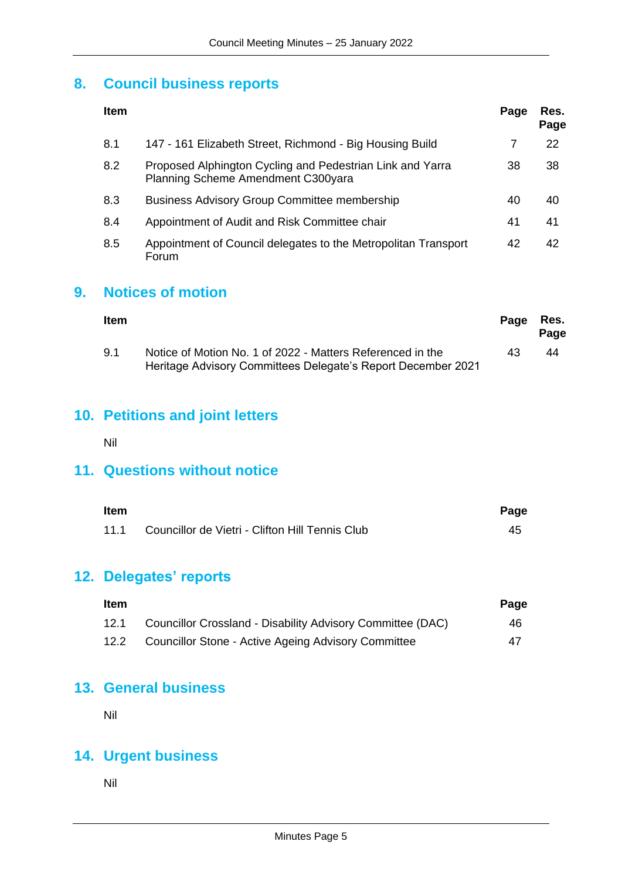## 8. Council business reports

| Item | | Page | Res. Page |
|---|---|---|---|
| 8.1 | 147 - 161 Elizabeth Street, Richmond - Big Housing Build | 7 | 22 |
| 8.2 | Proposed Alphington Cycling and Pedestrian Link and Yarra Planning Scheme Amendment C300yara | 38 | 38 |
| 8.3 | Business Advisory Group Committee membership | 40 | 40 |
| 8.4 | Appointment of Audit and Risk Committee chair | 41 | 41 |
| 8.5 | Appointment of Council delegates to the Metropolitan Transport Forum | 42 | 42 |

## 9. Notices of motion

| Item | | Page | Res. Page |
|---|---|---|---|
| 9.1 | Notice of Motion No. 1 of 2022 - Matters Referenced in the Heritage Advisory Committees Delegate's Report December 2021 | 43 | 44 |

## 10. Petitions and joint letters

Nil

## 11. Questions without notice

| Item | | Page |
|---|---|---|
| 11.1 | Councillor de Vietri - Clifton Hill Tennis Club | 45 |

## 12. Delegates' reports

| Item | | Page |
|---|---|---|
| 12.1 | Councillor Crossland - Disability Advisory Committee (DAC) | 46 |
| 12.2 | Councillor Stone - Active Ageing Advisory Committee | 47 |

## 13. General business

Nil

## 14. Urgent business

Nil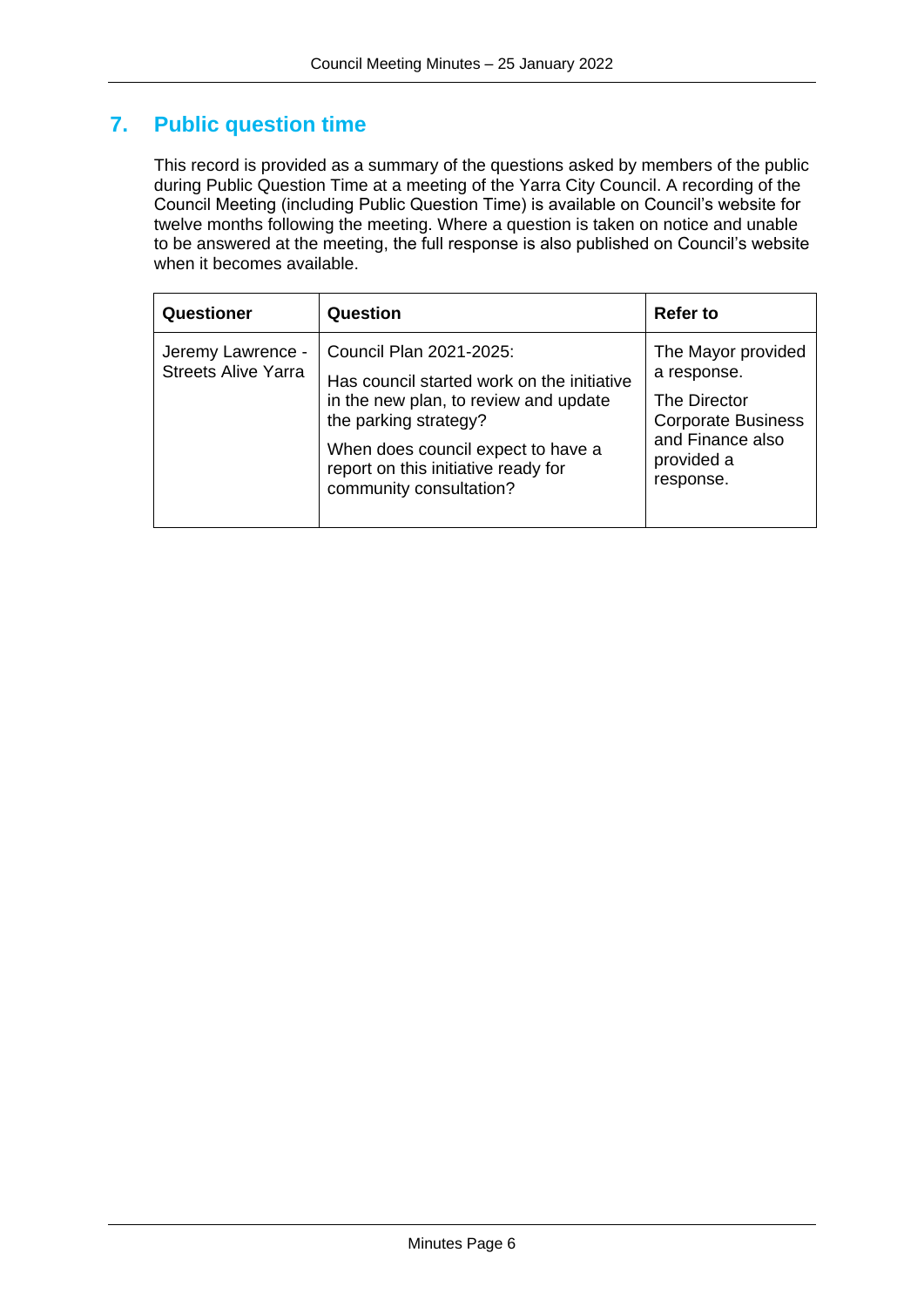## 7. Public question time

This record is provided as a summary of the questions asked by members of the public during Public Question Time at a meeting of the Yarra City Council. A recording of the Council Meeting (including Public Question Time) is available on Council's website for twelve months following the meeting. Where a question is taken on notice and unable to be answered at the meeting, the full response is also published on Council's website when it becomes available.

| Questioner | Question | Refer to |
| --- | --- | --- |
| Jeremy Lawrence - Streets Alive Yarra | Council Plan 2021-2025:<br><br>Has council started work on the initiative in the new plan, to review and update the parking strategy?<br><br>When does council expect to have a report on this initiative ready for community consultation? | The Mayor provided a response.<br><br>The Director Corporate Business and Finance also provided a response. |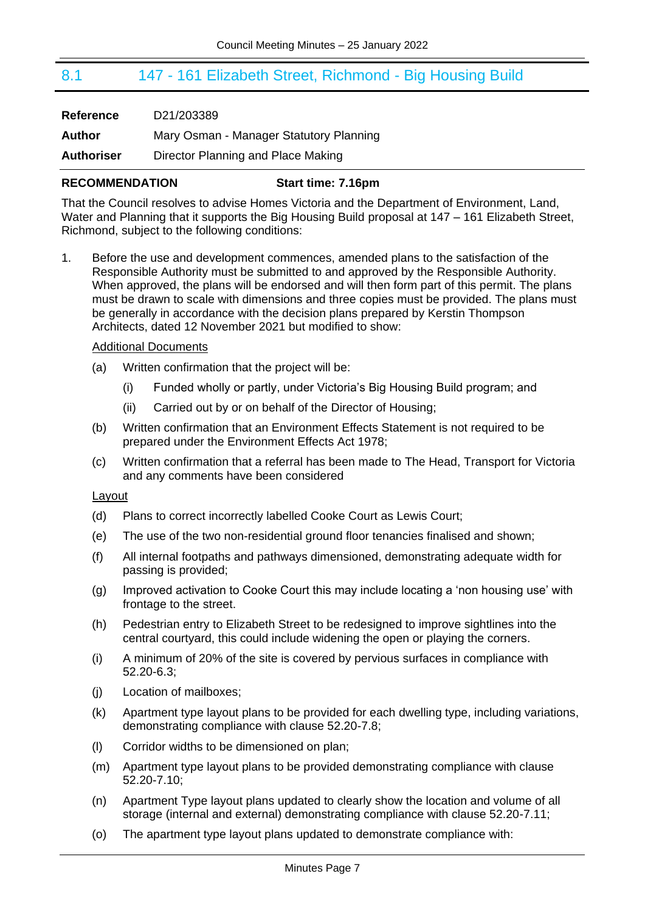## 8.1 147 - 161 Elizabeth Street, Richmond - Big Housing Build

**Reference** D21/203389

**Author** Mary Osman - Manager Statutory Planning

**Authoriser** Director Planning and Place Making

**RECOMMENDATION** **Start time: 7.16pm**

That the Council resolves to advise Homes Victoria and the Department of Environment, Land, Water and Planning that it supports the Big Housing Build proposal at 147 – 161 Elizabeth Street, Richmond, subject to the following conditions:

1. Before the use and development commences, amended plans to the satisfaction of the Responsible Authority must be submitted to and approved by the Responsible Authority. When approved, the plans will be endorsed and will then form part of this permit. The plans must be drawn to scale with dimensions and three copies must be provided. The plans must be generally in accordance with the decision plans prepared by Kerstin Thompson Architects, dated 12 November 2021 but modified to show:

   Additional Documents

   (a) Written confirmation that the project will be:

      (i) Funded wholly or partly, under Victoria's Big Housing Build program; and

      (ii) Carried out by or on behalf of the Director of Housing;

   (b) Written confirmation that an Environment Effects Statement is not required to be prepared under the Environment Effects Act 1978;

   (c) Written confirmation that a referral has been made to The Head, Transport for Victoria and any comments have been considered

   Layout

   (d) Plans to correct incorrectly labelled Cooke Court as Lewis Court;

   (e) The use of the two non-residential ground floor tenancies finalised and shown;

   (f) All internal footpaths and pathways dimensioned, demonstrating adequate width for passing is provided;

   (g) Improved activation to Cooke Court this may include locating a 'non housing use' with frontage to the street.

   (h) Pedestrian entry to Elizabeth Street to be redesigned to improve sightlines into the central courtyard, this could include widening the open or playing the corners.

   (i) A minimum of 20% of the site is covered by pervious surfaces in compliance with 52.20-6.3;

   (j) Location of mailboxes;

   (k) Apartment type layout plans to be provided for each dwelling type, including variations, demonstrating compliance with clause 52.20-7.8;

   (l) Corridor widths to be dimensioned on plan;

   (m) Apartment type layout plans to be provided demonstrating compliance with clause 52.20-7.10;

   (n) Apartment Type layout plans updated to clearly show the location and volume of all storage (internal and external) demonstrating compliance with clause 52.20-7.11;

   (o) The apartment type layout plans updated to demonstrate compliance with: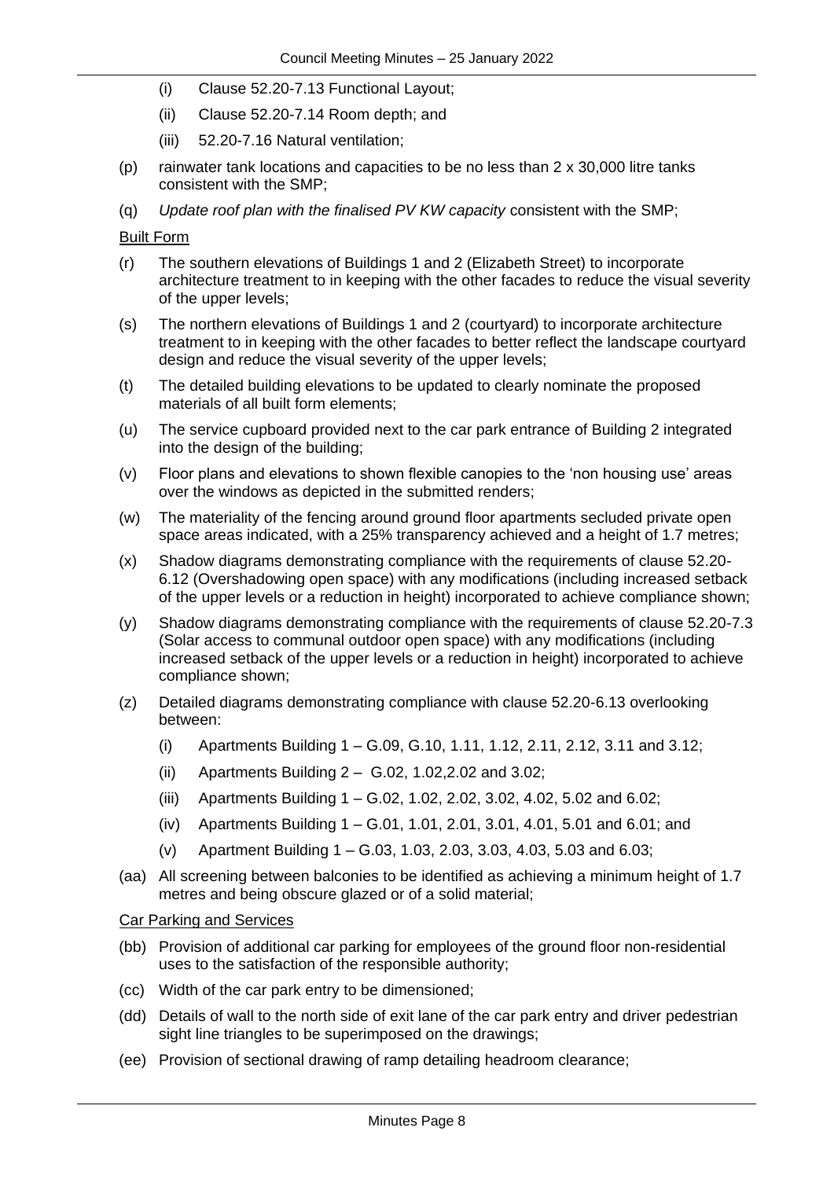(i) Clause 52.20-7.13 Functional Layout;

(ii) Clause 52.20-7.14 Room depth; and

(iii) 52.20-7.16 Natural ventilation;

(p) rainwater tank locations and capacities to be no less than 2 x 30,000 litre tanks consistent with the SMP;

(q) *Update roof plan with the finalised PV KW capacity* consistent with the SMP;

<u>Built Form</u>

(r) The southern elevations of Buildings 1 and 2 (Elizabeth Street) to incorporate architecture treatment to in keeping with the other facades to reduce the visual severity of the upper levels;

(s) The northern elevations of Buildings 1 and 2 (courtyard) to incorporate architecture treatment to in keeping with the other facades to better reflect the landscape courtyard design and reduce the visual severity of the upper levels;

(t) The detailed building elevations to be updated to clearly nominate the proposed materials of all built form elements;

(u) The service cupboard provided next to the car park entrance of Building 2 integrated into the design of the building;

(v) Floor plans and elevations to shown flexible canopies to the 'non housing use' areas over the windows as depicted in the submitted renders;

(w) The materiality of the fencing around ground floor apartments secluded private open space areas indicated, with a 25% transparency achieved and a height of 1.7 metres;

(x) Shadow diagrams demonstrating compliance with the requirements of clause 52.20-6.12 (Overshadowing open space) with any modifications (including increased setback of the upper levels or a reduction in height) incorporated to achieve compliance shown;

(y) Shadow diagrams demonstrating compliance with the requirements of clause 52.20-7.3 (Solar access to communal outdoor open space) with any modifications (including increased setback of the upper levels or a reduction in height) incorporated to achieve compliance shown;

(z) Detailed diagrams demonstrating compliance with clause 52.20-6.13 overlooking between:

(i) Apartments Building 1 – G.09, G.10, 1.11, 1.12, 2.11, 2.12, 3.11 and 3.12;

(ii) Apartments Building 2 – G.02, 1.02,2.02 and 3.02;

(iii) Apartments Building 1 – G.02, 1.02, 2.02, 3.02, 4.02, 5.02 and 6.02;

(iv) Apartments Building 1 – G.01, 1.01, 2.01, 3.01, 4.01, 5.01 and 6.01; and

(v) Apartment Building 1 – G.03, 1.03, 2.03, 3.03, 4.03, 5.03 and 6.03;

(aa) All screening between balconies to be identified as achieving a minimum height of 1.7 metres and being obscure glazed or of a solid material;

<u>Car Parking and Services</u>

(bb) Provision of additional car parking for employees of the ground floor non-residential uses to the satisfaction of the responsible authority;

(cc) Width of the car park entry to be dimensioned;

(dd) Details of wall to the north side of exit lane of the car park entry and driver pedestrian sight line triangles to be superimposed on the drawings;

(ee) Provision of sectional drawing of ramp detailing headroom clearance;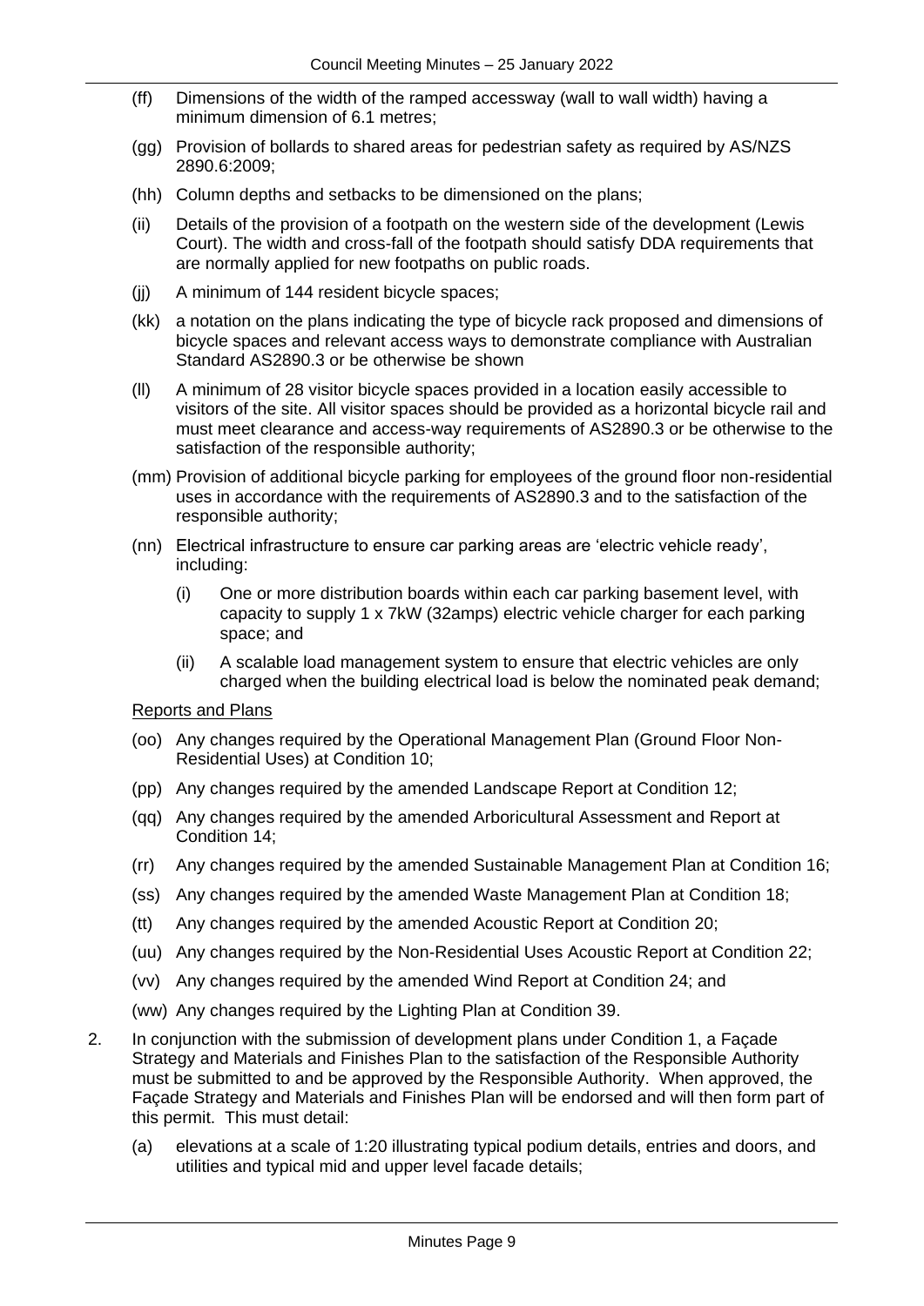(ff) Dimensions of the width of the ramped accessway (wall to wall width) having a minimum dimension of 6.1 metres;

(gg) Provision of bollards to shared areas for pedestrian safety as required by AS/NZS 2890.6:2009;

(hh) Column depths and setbacks to be dimensioned on the plans;

(ii) Details of the provision of a footpath on the western side of the development (Lewis Court). The width and cross-fall of the footpath should satisfy DDA requirements that are normally applied for new footpaths on public roads.

(jj) A minimum of 144 resident bicycle spaces;

(kk) a notation on the plans indicating the type of bicycle rack proposed and dimensions of bicycle spaces and relevant access ways to demonstrate compliance with Australian Standard AS2890.3 or be otherwise be shown

(ll) A minimum of 28 visitor bicycle spaces provided in a location easily accessible to visitors of the site. All visitor spaces should be provided as a horizontal bicycle rail and must meet clearance and access-way requirements of AS2890.3 or be otherwise to the satisfaction of the responsible authority;

(mm) Provision of additional bicycle parking for employees of the ground floor non-residential uses in accordance with the requirements of AS2890.3 and to the satisfaction of the responsible authority;

(nn) Electrical infrastructure to ensure car parking areas are 'electric vehicle ready', including:

  (i) One or more distribution boards within each car parking basement level, with capacity to supply 1 x 7kW (32amps) electric vehicle charger for each parking space; and

  (ii) A scalable load management system to ensure that electric vehicles are only charged when the building electrical load is below the nominated peak demand;

<u>Reports and Plans</u>

(oo) Any changes required by the Operational Management Plan (Ground Floor Non-Residential Uses) at Condition 10;

(pp) Any changes required by the amended Landscape Report at Condition 12;

(qq) Any changes required by the amended Arboricultural Assessment and Report at Condition 14;

(rr) Any changes required by the amended Sustainable Management Plan at Condition 16;

(ss) Any changes required by the amended Waste Management Plan at Condition 18;

(tt) Any changes required by the amended Acoustic Report at Condition 20;

(uu) Any changes required by the Non-Residential Uses Acoustic Report at Condition 22;

(vv) Any changes required by the amended Wind Report at Condition 24; and

(ww) Any changes required by the Lighting Plan at Condition 39.

2. In conjunction with the submission of development plans under Condition 1, a Façade Strategy and Materials and Finishes Plan to the satisfaction of the Responsible Authority must be submitted to and be approved by the Responsible Authority. When approved, the Façade Strategy and Materials and Finishes Plan will be endorsed and will then form part of this permit. This must detail:

  (a) elevations at a scale of 1:20 illustrating typical podium details, entries and doors, and utilities and typical mid and upper level facade details;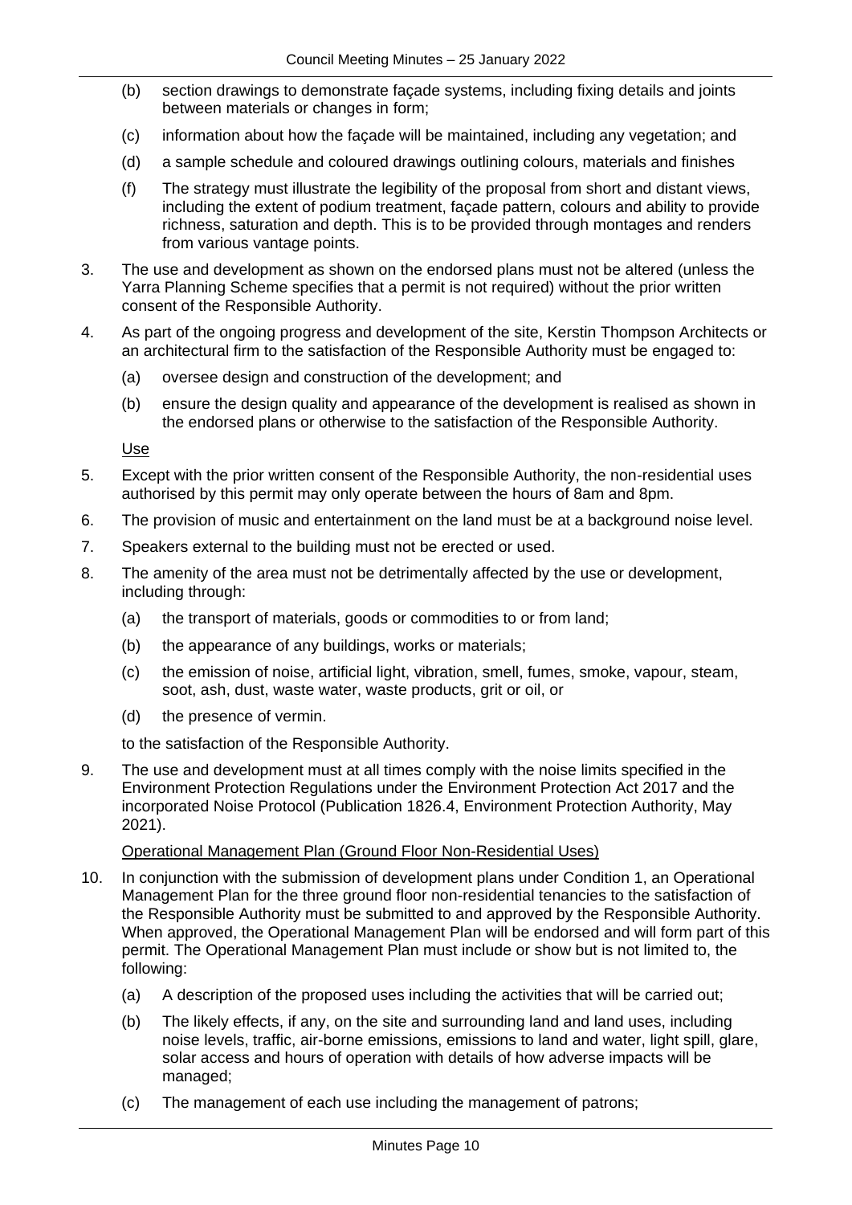(b) section drawings to demonstrate façade systems, including fixing details and joints between materials or changes in form;

(c) information about how the façade will be maintained, including any vegetation; and

(d) a sample schedule and coloured drawings outlining colours, materials and finishes

(f) The strategy must illustrate the legibility of the proposal from short and distant views, including the extent of podium treatment, façade pattern, colours and ability to provide richness, saturation and depth. This is to be provided through montages and renders from various vantage points.

3. The use and development as shown on the endorsed plans must not be altered (unless the Yarra Planning Scheme specifies that a permit is not required) without the prior written consent of the Responsible Authority.

4. As part of the ongoing progress and development of the site, Kerstin Thompson Architects or an architectural firm to the satisfaction of the Responsible Authority must be engaged to:

   (a) oversee design and construction of the development; and

   (b) ensure the design quality and appearance of the development is realised as shown in the endorsed plans or otherwise to the satisfaction of the Responsible Authority.

<u>Use</u>

5. Except with the prior written consent of the Responsible Authority, the non-residential uses authorised by this permit may only operate between the hours of 8am and 8pm.

6. The provision of music and entertainment on the land must be at a background noise level.

7. Speakers external to the building must not be erected or used.

8. The amenity of the area must not be detrimentally affected by the use or development, including through:

   (a) the transport of materials, goods or commodities to or from land;

   (b) the appearance of any buildings, works or materials;

   (c) the emission of noise, artificial light, vibration, smell, fumes, smoke, vapour, steam, soot, ash, dust, waste water, waste products, grit or oil, or

   (d) the presence of vermin.

   to the satisfaction of the Responsible Authority.

9. The use and development must at all times comply with the noise limits specified in the Environment Protection Regulations under the Environment Protection Act 2017 and the incorporated Noise Protocol (Publication 1826.4, Environment Protection Authority, May 2021).

<u>Operational Management Plan (Ground Floor Non-Residential Uses)</u>

10. In conjunction with the submission of development plans under Condition 1, an Operational Management Plan for the three ground floor non-residential tenancies to the satisfaction of the Responsible Authority must be submitted to and approved by the Responsible Authority. When approved, the Operational Management Plan will be endorsed and will form part of this permit. The Operational Management Plan must include or show but is not limited to, the following:

    (a) A description of the proposed uses including the activities that will be carried out;

    (b) The likely effects, if any, on the site and surrounding land and land uses, including noise levels, traffic, air-borne emissions, emissions to land and water, light spill, glare, solar access and hours of operation with details of how adverse impacts will be managed;

    (c) The management of each use including the management of patrons;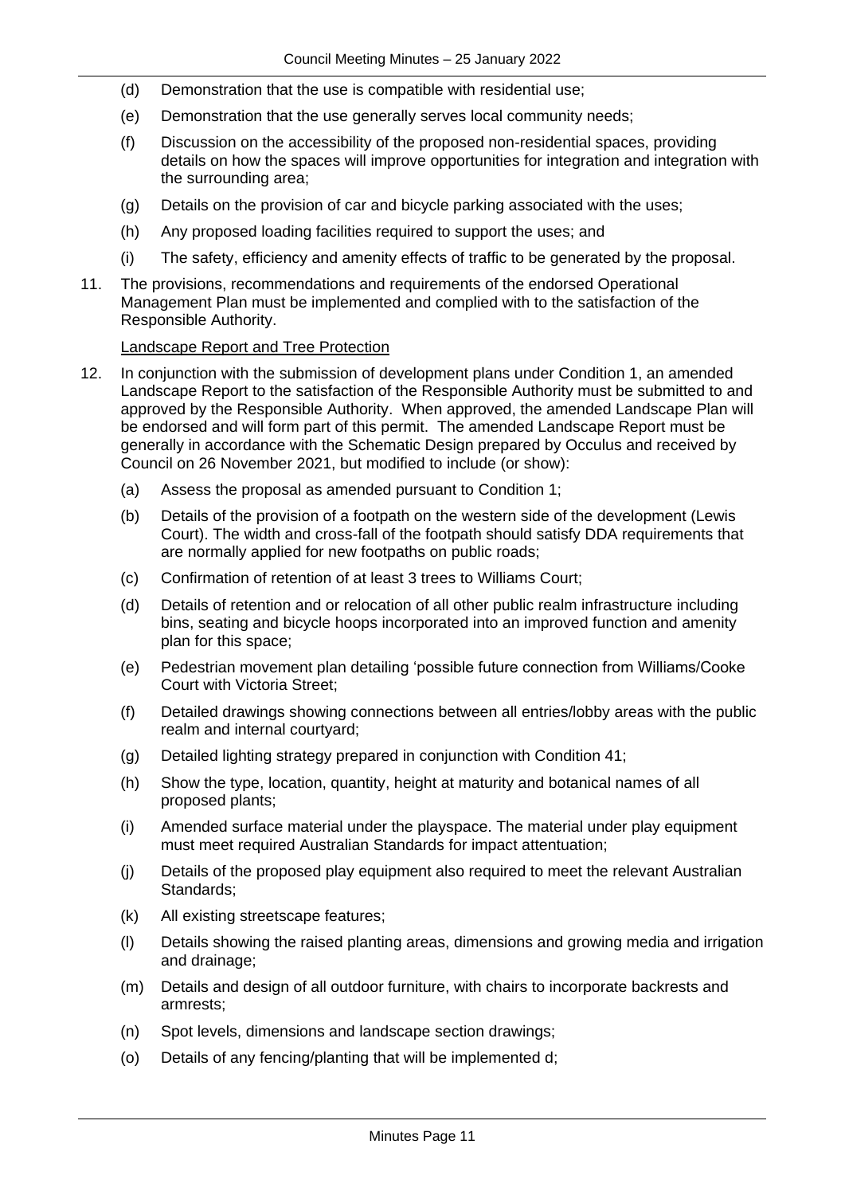(d) Demonstration that the use is compatible with residential use;

(e) Demonstration that the use generally serves local community needs;

(f) Discussion on the accessibility of the proposed non-residential spaces, providing details on how the spaces will improve opportunities for integration and integration with the surrounding area;

(g) Details on the provision of car and bicycle parking associated with the uses;

(h) Any proposed loading facilities required to support the uses; and

(i) The safety, efficiency and amenity effects of traffic to be generated by the proposal.

11. The provisions, recommendations and requirements of the endorsed Operational Management Plan must be implemented and complied with to the satisfaction of the Responsible Authority.

<u>Landscape Report and Tree Protection</u>

12. In conjunction with the submission of development plans under Condition 1, an amended Landscape Report to the satisfaction of the Responsible Authority must be submitted to and approved by the Responsible Authority. When approved, the amended Landscape Plan will be endorsed and will form part of this permit. The amended Landscape Report must be generally in accordance with the Schematic Design prepared by Occulus and received by Council on 26 November 2021, but modified to include (or show):

(a) Assess the proposal as amended pursuant to Condition 1;

(b) Details of the provision of a footpath on the western side of the development (Lewis Court). The width and cross-fall of the footpath should satisfy DDA requirements that are normally applied for new footpaths on public roads;

(c) Confirmation of retention of at least 3 trees to Williams Court;

(d) Details of retention and or relocation of all other public realm infrastructure including bins, seating and bicycle hoops incorporated into an improved function and amenity plan for this space;

(e) Pedestrian movement plan detailing 'possible future connection from Williams/Cooke Court with Victoria Street;

(f) Detailed drawings showing connections between all entries/lobby areas with the public realm and internal courtyard;

(g) Detailed lighting strategy prepared in conjunction with Condition 41;

(h) Show the type, location, quantity, height at maturity and botanical names of all proposed plants;

(i) Amended surface material under the playspace. The material under play equipment must meet required Australian Standards for impact attentuation;

(j) Details of the proposed play equipment also required to meet the relevant Australian Standards;

(k) All existing streetscape features;

(l) Details showing the raised planting areas, dimensions and growing media and irrigation and drainage;

(m) Details and design of all outdoor furniture, with chairs to incorporate backrests and armrests;

(n) Spot levels, dimensions and landscape section drawings;

(o) Details of any fencing/planting that will be implemented d;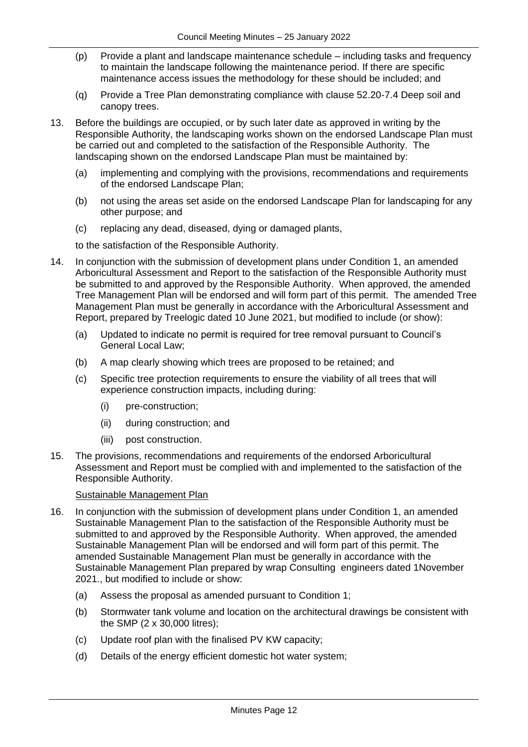(p) Provide a plant and landscape maintenance schedule – including tasks and frequency to maintain the landscape following the maintenance period. If there are specific maintenance access issues the methodology for these should be included; and

(q) Provide a Tree Plan demonstrating compliance with clause 52.20-7.4 Deep soil and canopy trees.

13. Before the buildings are occupied, or by such later date as approved in writing by the Responsible Authority, the landscaping works shown on the endorsed Landscape Plan must be carried out and completed to the satisfaction of the Responsible Authority. The landscaping shown on the endorsed Landscape Plan must be maintained by:

    (a) implementing and complying with the provisions, recommendations and requirements of the endorsed Landscape Plan;

    (b) not using the areas set aside on the endorsed Landscape Plan for landscaping for any other purpose; and

    (c) replacing any dead, diseased, dying or damaged plants,

    to the satisfaction of the Responsible Authority.

14. In conjunction with the submission of development plans under Condition 1, an amended Arboricultural Assessment and Report to the satisfaction of the Responsible Authority must be submitted to and approved by the Responsible Authority. When approved, the amended Tree Management Plan will be endorsed and will form part of this permit. The amended Tree Management Plan must be generally in accordance with the Arboricultural Assessment and Report, prepared by Treelogic dated 10 June 2021, but modified to include (or show):

    (a) Updated to indicate no permit is required for tree removal pursuant to Council's General Local Law;

    (b) A map clearly showing which trees are proposed to be retained; and

    (c) Specific tree protection requirements to ensure the viability of all trees that will experience construction impacts, including during:

        (i) pre-construction;

        (ii) during construction; and

        (iii) post construction.

15. The provisions, recommendations and requirements of the endorsed Arboricultural Assessment and Report must be complied with and implemented to the satisfaction of the Responsible Authority.

    Sustainable Management Plan

16. In conjunction with the submission of development plans under Condition 1, an amended Sustainable Management Plan to the satisfaction of the Responsible Authority must be submitted to and approved by the Responsible Authority. When approved, the amended Sustainable Management Plan will be endorsed and will form part of this permit. The amended Sustainable Management Plan must be generally in accordance with the Sustainable Management Plan prepared by wrap Consulting engineers dated 1November 2021., but modified to include or show:

    (a) Assess the proposal as amended pursuant to Condition 1;

    (b) Stormwater tank volume and location on the architectural drawings be consistent with the SMP (2 x 30,000 litres);

    (c) Update roof plan with the finalised PV KW capacity;

    (d) Details of the energy efficient domestic hot water system;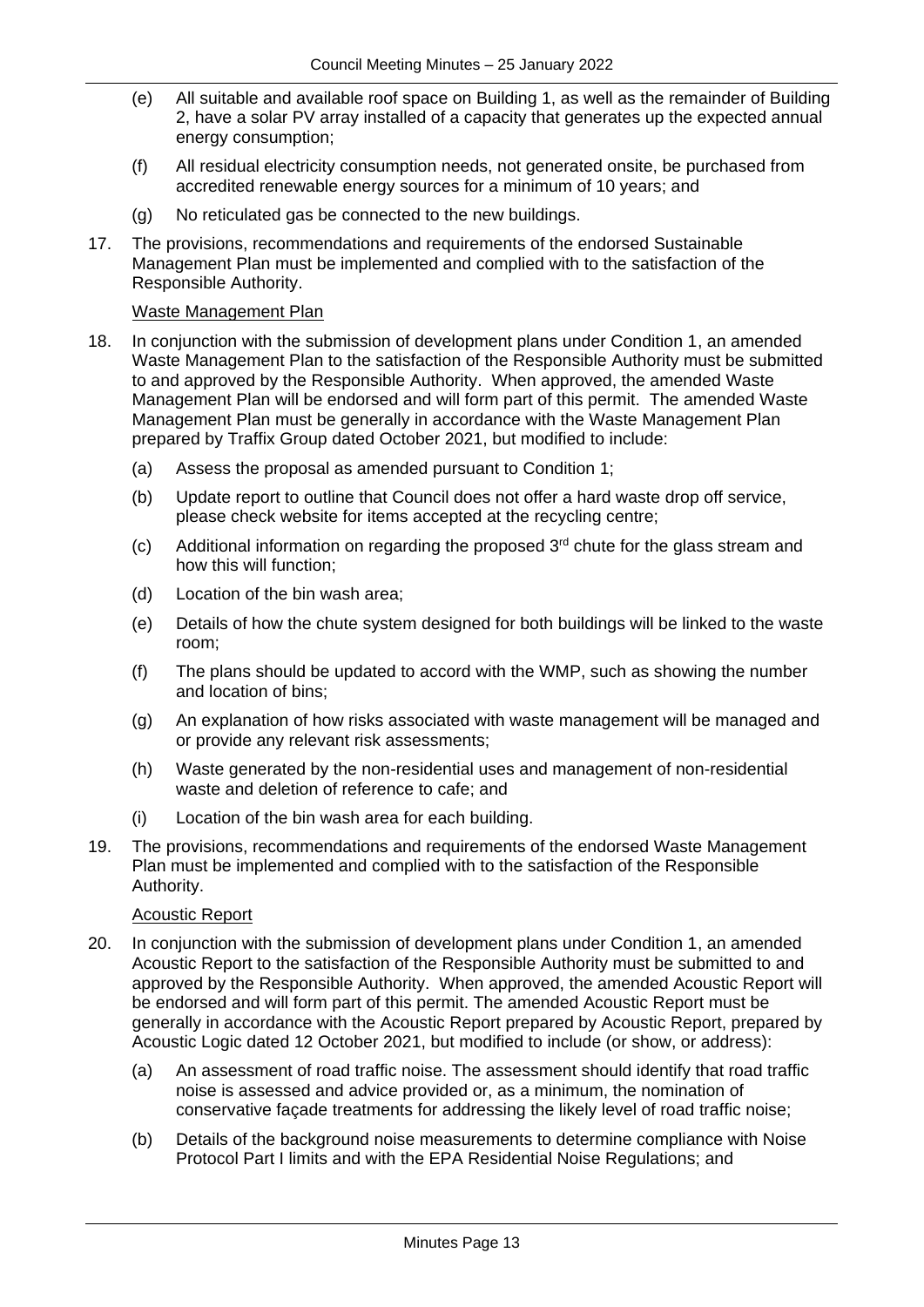(e) All suitable and available roof space on Building 1, as well as the remainder of Building 2, have a solar PV array installed of a capacity that generates up the expected annual energy consumption;

(f) All residual electricity consumption needs, not generated onsite, be purchased from accredited renewable energy sources for a minimum of 10 years; and

(g) No reticulated gas be connected to the new buildings.

17. The provisions, recommendations and requirements of the endorsed Sustainable Management Plan must be implemented and complied with to the satisfaction of the Responsible Authority.

<u>Waste Management Plan</u>

18. In conjunction with the submission of development plans under Condition 1, an amended Waste Management Plan to the satisfaction of the Responsible Authority must be submitted to and approved by the Responsible Authority. When approved, the amended Waste Management Plan will be endorsed and will form part of this permit. The amended Waste Management Plan must be generally in accordance with the Waste Management Plan prepared by Traffix Group dated October 2021, but modified to include:

    (a) Assess the proposal as amended pursuant to Condition 1;

    (b) Update report to outline that Council does not offer a hard waste drop off service, please check website for items accepted at the recycling centre;

    (c) Additional information on regarding the proposed 3rd chute for the glass stream and how this will function;

    (d) Location of the bin wash area;

    (e) Details of how the chute system designed for both buildings will be linked to the waste room;

    (f) The plans should be updated to accord with the WMP, such as showing the number and location of bins;

    (g) An explanation of how risks associated with waste management will be managed and or provide any relevant risk assessments;

    (h) Waste generated by the non-residential uses and management of non-residential waste and deletion of reference to cafe; and

    (i) Location of the bin wash area for each building.

19. The provisions, recommendations and requirements of the endorsed Waste Management Plan must be implemented and complied with to the satisfaction of the Responsible Authority.

<u>Acoustic Report</u>

20. In conjunction with the submission of development plans under Condition 1, an amended Acoustic Report to the satisfaction of the Responsible Authority must be submitted to and approved by the Responsible Authority. When approved, the amended Acoustic Report will be endorsed and will form part of this permit. The amended Acoustic Report must be generally in accordance with the Acoustic Report prepared by Acoustic Report, prepared by Acoustic Logic dated 12 October 2021, but modified to include (or show, or address):

    (a) An assessment of road traffic noise. The assessment should identify that road traffic noise is assessed and advice provided or, as a minimum, the nomination of conservative façade treatments for addressing the likely level of road traffic noise;

    (b) Details of the background noise measurements to determine compliance with Noise Protocol Part I limits and with the EPA Residential Noise Regulations; and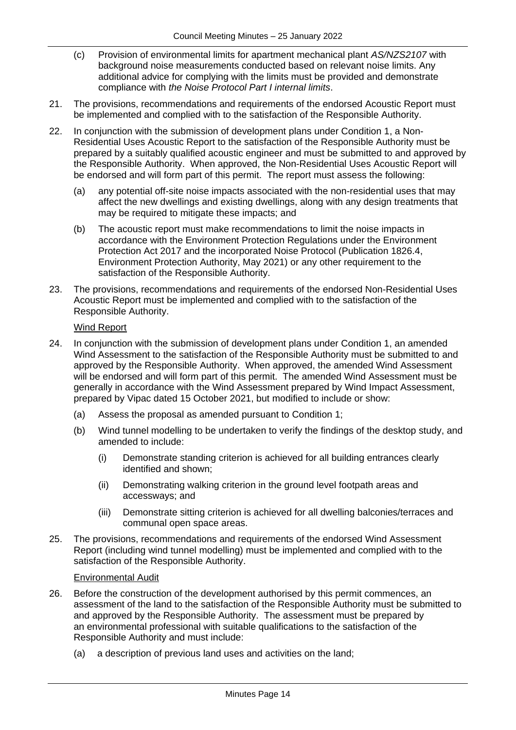(c) Provision of environmental limits for apartment mechanical plant *AS/NZS2107* with background noise measurements conducted based on relevant noise limits. Any additional advice for complying with the limits must be provided and demonstrate compliance with *the Noise Protocol Part I internal limits*.

21. The provisions, recommendations and requirements of the endorsed Acoustic Report must be implemented and complied with to the satisfaction of the Responsible Authority.

22. In conjunction with the submission of development plans under Condition 1, a Non-Residential Uses Acoustic Report to the satisfaction of the Responsible Authority must be prepared by a suitably qualified acoustic engineer and must be submitted to and approved by the Responsible Authority. When approved, the Non-Residential Uses Acoustic Report will be endorsed and will form part of this permit. The report must assess the following:

    (a) any potential off-site noise impacts associated with the non-residential uses that may affect the new dwellings and existing dwellings, along with any design treatments that may be required to mitigate these impacts; and

    (b) The acoustic report must make recommendations to limit the noise impacts in accordance with the Environment Protection Regulations under the Environment Protection Act 2017 and the incorporated Noise Protocol (Publication 1826.4, Environment Protection Authority, May 2021) or any other requirement to the satisfaction of the Responsible Authority.

23. The provisions, recommendations and requirements of the endorsed Non-Residential Uses Acoustic Report must be implemented and complied with to the satisfaction of the Responsible Authority.

<u>Wind Report</u>

24. In conjunction with the submission of development plans under Condition 1, an amended Wind Assessment to the satisfaction of the Responsible Authority must be submitted to and approved by the Responsible Authority. When approved, the amended Wind Assessment will be endorsed and will form part of this permit. The amended Wind Assessment must be generally in accordance with the Wind Assessment prepared by Wind Impact Assessment, prepared by Vipac dated 15 October 2021, but modified to include or show:

    (a) Assess the proposal as amended pursuant to Condition 1;

    (b) Wind tunnel modelling to be undertaken to verify the findings of the desktop study, and amended to include:

        (i) Demonstrate standing criterion is achieved for all building entrances clearly identified and shown;

        (ii) Demonstrating walking criterion in the ground level footpath areas and accessways; and

        (iii) Demonstrate sitting criterion is achieved for all dwelling balconies/terraces and communal open space areas.

25. The provisions, recommendations and requirements of the endorsed Wind Assessment Report (including wind tunnel modelling) must be implemented and complied with to the satisfaction of the Responsible Authority.

<u>Environmental Audit</u>

26. Before the construction of the development authorised by this permit commences, an assessment of the land to the satisfaction of the Responsible Authority must be submitted to and approved by the Responsible Authority. The assessment must be prepared by an environmental professional with suitable qualifications to the satisfaction of the Responsible Authority and must include:

    (a) a description of previous land uses and activities on the land;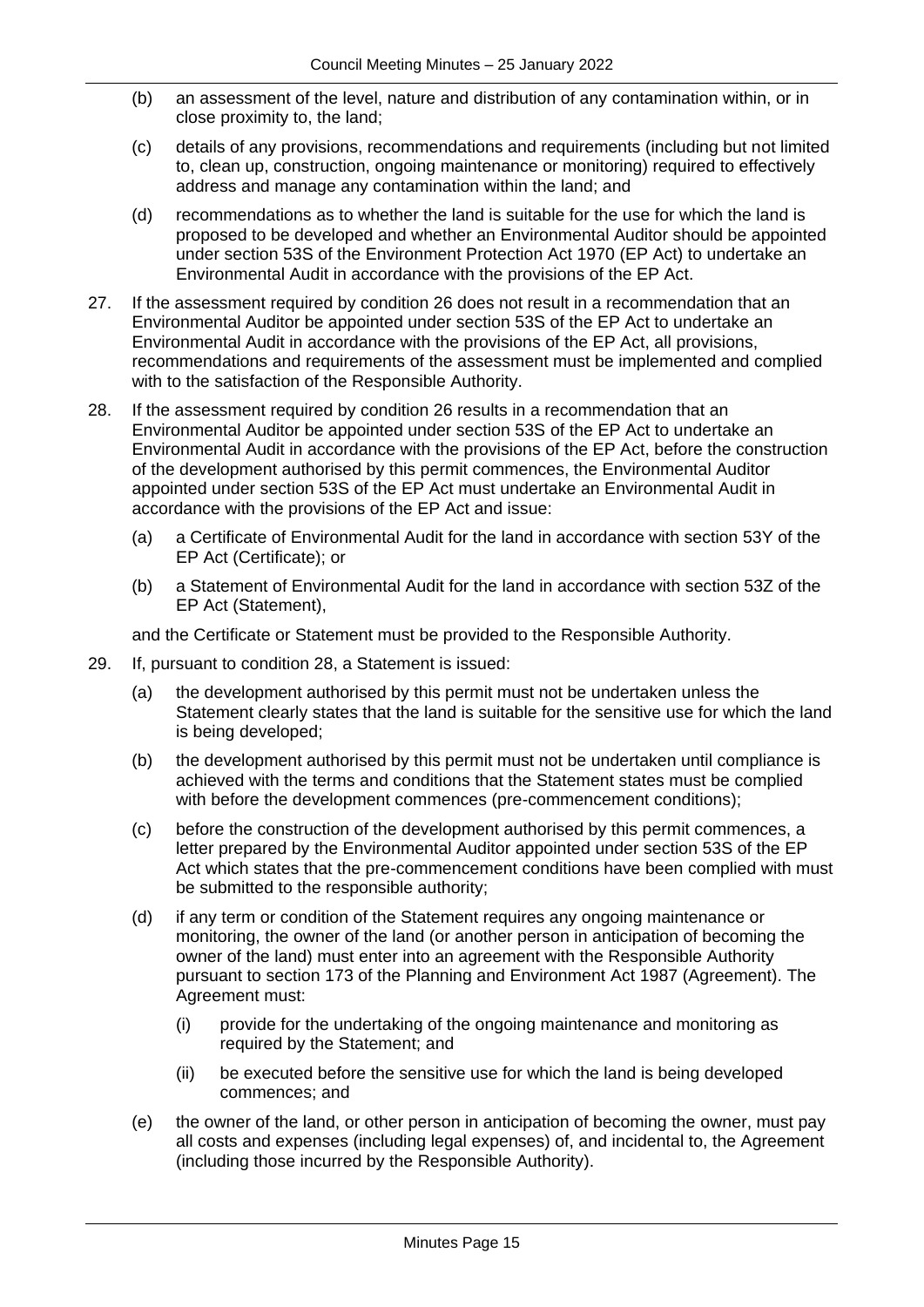(b) an assessment of the level, nature and distribution of any contamination within, or in close proximity to, the land;

(c) details of any provisions, recommendations and requirements (including but not limited to, clean up, construction, ongoing maintenance or monitoring) required to effectively address and manage any contamination within the land; and

(d) recommendations as to whether the land is suitable for the use for which the land is proposed to be developed and whether an Environmental Auditor should be appointed under section 53S of the Environment Protection Act 1970 (EP Act) to undertake an Environmental Audit in accordance with the provisions of the EP Act.

27. If the assessment required by condition 26 does not result in a recommendation that an Environmental Auditor be appointed under section 53S of the EP Act to undertake an Environmental Audit in accordance with the provisions of the EP Act, all provisions, recommendations and requirements of the assessment must be implemented and complied with to the satisfaction of the Responsible Authority.

28. If the assessment required by condition 26 results in a recommendation that an Environmental Auditor be appointed under section 53S of the EP Act to undertake an Environmental Audit in accordance with the provisions of the EP Act, before the construction of the development authorised by this permit commences, the Environmental Auditor appointed under section 53S of the EP Act must undertake an Environmental Audit in accordance with the provisions of the EP Act and issue:

    (a) a Certificate of Environmental Audit for the land in accordance with section 53Y of the EP Act (Certificate); or

    (b) a Statement of Environmental Audit for the land in accordance with section 53Z of the EP Act (Statement),

    and the Certificate or Statement must be provided to the Responsible Authority.

29. If, pursuant to condition 28, a Statement is issued:

    (a) the development authorised by this permit must not be undertaken unless the Statement clearly states that the land is suitable for the sensitive use for which the land is being developed;

    (b) the development authorised by this permit must not be undertaken until compliance is achieved with the terms and conditions that the Statement states must be complied with before the development commences (pre-commencement conditions);

    (c) before the construction of the development authorised by this permit commences, a letter prepared by the Environmental Auditor appointed under section 53S of the EP Act which states that the pre-commencement conditions have been complied with must be submitted to the responsible authority;

    (d) if any term or condition of the Statement requires any ongoing maintenance or monitoring, the owner of the land (or another person in anticipation of becoming the owner of the land) must enter into an agreement with the Responsible Authority pursuant to section 173 of the Planning and Environment Act 1987 (Agreement). The Agreement must:

        (i) provide for the undertaking of the ongoing maintenance and monitoring as required by the Statement; and

        (ii) be executed before the sensitive use for which the land is being developed commences; and

    (e) the owner of the land, or other person in anticipation of becoming the owner, must pay all costs and expenses (including legal expenses) of, and incidental to, the Agreement (including those incurred by the Responsible Authority).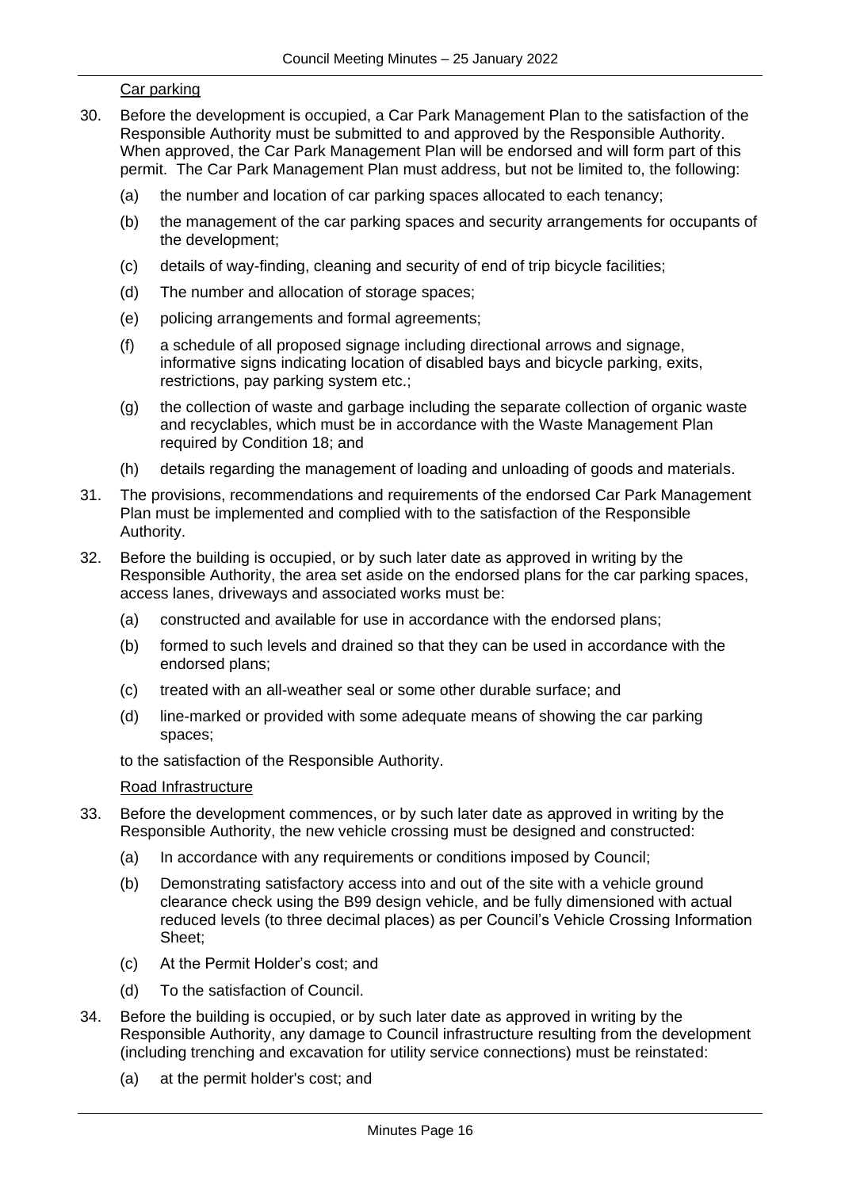Car parking

30. Before the development is occupied, a Car Park Management Plan to the satisfaction of the Responsible Authority must be submitted to and approved by the Responsible Authority. When approved, the Car Park Management Plan will be endorsed and will form part of this permit. The Car Park Management Plan must address, but not be limited to, the following:

    (a) the number and location of car parking spaces allocated to each tenancy;

    (b) the management of the car parking spaces and security arrangements for occupants of the development;

    (c) details of way-finding, cleaning and security of end of trip bicycle facilities;

    (d) The number and allocation of storage spaces;

    (e) policing arrangements and formal agreements;

    (f) a schedule of all proposed signage including directional arrows and signage, informative signs indicating location of disabled bays and bicycle parking, exits, restrictions, pay parking system etc.;

    (g) the collection of waste and garbage including the separate collection of organic waste and recyclables, which must be in accordance with the Waste Management Plan required by Condition 18; and

    (h) details regarding the management of loading and unloading of goods and materials.

31. The provisions, recommendations and requirements of the endorsed Car Park Management Plan must be implemented and complied with to the satisfaction of the Responsible Authority.

32. Before the building is occupied, or by such later date as approved in writing by the Responsible Authority, the area set aside on the endorsed plans for the car parking spaces, access lanes, driveways and associated works must be:

    (a) constructed and available for use in accordance with the endorsed plans;

    (b) formed to such levels and drained so that they can be used in accordance with the endorsed plans;

    (c) treated with an all-weather seal or some other durable surface; and

    (d) line-marked or provided with some adequate means of showing the car parking spaces;

    to the satisfaction of the Responsible Authority.

Road Infrastructure

33. Before the development commences, or by such later date as approved in writing by the Responsible Authority, the new vehicle crossing must be designed and constructed:

    (a) In accordance with any requirements or conditions imposed by Council;

    (b) Demonstrating satisfactory access into and out of the site with a vehicle ground clearance check using the B99 design vehicle, and be fully dimensioned with actual reduced levels (to three decimal places) as per Council's Vehicle Crossing Information Sheet;

    (c) At the Permit Holder's cost; and

    (d) To the satisfaction of Council.

34. Before the building is occupied, or by such later date as approved in writing by the Responsible Authority, any damage to Council infrastructure resulting from the development (including trenching and excavation for utility service connections) must be reinstated:

    (a) at the permit holder's cost; and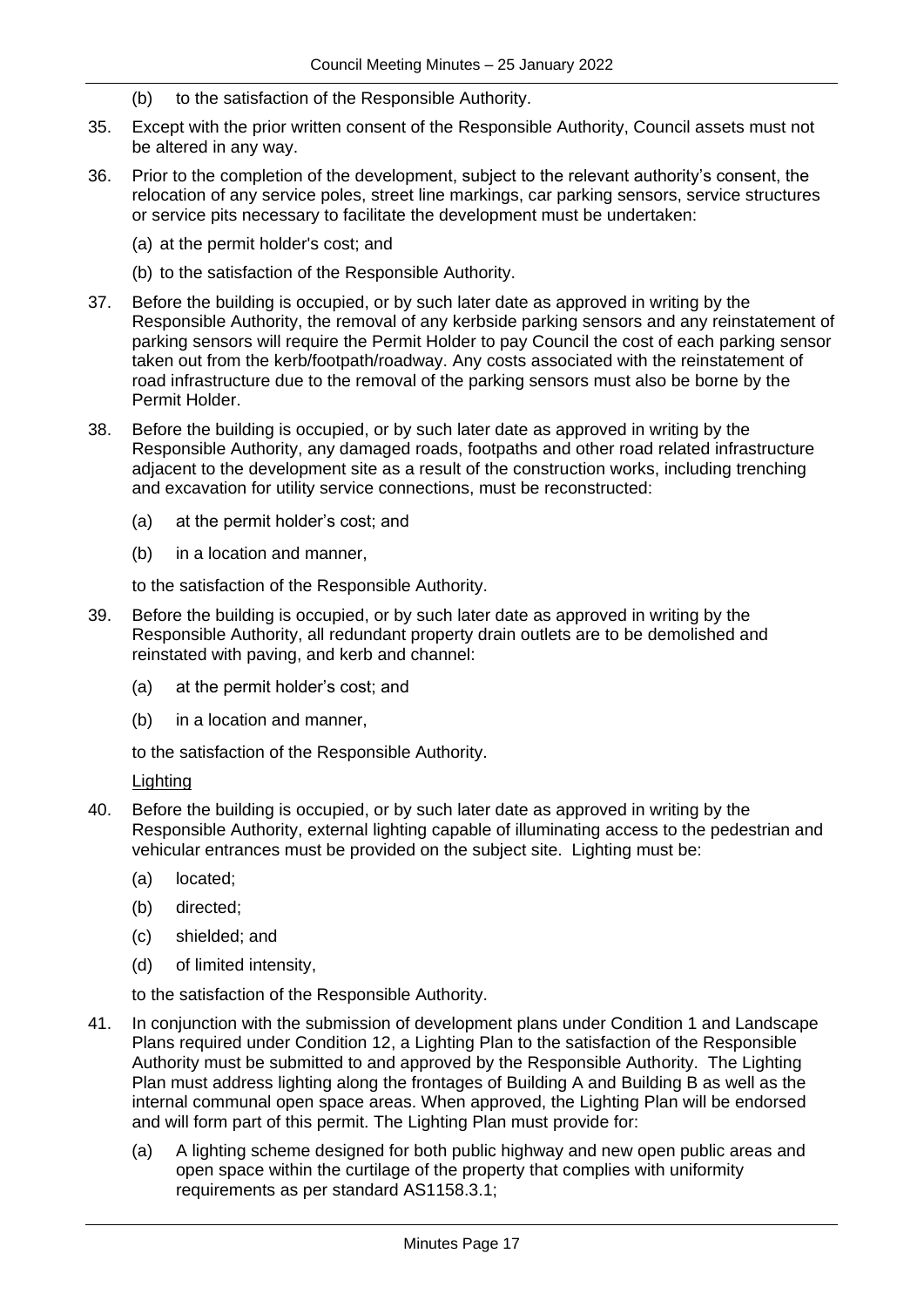(b) to the satisfaction of the Responsible Authority.

35. Except with the prior written consent of the Responsible Authority, Council assets must not be altered in any way.

36. Prior to the completion of the development, subject to the relevant authority's consent, the relocation of any service poles, street line markings, car parking sensors, service structures or service pits necessary to facilitate the development must be undertaken:

    (a) at the permit holder's cost; and

    (b) to the satisfaction of the Responsible Authority.

37. Before the building is occupied, or by such later date as approved in writing by the Responsible Authority, the removal of any kerbside parking sensors and any reinstatement of parking sensors will require the Permit Holder to pay Council the cost of each parking sensor taken out from the kerb/footpath/roadway. Any costs associated with the reinstatement of road infrastructure due to the removal of the parking sensors must also be borne by the Permit Holder.

38. Before the building is occupied, or by such later date as approved in writing by the Responsible Authority, any damaged roads, footpaths and other road related infrastructure adjacent to the development site as a result of the construction works, including trenching and excavation for utility service connections, must be reconstructed:

    (a) at the permit holder's cost; and

    (b) in a location and manner,

    to the satisfaction of the Responsible Authority.

39. Before the building is occupied, or by such later date as approved in writing by the Responsible Authority, all redundant property drain outlets are to be demolished and reinstated with paving, and kerb and channel:

    (a) at the permit holder's cost; and

    (b) in a location and manner,

    to the satisfaction of the Responsible Authority.

<u>Lighting</u>

40. Before the building is occupied, or by such later date as approved in writing by the Responsible Authority, external lighting capable of illuminating access to the pedestrian and vehicular entrances must be provided on the subject site. Lighting must be:

    (a) located;

    (b) directed;

    (c) shielded; and

    (d) of limited intensity,

    to the satisfaction of the Responsible Authority.

41. In conjunction with the submission of development plans under Condition 1 and Landscape Plans required under Condition 12, a Lighting Plan to the satisfaction of the Responsible Authority must be submitted to and approved by the Responsible Authority. The Lighting Plan must address lighting along the frontages of Building A and Building B as well as the internal communal open space areas. When approved, the Lighting Plan will be endorsed and will form part of this permit. The Lighting Plan must provide for:

    (a) A lighting scheme designed for both public highway and new open public areas and open space within the curtilage of the property that complies with uniformity requirements as per standard AS1158.3.1;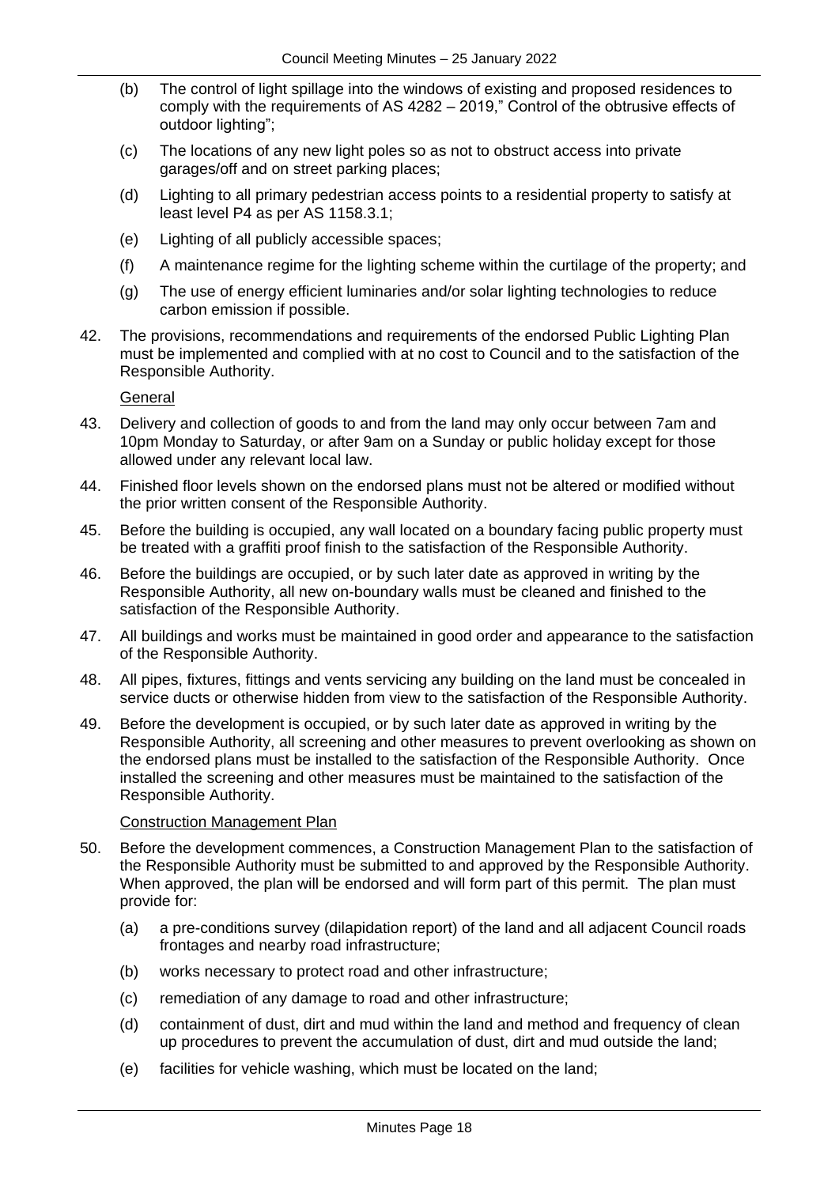(b) The control of light spillage into the windows of existing and proposed residences to comply with the requirements of AS 4282 – 2019," Control of the obtrusive effects of outdoor lighting";

(c) The locations of any new light poles so as not to obstruct access into private garages/off and on street parking places;

(d) Lighting to all primary pedestrian access points to a residential property to satisfy at least level P4 as per AS 1158.3.1;

(e) Lighting of all publicly accessible spaces;

(f) A maintenance regime for the lighting scheme within the curtilage of the property; and

(g) The use of energy efficient luminaries and/or solar lighting technologies to reduce carbon emission if possible.

42. The provisions, recommendations and requirements of the endorsed Public Lighting Plan must be implemented and complied with at no cost to Council and to the satisfaction of the Responsible Authority.

<u>General</u>

43. Delivery and collection of goods to and from the land may only occur between 7am and 10pm Monday to Saturday, or after 9am on a Sunday or public holiday except for those allowed under any relevant local law.

44. Finished floor levels shown on the endorsed plans must not be altered or modified without the prior written consent of the Responsible Authority.

45. Before the building is occupied, any wall located on a boundary facing public property must be treated with a graffiti proof finish to the satisfaction of the Responsible Authority.

46. Before the buildings are occupied, or by such later date as approved in writing by the Responsible Authority, all new on-boundary walls must be cleaned and finished to the satisfaction of the Responsible Authority.

47. All buildings and works must be maintained in good order and appearance to the satisfaction of the Responsible Authority.

48. All pipes, fixtures, fittings and vents servicing any building on the land must be concealed in service ducts or otherwise hidden from view to the satisfaction of the Responsible Authority.

49. Before the development is occupied, or by such later date as approved in writing by the Responsible Authority, all screening and other measures to prevent overlooking as shown on the endorsed plans must be installed to the satisfaction of the Responsible Authority. Once installed the screening and other measures must be maintained to the satisfaction of the Responsible Authority.

<u>Construction Management Plan</u>

50. Before the development commences, a Construction Management Plan to the satisfaction of the Responsible Authority must be submitted to and approved by the Responsible Authority. When approved, the plan will be endorsed and will form part of this permit. The plan must provide for:

(a) a pre-conditions survey (dilapidation report) of the land and all adjacent Council roads frontages and nearby road infrastructure;

(b) works necessary to protect road and other infrastructure;

(c) remediation of any damage to road and other infrastructure;

(d) containment of dust, dirt and mud within the land and method and frequency of clean up procedures to prevent the accumulation of dust, dirt and mud outside the land;

(e) facilities for vehicle washing, which must be located on the land;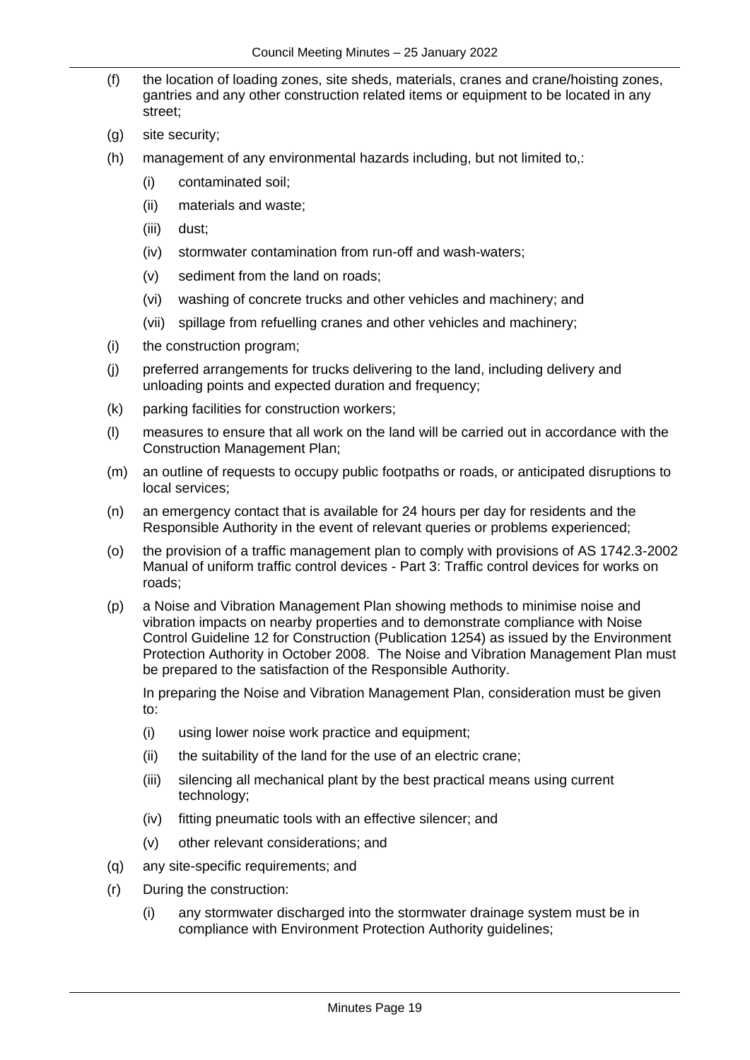(f) the location of loading zones, site sheds, materials, cranes and crane/hoisting zones, gantries and any other construction related items or equipment to be located in any street;

(g) site security;

(h) management of any environmental hazards including, but not limited to,:

  (i) contaminated soil;

  (ii) materials and waste;

  (iii) dust;

  (iv) stormwater contamination from run-off and wash-waters;

  (v) sediment from the land on roads;

  (vi) washing of concrete trucks and other vehicles and machinery; and

  (vii) spillage from refuelling cranes and other vehicles and machinery;

(i) the construction program;

(j) preferred arrangements for trucks delivering to the land, including delivery and unloading points and expected duration and frequency;

(k) parking facilities for construction workers;

(l) measures to ensure that all work on the land will be carried out in accordance with the Construction Management Plan;

(m) an outline of requests to occupy public footpaths or roads, or anticipated disruptions to local services;

(n) an emergency contact that is available for 24 hours per day for residents and the Responsible Authority in the event of relevant queries or problems experienced;

(o) the provision of a traffic management plan to comply with provisions of AS 1742.3-2002 Manual of uniform traffic control devices - Part 3: Traffic control devices for works on roads;

(p) a Noise and Vibration Management Plan showing methods to minimise noise and vibration impacts on nearby properties and to demonstrate compliance with Noise Control Guideline 12 for Construction (Publication 1254) as issued by the Environment Protection Authority in October 2008. The Noise and Vibration Management Plan must be prepared to the satisfaction of the Responsible Authority.

  In preparing the Noise and Vibration Management Plan, consideration must be given to:

  (i) using lower noise work practice and equipment;

  (ii) the suitability of the land for the use of an electric crane;

  (iii) silencing all mechanical plant by the best practical means using current technology;

  (iv) fitting pneumatic tools with an effective silencer; and

  (v) other relevant considerations; and

(q) any site-specific requirements; and

(r) During the construction:

  (i) any stormwater discharged into the stormwater drainage system must be in compliance with Environment Protection Authority guidelines;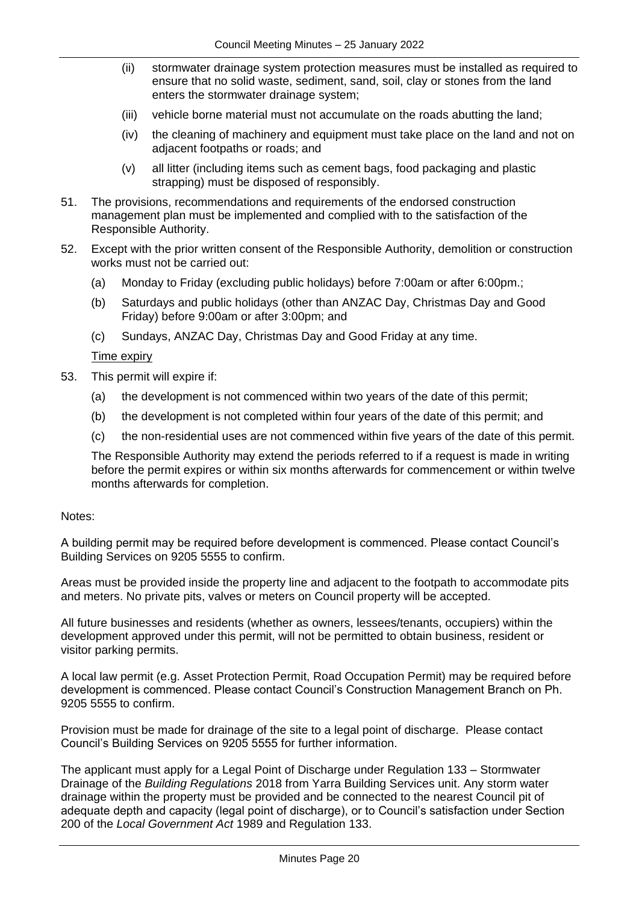(ii) stormwater drainage system protection measures must be installed as required to ensure that no solid waste, sediment, sand, soil, clay or stones from the land enters the stormwater drainage system;

(iii) vehicle borne material must not accumulate on the roads abutting the land;

(iv) the cleaning of machinery and equipment must take place on the land and not on adjacent footpaths or roads; and

(v) all litter (including items such as cement bags, food packaging and plastic strapping) must be disposed of responsibly.

51. The provisions, recommendations and requirements of the endorsed construction management plan must be implemented and complied with to the satisfaction of the Responsible Authority.

52. Except with the prior written consent of the Responsible Authority, demolition or construction works must not be carried out:

    (a) Monday to Friday (excluding public holidays) before 7:00am or after 6:00pm.;

    (b) Saturdays and public holidays (other than ANZAC Day, Christmas Day and Good Friday) before 9:00am or after 3:00pm; and

    (c) Sundays, ANZAC Day, Christmas Day and Good Friday at any time.

<u>Time expiry</u>

53. This permit will expire if:

    (a) the development is not commenced within two years of the date of this permit;

    (b) the development is not completed within four years of the date of this permit; and

    (c) the non-residential uses are not commenced within five years of the date of this permit.

    The Responsible Authority may extend the periods referred to if a request is made in writing before the permit expires or within six months afterwards for commencement or within twelve months afterwards for completion.

Notes:

A building permit may be required before development is commenced. Please contact Council's Building Services on 9205 5555 to confirm.

Areas must be provided inside the property line and adjacent to the footpath to accommodate pits and meters. No private pits, valves or meters on Council property will be accepted.

All future businesses and residents (whether as owners, lessees/tenants, occupiers) within the development approved under this permit, will not be permitted to obtain business, resident or visitor parking permits.

A local law permit (e.g. Asset Protection Permit, Road Occupation Permit) may be required before development is commenced. Please contact Council's Construction Management Branch on Ph. 9205 5555 to confirm.

Provision must be made for drainage of the site to a legal point of discharge. Please contact Council's Building Services on 9205 5555 for further information.

The applicant must apply for a Legal Point of Discharge under Regulation 133 – Stormwater Drainage of the *Building Regulations* 2018 from Yarra Building Services unit. Any storm water drainage within the property must be provided and be connected to the nearest Council pit of adequate depth and capacity (legal point of discharge), or to Council's satisfaction under Section 200 of the *Local Government Act* 1989 and Regulation 133.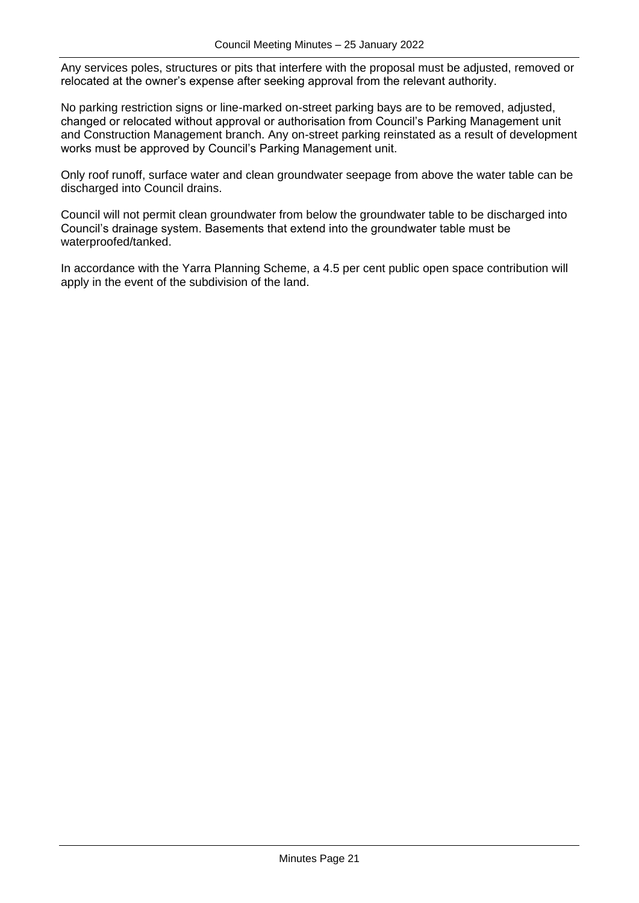Any services poles, structures or pits that interfere with the proposal must be adjusted, removed or relocated at the owner's expense after seeking approval from the relevant authority.

No parking restriction signs or line-marked on-street parking bays are to be removed, adjusted, changed or relocated without approval or authorisation from Council's Parking Management unit and Construction Management branch. Any on-street parking reinstated as a result of development works must be approved by Council's Parking Management unit.

Only roof runoff, surface water and clean groundwater seepage from above the water table can be discharged into Council drains.

Council will not permit clean groundwater from below the groundwater table to be discharged into Council's drainage system. Basements that extend into the groundwater table must be waterproofed/tanked.

In accordance with the Yarra Planning Scheme, a 4.5 per cent public open space contribution will apply in the event of the subdivision of the land.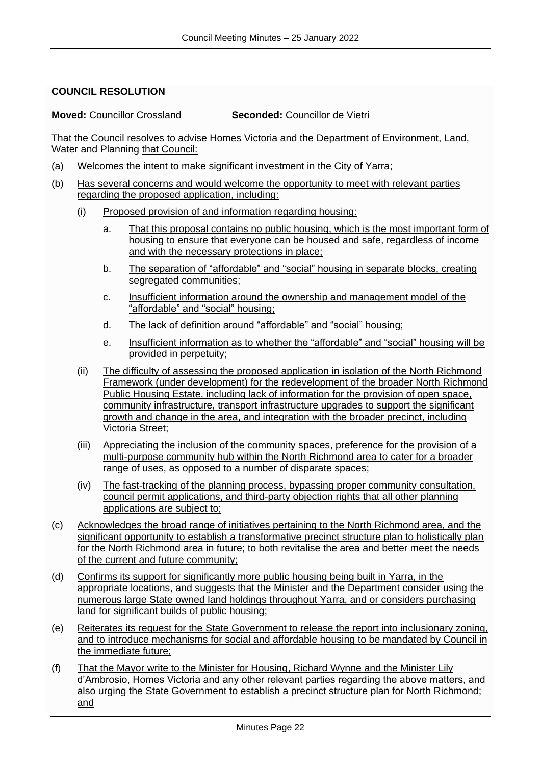**COUNCIL RESOLUTION**

**Moved:** Councillor Crossland **Seconded:** Councillor de Vietri

That the Council resolves to advise Homes Victoria and the Department of Environment, Land, Water and Planning that Council:

(a) Welcomes the intent to make significant investment in the City of Yarra;

(b) Has several concerns and would welcome the opportunity to meet with relevant parties regarding the proposed application, including:

  (i) Proposed provision of and information regarding housing:

    a. That this proposal contains no public housing, which is the most important form of housing to ensure that everyone can be housed and safe, regardless of income and with the necessary protections in place;

    b. The separation of "affordable" and "social" housing in separate blocks, creating segregated communities;

    c. Insufficient information around the ownership and management model of the "affordable" and "social" housing;

    d. The lack of definition around "affordable" and "social" housing;

    e. Insufficient information as to whether the "affordable" and "social" housing will be provided in perpetuity;

  (ii) The difficulty of assessing the proposed application in isolation of the North Richmond Framework (under development) for the redevelopment of the broader North Richmond Public Housing Estate, including lack of information for the provision of open space, community infrastructure, transport infrastructure upgrades to support the significant growth and change in the area, and integration with the broader precinct, including Victoria Street;

  (iii) Appreciating the inclusion of the community spaces, preference for the provision of a multi-purpose community hub within the North Richmond area to cater for a broader range of uses, as opposed to a number of disparate spaces;

  (iv) The fast-tracking of the planning process, bypassing proper community consultation, council permit applications, and third-party objection rights that all other planning applications are subject to;

(c) Acknowledges the broad range of initiatives pertaining to the North Richmond area, and the significant opportunity to establish a transformative precinct structure plan to holistically plan for the North Richmond area in future; to both revitalise the area and better meet the needs of the current and future community;

(d) Confirms its support for significantly more public housing being built in Yarra, in the appropriate locations, and suggests that the Minister and the Department consider using the numerous large State owned land holdings throughout Yarra, and or considers purchasing land for significant builds of public housing;

(e) Reiterates its request for the State Government to release the report into inclusionary zoning, and to introduce mechanisms for social and affordable housing to be mandated by Council in the immediate future;

(f) That the Mayor write to the Minister for Housing, Richard Wynne and the Minister Lily d'Ambrosio, Homes Victoria and any other relevant parties regarding the above matters, and also urging the State Government to establish a precinct structure plan for North Richmond; and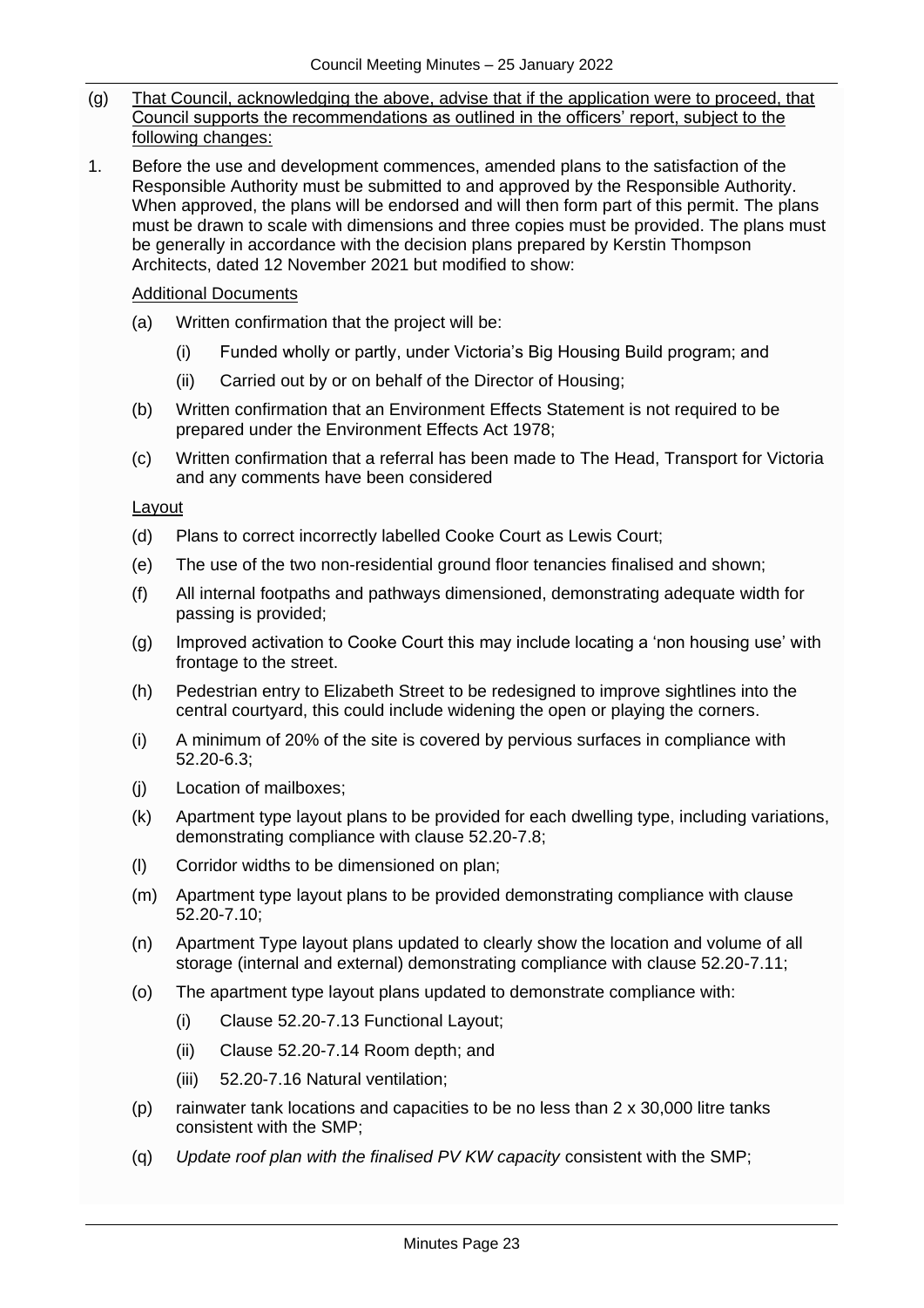(g) <u>That Council, acknowledging the above, advise that if the application were to proceed, that Council supports the recommendations as outlined in the officers' report, subject to the following changes:</u>

1. Before the use and development commences, amended plans to the satisfaction of the Responsible Authority must be submitted to and approved by the Responsible Authority. When approved, the plans will be endorsed and will then form part of this permit. The plans must be drawn to scale with dimensions and three copies must be provided. The plans must be generally in accordance with the decision plans prepared by Kerstin Thompson Architects, dated 12 November 2021 but modified to show:

<u>Additional Documents</u>

(a) Written confirmation that the project will be:

  (i) Funded wholly or partly, under Victoria's Big Housing Build program; and

  (ii) Carried out by or on behalf of the Director of Housing;

(b) Written confirmation that an Environment Effects Statement is not required to be prepared under the Environment Effects Act 1978;

(c) Written confirmation that a referral has been made to The Head, Transport for Victoria and any comments have been considered

<u>Layout</u>

(d) Plans to correct incorrectly labelled Cooke Court as Lewis Court;

(e) The use of the two non-residential ground floor tenancies finalised and shown;

(f) All internal footpaths and pathways dimensioned, demonstrating adequate width for passing is provided;

(g) Improved activation to Cooke Court this may include locating a 'non housing use' with frontage to the street.

(h) Pedestrian entry to Elizabeth Street to be redesigned to improve sightlines into the central courtyard, this could include widening the open or playing the corners.

(i) A minimum of 20% of the site is covered by pervious surfaces in compliance with 52.20-6.3;

(j) Location of mailboxes;

(k) Apartment type layout plans to be provided for each dwelling type, including variations, demonstrating compliance with clause 52.20-7.8;

(l) Corridor widths to be dimensioned on plan;

(m) Apartment type layout plans to be provided demonstrating compliance with clause 52.20-7.10;

(n) Apartment Type layout plans updated to clearly show the location and volume of all storage (internal and external) demonstrating compliance with clause 52.20-7.11;

(o) The apartment type layout plans updated to demonstrate compliance with:

  (i) Clause 52.20-7.13 Functional Layout;

  (ii) Clause 52.20-7.14 Room depth; and

  (iii) 52.20-7.16 Natural ventilation;

(p) rainwater tank locations and capacities to be no less than 2 x 30,000 litre tanks consistent with the SMP;

(q) *Update roof plan with the finalised PV KW capacity* consistent with the SMP;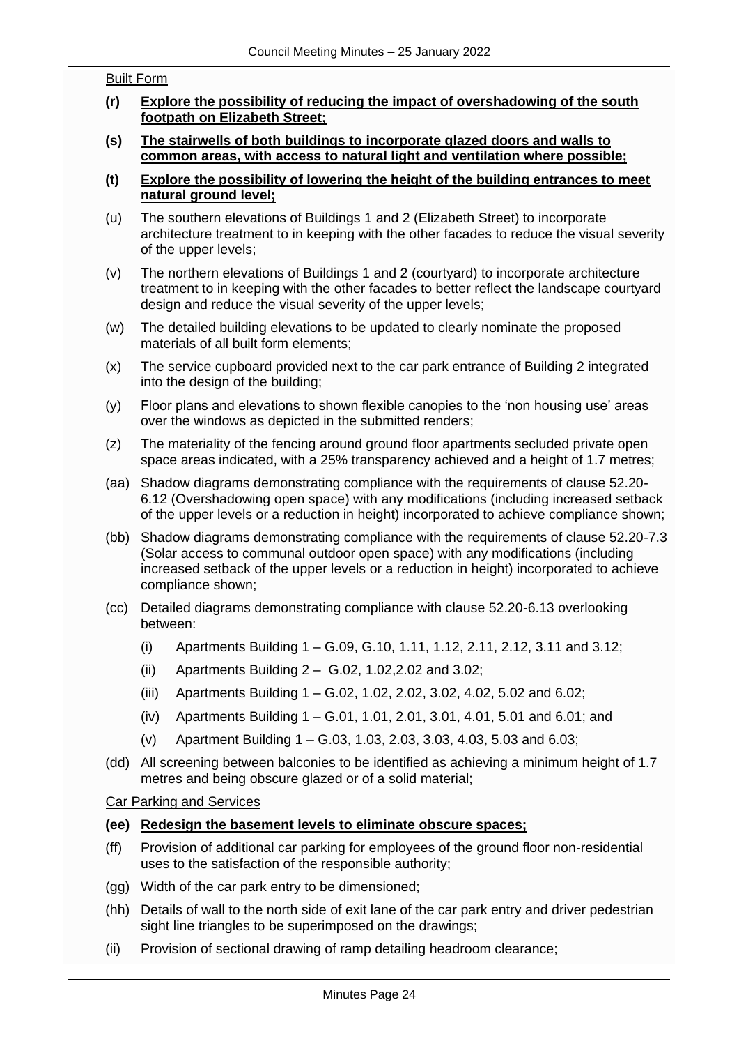Built Form

- **(r) Explore the possibility of reducing the impact of overshadowing of the south footpath on Elizabeth Street;**
- **(s) The stairwells of both buildings to incorporate glazed doors and walls to common areas, with access to natural light and ventilation where possible;**
- **(t) Explore the possibility of lowering the height of the building entrances to meet natural ground level;**
- (u) The southern elevations of Buildings 1 and 2 (Elizabeth Street) to incorporate architecture treatment to in keeping with the other facades to reduce the visual severity of the upper levels;
- (v) The northern elevations of Buildings 1 and 2 (courtyard) to incorporate architecture treatment to in keeping with the other facades to better reflect the landscape courtyard design and reduce the visual severity of the upper levels;
- (w) The detailed building elevations to be updated to clearly nominate the proposed materials of all built form elements;
- (x) The service cupboard provided next to the car park entrance of Building 2 integrated into the design of the building;
- (y) Floor plans and elevations to shown flexible canopies to the 'non housing use' areas over the windows as depicted in the submitted renders;
- (z) The materiality of the fencing around ground floor apartments secluded private open space areas indicated, with a 25% transparency achieved and a height of 1.7 metres;
- (aa) Shadow diagrams demonstrating compliance with the requirements of clause 52.20-6.12 (Overshadowing open space) with any modifications (including increased setback of the upper levels or a reduction in height) incorporated to achieve compliance shown;
- (bb) Shadow diagrams demonstrating compliance with the requirements of clause 52.20-7.3 (Solar access to communal outdoor open space) with any modifications (including increased setback of the upper levels or a reduction in height) incorporated to achieve compliance shown;
- (cc) Detailed diagrams demonstrating compliance with clause 52.20-6.13 overlooking between:
  - (i) Apartments Building 1 – G.09, G.10, 1.11, 1.12, 2.11, 2.12, 3.11 and 3.12;
  - (ii) Apartments Building 2 – G.02, 1.02,2.02 and 3.02;
  - (iii) Apartments Building 1 – G.02, 1.02, 2.02, 3.02, 4.02, 5.02 and 6.02;
  - (iv) Apartments Building 1 – G.01, 1.01, 2.01, 3.01, 4.01, 5.01 and 6.01; and
  - (v) Apartment Building 1 – G.03, 1.03, 2.03, 3.03, 4.03, 5.03 and 6.03;
- (dd) All screening between balconies to be identified as achieving a minimum height of 1.7 metres and being obscure glazed or of a solid material;

Car Parking and Services

- **(ee) Redesign the basement levels to eliminate obscure spaces;**
- (ff) Provision of additional car parking for employees of the ground floor non-residential uses to the satisfaction of the responsible authority;
- (gg) Width of the car park entry to be dimensioned;
- (hh) Details of wall to the north side of exit lane of the car park entry and driver pedestrian sight line triangles to be superimposed on the drawings;
- (ii) Provision of sectional drawing of ramp detailing headroom clearance;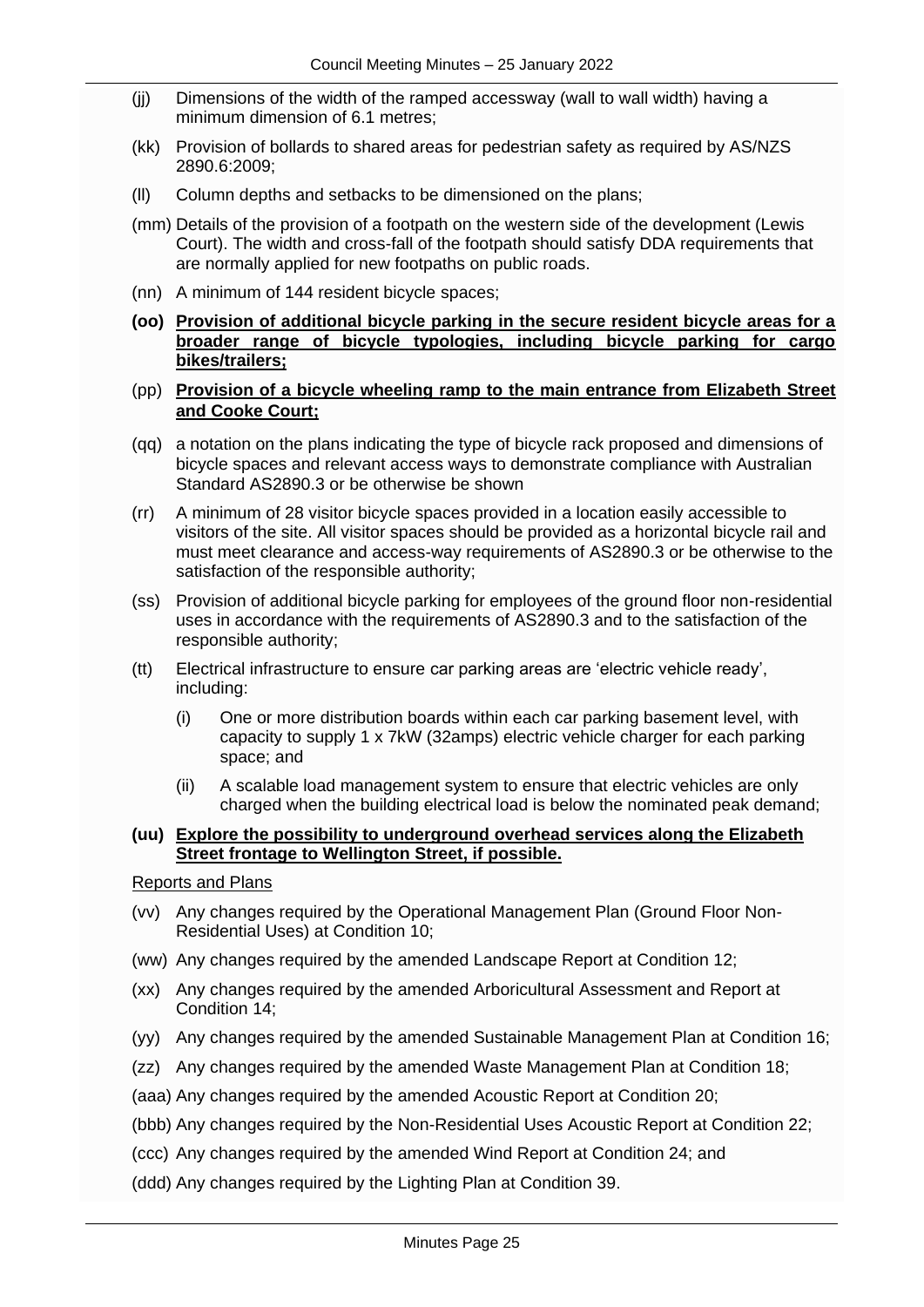(jj) Dimensions of the width of the ramped accessway (wall to wall width) having a minimum dimension of 6.1 metres;

(kk) Provision of bollards to shared areas for pedestrian safety as required by AS/NZS 2890.6:2009;

(ll) Column depths and setbacks to be dimensioned on the plans;

(mm) Details of the provision of a footpath on the western side of the development (Lewis Court). The width and cross-fall of the footpath should satisfy DDA requirements that are normally applied for new footpaths on public roads.

(nn) A minimum of 144 resident bicycle spaces;

**(oo) <u>Provision of additional bicycle parking in the secure resident bicycle areas for a broader range of bicycle typologies, including bicycle parking for cargo bikes/trailers;</u>**

(pp) **<u>Provision of a bicycle wheeling ramp to the main entrance from Elizabeth Street and Cooke Court;</u>**

(qq) a notation on the plans indicating the type of bicycle rack proposed and dimensions of bicycle spaces and relevant access ways to demonstrate compliance with Australian Standard AS2890.3 or be otherwise be shown

(rr) A minimum of 28 visitor bicycle spaces provided in a location easily accessible to visitors of the site. All visitor spaces should be provided as a horizontal bicycle rail and must meet clearance and access-way requirements of AS2890.3 or be otherwise to the satisfaction of the responsible authority;

(ss) Provision of additional bicycle parking for employees of the ground floor non-residential uses in accordance with the requirements of AS2890.3 and to the satisfaction of the responsible authority;

(tt) Electrical infrastructure to ensure car parking areas are 'electric vehicle ready', including:

  (i) One or more distribution boards within each car parking basement level, with capacity to supply 1 x 7kW (32amps) electric vehicle charger for each parking space; and

  (ii) A scalable load management system to ensure that electric vehicles are only charged when the building electrical load is below the nominated peak demand;

**(uu) <u>Explore the possibility to underground overhead services along the Elizabeth Street frontage to Wellington Street, if possible.</u>**

<u>Reports and Plans</u>

(vv) Any changes required by the Operational Management Plan (Ground Floor Non-Residential Uses) at Condition 10;

(ww) Any changes required by the amended Landscape Report at Condition 12;

(xx) Any changes required by the amended Arboricultural Assessment and Report at Condition 14;

(yy) Any changes required by the amended Sustainable Management Plan at Condition 16;

(zz) Any changes required by the amended Waste Management Plan at Condition 18;

(aaa) Any changes required by the amended Acoustic Report at Condition 20;

(bbb) Any changes required by the Non-Residential Uses Acoustic Report at Condition 22;

(ccc) Any changes required by the amended Wind Report at Condition 24; and

(ddd) Any changes required by the Lighting Plan at Condition 39.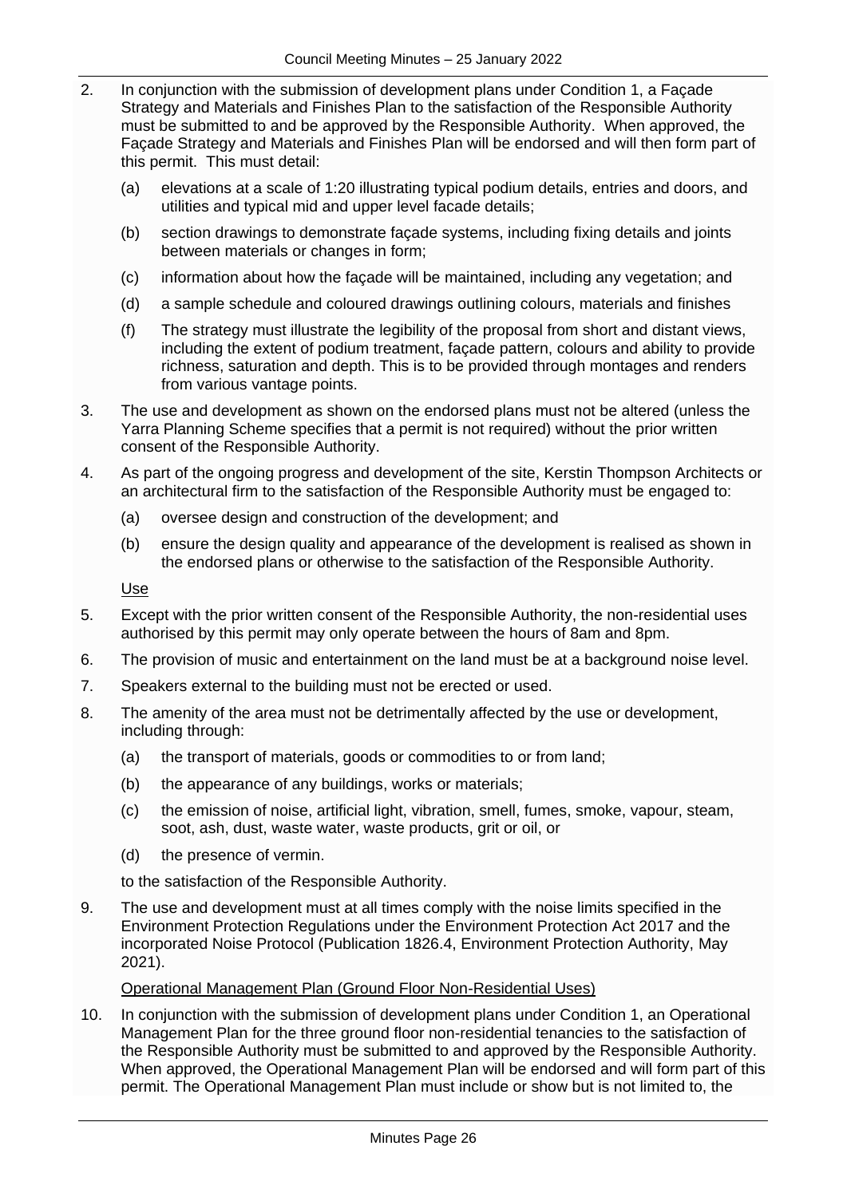2. In conjunction with the submission of development plans under Condition 1, a Façade Strategy and Materials and Finishes Plan to the satisfaction of the Responsible Authority must be submitted to and be approved by the Responsible Authority. When approved, the Façade Strategy and Materials and Finishes Plan will be endorsed and will then form part of this permit. This must detail:

   (a) elevations at a scale of 1:20 illustrating typical podium details, entries and doors, and utilities and typical mid and upper level facade details;

   (b) section drawings to demonstrate façade systems, including fixing details and joints between materials or changes in form;

   (c) information about how the façade will be maintained, including any vegetation; and

   (d) a sample schedule and coloured drawings outlining colours, materials and finishes

   (f) The strategy must illustrate the legibility of the proposal from short and distant views, including the extent of podium treatment, façade pattern, colours and ability to provide richness, saturation and depth. This is to be provided through montages and renders from various vantage points.

3. The use and development as shown on the endorsed plans must not be altered (unless the Yarra Planning Scheme specifies that a permit is not required) without the prior written consent of the Responsible Authority.

4. As part of the ongoing progress and development of the site, Kerstin Thompson Architects or an architectural firm to the satisfaction of the Responsible Authority must be engaged to:

   (a) oversee design and construction of the development; and

   (b) ensure the design quality and appearance of the development is realised as shown in the endorsed plans or otherwise to the satisfaction of the Responsible Authority.

<u>Use</u>

5. Except with the prior written consent of the Responsible Authority, the non-residential uses authorised by this permit may only operate between the hours of 8am and 8pm.

6. The provision of music and entertainment on the land must be at a background noise level.

7. Speakers external to the building must not be erected or used.

8. The amenity of the area must not be detrimentally affected by the use or development, including through:

   (a) the transport of materials, goods or commodities to or from land;

   (b) the appearance of any buildings, works or materials;

   (c) the emission of noise, artificial light, vibration, smell, fumes, smoke, vapour, steam, soot, ash, dust, waste water, waste products, grit or oil, or

   (d) the presence of vermin.

   to the satisfaction of the Responsible Authority.

9. The use and development must at all times comply with the noise limits specified in the Environment Protection Regulations under the Environment Protection Act 2017 and the incorporated Noise Protocol (Publication 1826.4, Environment Protection Authority, May 2021).

<u>Operational Management Plan (Ground Floor Non-Residential Uses)</u>

10. In conjunction with the submission of development plans under Condition 1, an Operational Management Plan for the three ground floor non-residential tenancies to the satisfaction of the Responsible Authority must be submitted to and approved by the Responsible Authority. When approved, the Operational Management Plan will be endorsed and will form part of this permit. The Operational Management Plan must include or show but is not limited to, the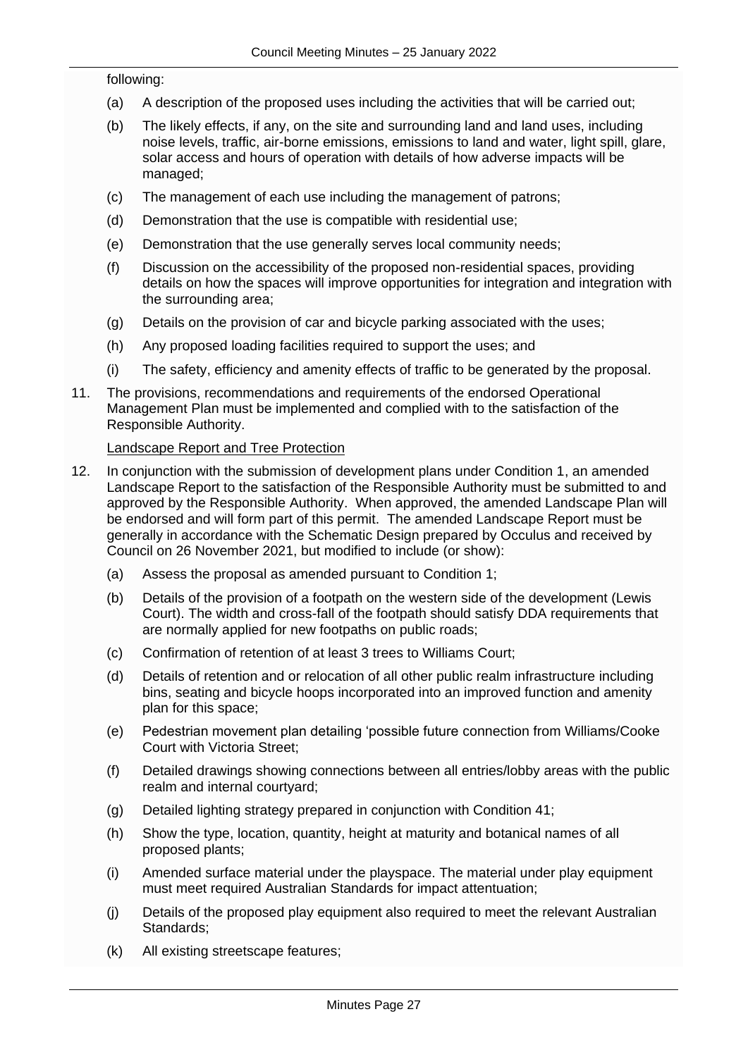following:

(a) A description of the proposed uses including the activities that will be carried out;

(b) The likely effects, if any, on the site and surrounding land and land uses, including noise levels, traffic, air-borne emissions, emissions to land and water, light spill, glare, solar access and hours of operation with details of how adverse impacts will be managed;

(c) The management of each use including the management of patrons;

(d) Demonstration that the use is compatible with residential use;

(e) Demonstration that the use generally serves local community needs;

(f) Discussion on the accessibility of the proposed non-residential spaces, providing details on how the spaces will improve opportunities for integration and integration with the surrounding area;

(g) Details on the provision of car and bicycle parking associated with the uses;

(h) Any proposed loading facilities required to support the uses; and

(i) The safety, efficiency and amenity effects of traffic to be generated by the proposal.

11. The provisions, recommendations and requirements of the endorsed Operational Management Plan must be implemented and complied with to the satisfaction of the Responsible Authority.

<u>Landscape Report and Tree Protection</u>

12. In conjunction with the submission of development plans under Condition 1, an amended Landscape Report to the satisfaction of the Responsible Authority must be submitted to and approved by the Responsible Authority. When approved, the amended Landscape Plan will be endorsed and will form part of this permit. The amended Landscape Report must be generally in accordance with the Schematic Design prepared by Occulus and received by Council on 26 November 2021, but modified to include (or show):

(a) Assess the proposal as amended pursuant to Condition 1;

(b) Details of the provision of a footpath on the western side of the development (Lewis Court). The width and cross-fall of the footpath should satisfy DDA requirements that are normally applied for new footpaths on public roads;

(c) Confirmation of retention of at least 3 trees to Williams Court;

(d) Details of retention and or relocation of all other public realm infrastructure including bins, seating and bicycle hoops incorporated into an improved function and amenity plan for this space;

(e) Pedestrian movement plan detailing 'possible future connection from Williams/Cooke Court with Victoria Street;

(f) Detailed drawings showing connections between all entries/lobby areas with the public realm and internal courtyard;

(g) Detailed lighting strategy prepared in conjunction with Condition 41;

(h) Show the type, location, quantity, height at maturity and botanical names of all proposed plants;

(i) Amended surface material under the playspace. The material under play equipment must meet required Australian Standards for impact attentuation;

(j) Details of the proposed play equipment also required to meet the relevant Australian Standards;

(k) All existing streetscape features;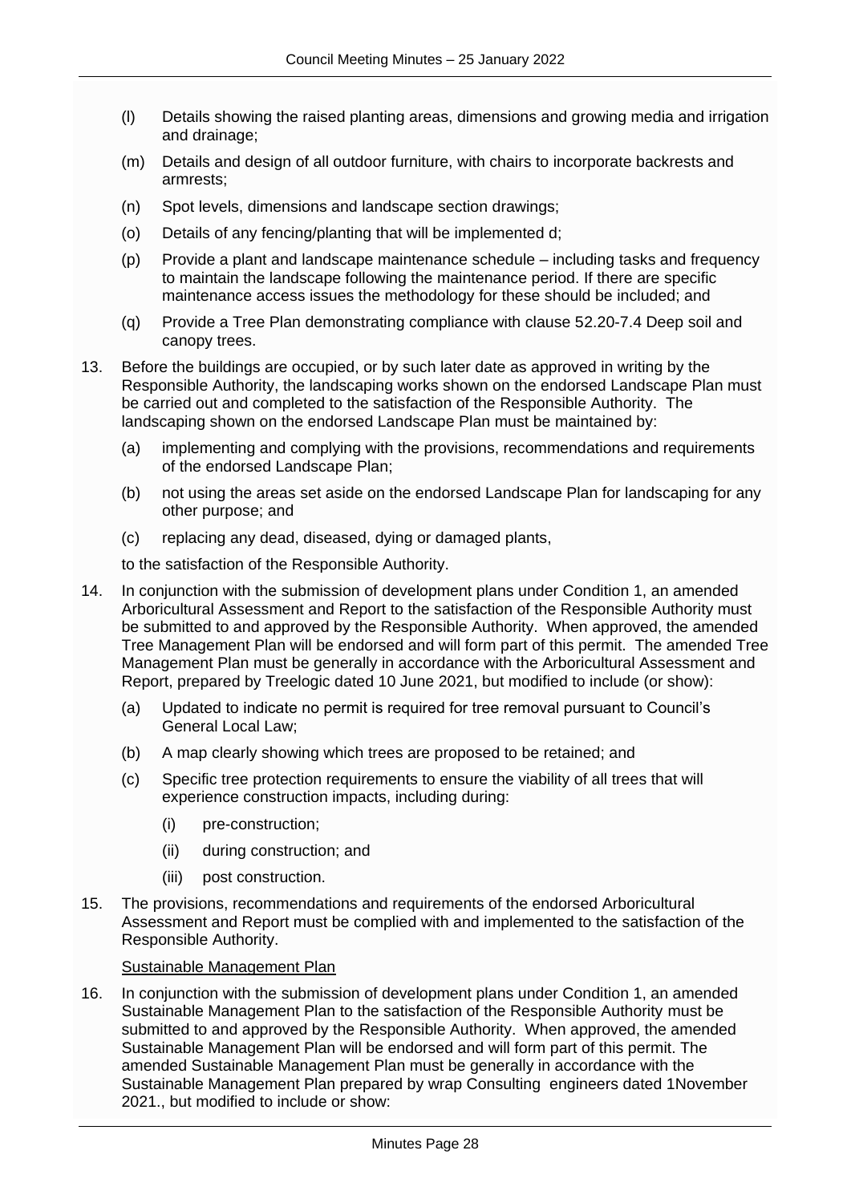(l) Details showing the raised planting areas, dimensions and growing media and irrigation and drainage;

(m) Details and design of all outdoor furniture, with chairs to incorporate backrests and armrests;

(n) Spot levels, dimensions and landscape section drawings;

(o) Details of any fencing/planting that will be implemented d;

(p) Provide a plant and landscape maintenance schedule – including tasks and frequency to maintain the landscape following the maintenance period. If there are specific maintenance access issues the methodology for these should be included; and

(q) Provide a Tree Plan demonstrating compliance with clause 52.20-7.4 Deep soil and canopy trees.

13. Before the buildings are occupied, or by such later date as approved in writing by the Responsible Authority, the landscaping works shown on the endorsed Landscape Plan must be carried out and completed to the satisfaction of the Responsible Authority. The landscaping shown on the endorsed Landscape Plan must be maintained by:

    (a) implementing and complying with the provisions, recommendations and requirements of the endorsed Landscape Plan;

    (b) not using the areas set aside on the endorsed Landscape Plan for landscaping for any other purpose; and

    (c) replacing any dead, diseased, dying or damaged plants,

    to the satisfaction of the Responsible Authority.

14. In conjunction with the submission of development plans under Condition 1, an amended Arboricultural Assessment and Report to the satisfaction of the Responsible Authority must be submitted to and approved by the Responsible Authority. When approved, the amended Tree Management Plan will be endorsed and will form part of this permit. The amended Tree Management Plan must be generally in accordance with the Arboricultural Assessment and Report, prepared by Treelogic dated 10 June 2021, but modified to include (or show):

    (a) Updated to indicate no permit is required for tree removal pursuant to Council's General Local Law;

    (b) A map clearly showing which trees are proposed to be retained; and

    (c) Specific tree protection requirements to ensure the viability of all trees that will experience construction impacts, including during:

        (i) pre-construction;

        (ii) during construction; and

        (iii) post construction.

15. The provisions, recommendations and requirements of the endorsed Arboricultural Assessment and Report must be complied with and implemented to the satisfaction of the Responsible Authority.

    Sustainable Management Plan

16. In conjunction with the submission of development plans under Condition 1, an amended Sustainable Management Plan to the satisfaction of the Responsible Authority must be submitted to and approved by the Responsible Authority. When approved, the amended Sustainable Management Plan will be endorsed and will form part of this permit. The amended Sustainable Management Plan must be generally in accordance with the Sustainable Management Plan prepared by wrap Consulting engineers dated 1November 2021., but modified to include or show: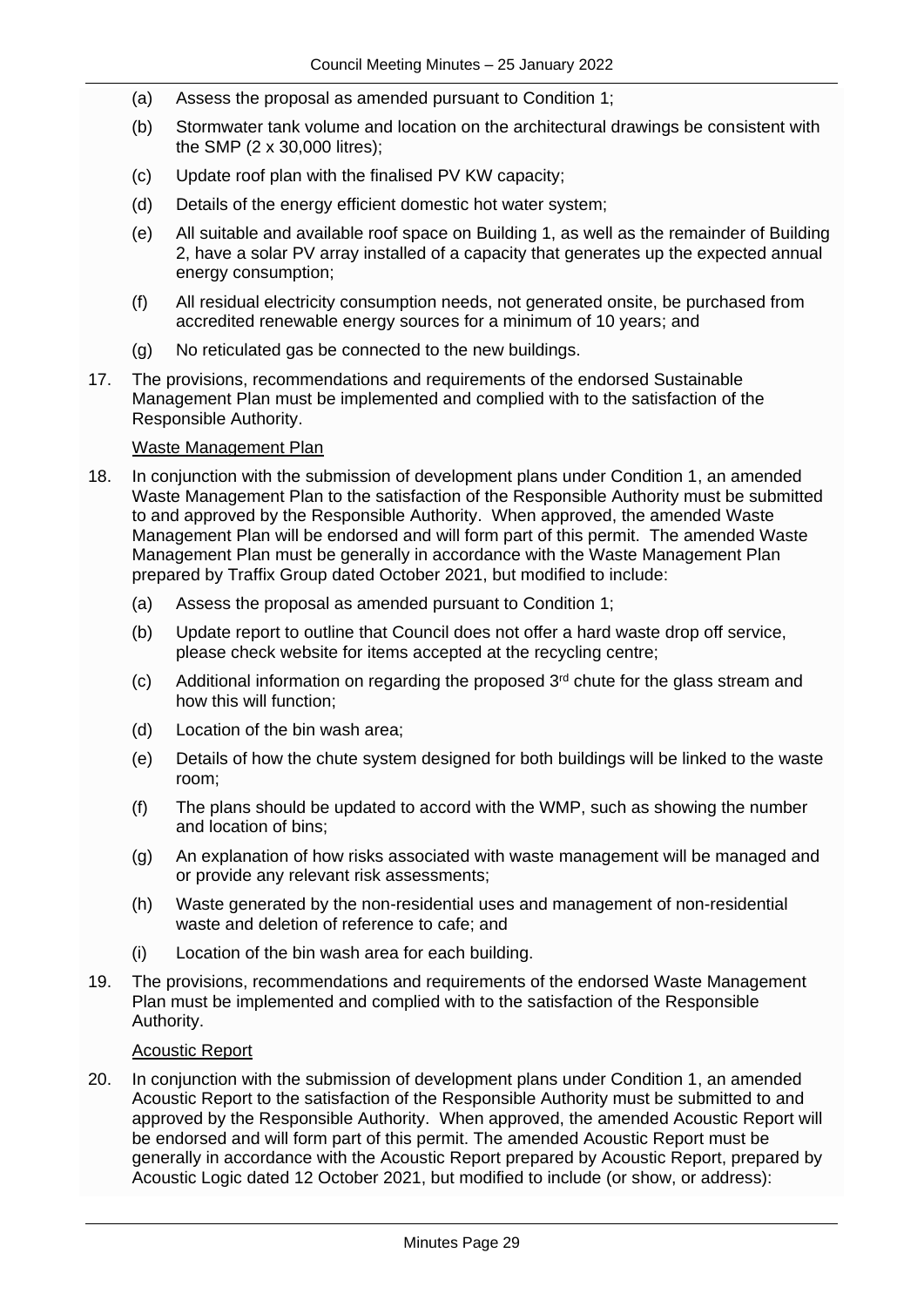(a) Assess the proposal as amended pursuant to Condition 1;

(b) Stormwater tank volume and location on the architectural drawings be consistent with the SMP (2 x 30,000 litres);

(c) Update roof plan with the finalised PV KW capacity;

(d) Details of the energy efficient domestic hot water system;

(e) All suitable and available roof space on Building 1, as well as the remainder of Building 2, have a solar PV array installed of a capacity that generates up the expected annual energy consumption;

(f) All residual electricity consumption needs, not generated onsite, be purchased from accredited renewable energy sources for a minimum of 10 years; and

(g) No reticulated gas be connected to the new buildings.

17. The provisions, recommendations and requirements of the endorsed Sustainable Management Plan must be implemented and complied with to the satisfaction of the Responsible Authority.

<u>Waste Management Plan</u>

18. In conjunction with the submission of development plans under Condition 1, an amended Waste Management Plan to the satisfaction of the Responsible Authority must be submitted to and approved by the Responsible Authority. When approved, the amended Waste Management Plan will be endorsed and will form part of this permit. The amended Waste Management Plan must be generally in accordance with the Waste Management Plan prepared by Traffix Group dated October 2021, but modified to include:

(a) Assess the proposal as amended pursuant to Condition 1;

(b) Update report to outline that Council does not offer a hard waste drop off service, please check website for items accepted at the recycling centre;

(c) Additional information on regarding the proposed 3rd chute for the glass stream and how this will function;

(d) Location of the bin wash area;

(e) Details of how the chute system designed for both buildings will be linked to the waste room;

(f) The plans should be updated to accord with the WMP, such as showing the number and location of bins;

(g) An explanation of how risks associated with waste management will be managed and or provide any relevant risk assessments;

(h) Waste generated by the non-residential uses and management of non-residential waste and deletion of reference to cafe; and

(i) Location of the bin wash area for each building.

19. The provisions, recommendations and requirements of the endorsed Waste Management Plan must be implemented and complied with to the satisfaction of the Responsible Authority.

<u>Acoustic Report</u>

20. In conjunction with the submission of development plans under Condition 1, an amended Acoustic Report to the satisfaction of the Responsible Authority must be submitted to and approved by the Responsible Authority. When approved, the amended Acoustic Report will be endorsed and will form part of this permit. The amended Acoustic Report must be generally in accordance with the Acoustic Report prepared by Acoustic Report, prepared by Acoustic Logic dated 12 October 2021, but modified to include (or show, or address):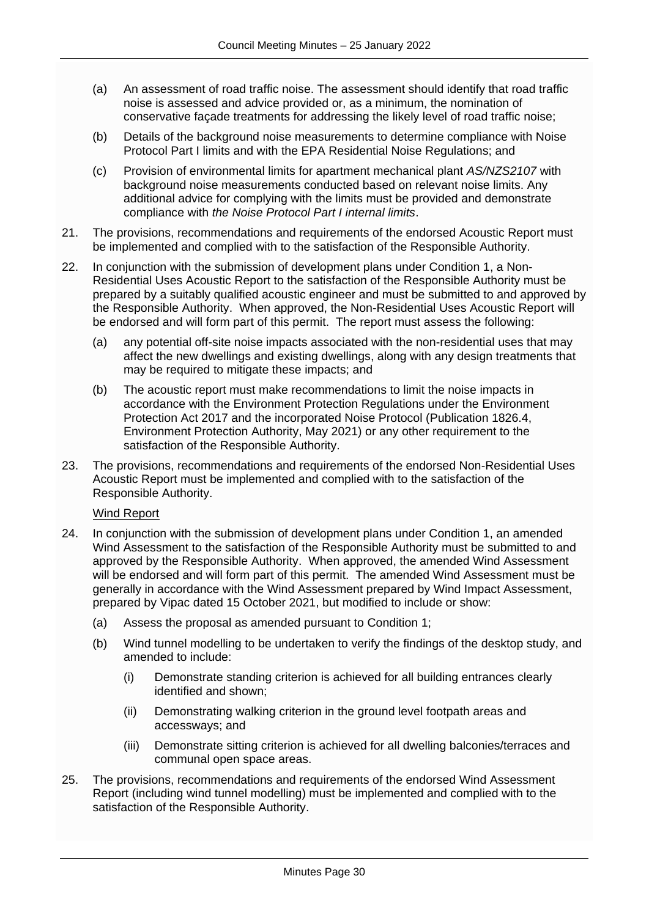(a) An assessment of road traffic noise. The assessment should identify that road traffic noise is assessed and advice provided or, as a minimum, the nomination of conservative façade treatments for addressing the likely level of road traffic noise;

(b) Details of the background noise measurements to determine compliance with Noise Protocol Part I limits and with the EPA Residential Noise Regulations; and

(c) Provision of environmental limits for apartment mechanical plant *AS/NZS2107* with background noise measurements conducted based on relevant noise limits. Any additional advice for complying with the limits must be provided and demonstrate compliance with *the Noise Protocol Part I internal limits*.

21. The provisions, recommendations and requirements of the endorsed Acoustic Report must be implemented and complied with to the satisfaction of the Responsible Authority.

22. In conjunction with the submission of development plans under Condition 1, a Non-Residential Uses Acoustic Report to the satisfaction of the Responsible Authority must be prepared by a suitably qualified acoustic engineer and must be submitted to and approved by the Responsible Authority. When approved, the Non-Residential Uses Acoustic Report will be endorsed and will form part of this permit. The report must assess the following:

    (a) any potential off-site noise impacts associated with the non-residential uses that may affect the new dwellings and existing dwellings, along with any design treatments that may be required to mitigate these impacts; and

    (b) The acoustic report must make recommendations to limit the noise impacts in accordance with the Environment Protection Regulations under the Environment Protection Act 2017 and the incorporated Noise Protocol (Publication 1826.4, Environment Protection Authority, May 2021) or any other requirement to the satisfaction of the Responsible Authority.

23. The provisions, recommendations and requirements of the endorsed Non-Residential Uses Acoustic Report must be implemented and complied with to the satisfaction of the Responsible Authority.

<u>Wind Report</u>

24. In conjunction with the submission of development plans under Condition 1, an amended Wind Assessment to the satisfaction of the Responsible Authority must be submitted to and approved by the Responsible Authority. When approved, the amended Wind Assessment will be endorsed and will form part of this permit. The amended Wind Assessment must be generally in accordance with the Wind Assessment prepared by Wind Impact Assessment, prepared by Vipac dated 15 October 2021, but modified to include or show:

    (a) Assess the proposal as amended pursuant to Condition 1;

    (b) Wind tunnel modelling to be undertaken to verify the findings of the desktop study, and amended to include:

        (i) Demonstrate standing criterion is achieved for all building entrances clearly identified and shown;

        (ii) Demonstrating walking criterion in the ground level footpath areas and accessways; and

        (iii) Demonstrate sitting criterion is achieved for all dwelling balconies/terraces and communal open space areas.

25. The provisions, recommendations and requirements of the endorsed Wind Assessment Report (including wind tunnel modelling) must be implemented and complied with to the satisfaction of the Responsible Authority.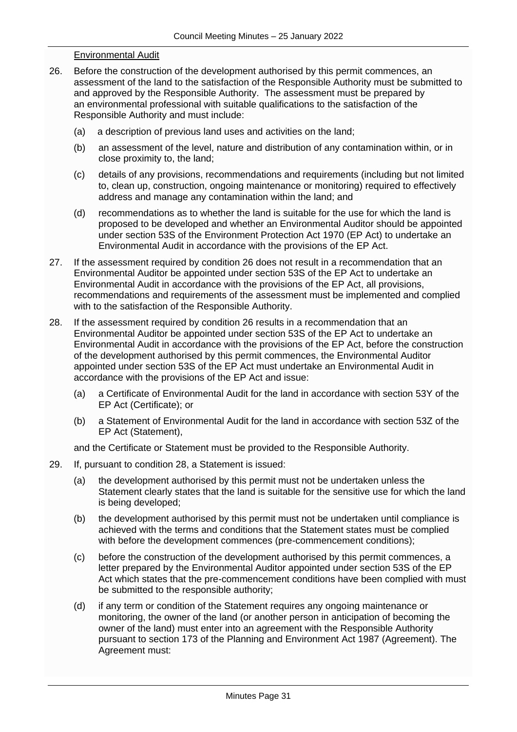Environmental Audit

26. Before the construction of the development authorised by this permit commences, an assessment of the land to the satisfaction of the Responsible Authority must be submitted to and approved by the Responsible Authority. The assessment must be prepared by an environmental professional with suitable qualifications to the satisfaction of the Responsible Authority and must include:

    (a) a description of previous land uses and activities on the land;

    (b) an assessment of the level, nature and distribution of any contamination within, or in close proximity to, the land;

    (c) details of any provisions, recommendations and requirements (including but not limited to, clean up, construction, ongoing maintenance or monitoring) required to effectively address and manage any contamination within the land; and

    (d) recommendations as to whether the land is suitable for the use for which the land is proposed to be developed and whether an Environmental Auditor should be appointed under section 53S of the Environment Protection Act 1970 (EP Act) to undertake an Environmental Audit in accordance with the provisions of the EP Act.

27. If the assessment required by condition 26 does not result in a recommendation that an Environmental Auditor be appointed under section 53S of the EP Act to undertake an Environmental Audit in accordance with the provisions of the EP Act, all provisions, recommendations and requirements of the assessment must be implemented and complied with to the satisfaction of the Responsible Authority.

28. If the assessment required by condition 26 results in a recommendation that an Environmental Auditor be appointed under section 53S of the EP Act to undertake an Environmental Audit in accordance with the provisions of the EP Act, before the construction of the development authorised by this permit commences, the Environmental Auditor appointed under section 53S of the EP Act must undertake an Environmental Audit in accordance with the provisions of the EP Act and issue:

    (a) a Certificate of Environmental Audit for the land in accordance with section 53Y of the EP Act (Certificate); or

    (b) a Statement of Environmental Audit for the land in accordance with section 53Z of the EP Act (Statement),

    and the Certificate or Statement must be provided to the Responsible Authority.

29. If, pursuant to condition 28, a Statement is issued:

    (a) the development authorised by this permit must not be undertaken unless the Statement clearly states that the land is suitable for the sensitive use for which the land is being developed;

    (b) the development authorised by this permit must not be undertaken until compliance is achieved with the terms and conditions that the Statement states must be complied with before the development commences (pre-commencement conditions);

    (c) before the construction of the development authorised by this permit commences, a letter prepared by the Environmental Auditor appointed under section 53S of the EP Act which states that the pre-commencement conditions have been complied with must be submitted to the responsible authority;

    (d) if any term or condition of the Statement requires any ongoing maintenance or monitoring, the owner of the land (or another person in anticipation of becoming the owner of the land) must enter into an agreement with the Responsible Authority pursuant to section 173 of the Planning and Environment Act 1987 (Agreement). The Agreement must: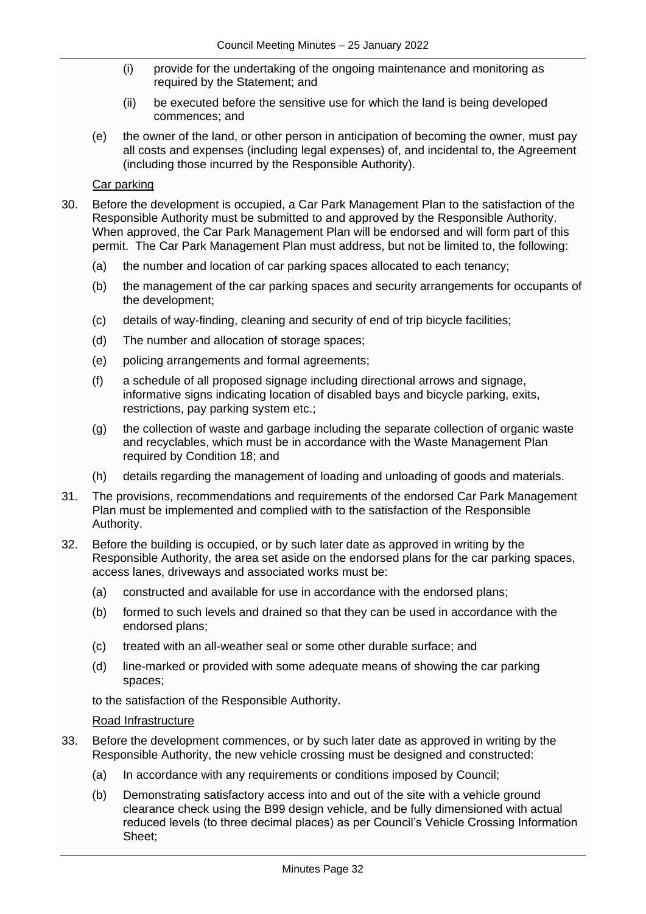(i) provide for the undertaking of the ongoing maintenance and monitoring as required by the Statement; and

(ii) be executed before the sensitive use for which the land is being developed commences; and

(e) the owner of the land, or other person in anticipation of becoming the owner, must pay all costs and expenses (including legal expenses) of, and incidental to, the Agreement (including those incurred by the Responsible Authority).

<u>Car parking</u>

30. Before the development is occupied, a Car Park Management Plan to the satisfaction of the Responsible Authority must be submitted to and approved by the Responsible Authority. When approved, the Car Park Management Plan will be endorsed and will form part of this permit. The Car Park Management Plan must address, but not be limited to, the following:

    (a) the number and location of car parking spaces allocated to each tenancy;

    (b) the management of the car parking spaces and security arrangements for occupants of the development;

    (c) details of way-finding, cleaning and security of end of trip bicycle facilities;

    (d) The number and allocation of storage spaces;

    (e) policing arrangements and formal agreements;

    (f) a schedule of all proposed signage including directional arrows and signage, informative signs indicating location of disabled bays and bicycle parking, exits, restrictions, pay parking system etc.;

    (g) the collection of waste and garbage including the separate collection of organic waste and recyclables, which must be in accordance with the Waste Management Plan required by Condition 18; and

    (h) details regarding the management of loading and unloading of goods and materials.

31. The provisions, recommendations and requirements of the endorsed Car Park Management Plan must be implemented and complied with to the satisfaction of the Responsible Authority.

32. Before the building is occupied, or by such later date as approved in writing by the Responsible Authority, the area set aside on the endorsed plans for the car parking spaces, access lanes, driveways and associated works must be:

    (a) constructed and available for use in accordance with the endorsed plans;

    (b) formed to such levels and drained so that they can be used in accordance with the endorsed plans;

    (c) treated with an all-weather seal or some other durable surface; and

    (d) line-marked or provided with some adequate means of showing the car parking spaces;

    to the satisfaction of the Responsible Authority.

<u>Road Infrastructure</u>

33. Before the development commences, or by such later date as approved in writing by the Responsible Authority, the new vehicle crossing must be designed and constructed:

    (a) In accordance with any requirements or conditions imposed by Council;

    (b) Demonstrating satisfactory access into and out of the site with a vehicle ground clearance check using the B99 design vehicle, and be fully dimensioned with actual reduced levels (to three decimal places) as per Council's Vehicle Crossing Information Sheet;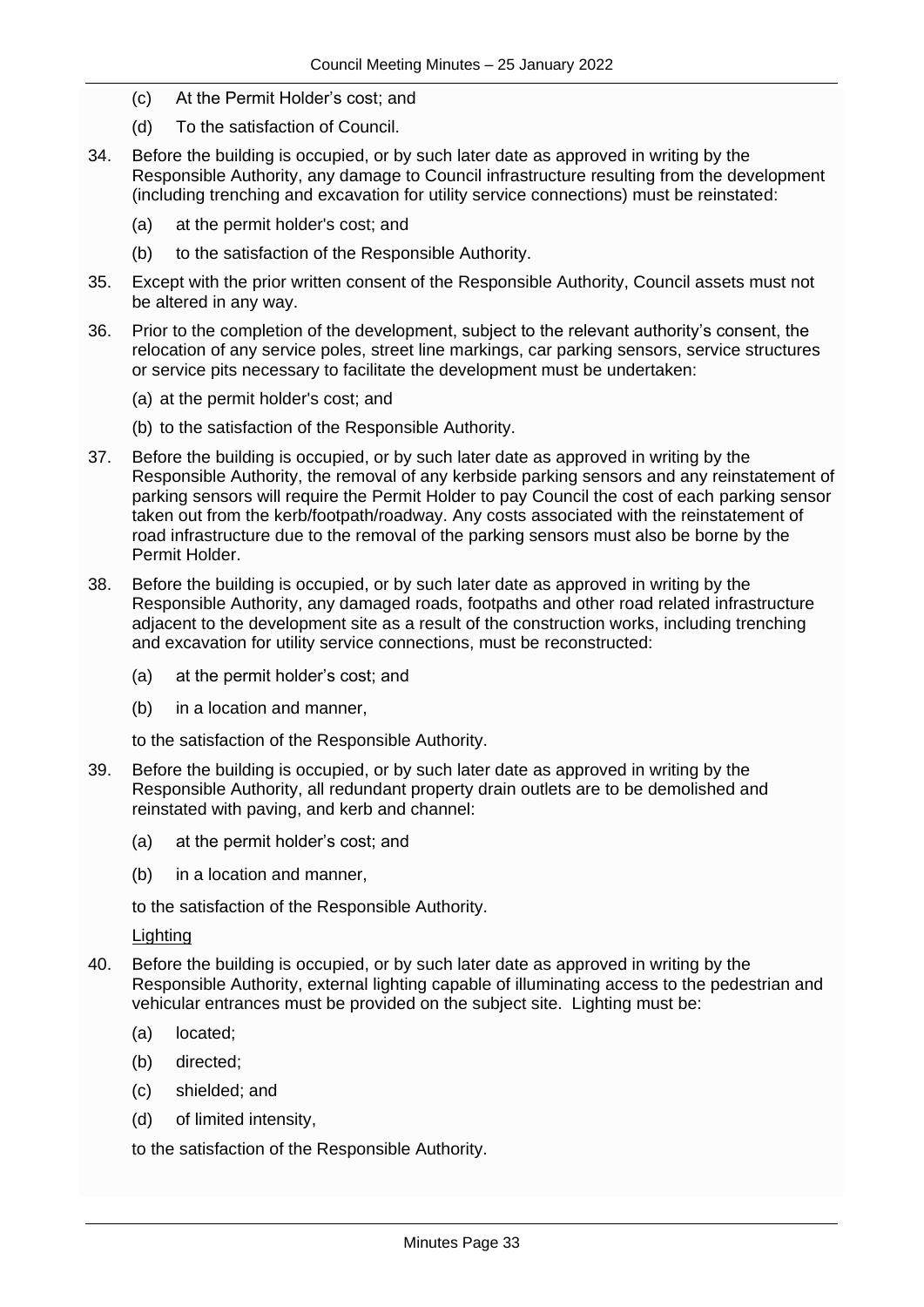(c) At the Permit Holder's cost; and

(d) To the satisfaction of Council.

34. Before the building is occupied, or by such later date as approved in writing by the Responsible Authority, any damage to Council infrastructure resulting from the development (including trenching and excavation for utility service connections) must be reinstated:

    (a) at the permit holder's cost; and

    (b) to the satisfaction of the Responsible Authority.

35. Except with the prior written consent of the Responsible Authority, Council assets must not be altered in any way.

36. Prior to the completion of the development, subject to the relevant authority's consent, the relocation of any service poles, street line markings, car parking sensors, service structures or service pits necessary to facilitate the development must be undertaken:

    (a) at the permit holder's cost; and

    (b) to the satisfaction of the Responsible Authority.

37. Before the building is occupied, or by such later date as approved in writing by the Responsible Authority, the removal of any kerbside parking sensors and any reinstatement of parking sensors will require the Permit Holder to pay Council the cost of each parking sensor taken out from the kerb/footpath/roadway. Any costs associated with the reinstatement of road infrastructure due to the removal of the parking sensors must also be borne by the Permit Holder.

38. Before the building is occupied, or by such later date as approved in writing by the Responsible Authority, any damaged roads, footpaths and other road related infrastructure adjacent to the development site as a result of the construction works, including trenching and excavation for utility service connections, must be reconstructed:

    (a) at the permit holder's cost; and

    (b) in a location and manner,

    to the satisfaction of the Responsible Authority.

39. Before the building is occupied, or by such later date as approved in writing by the Responsible Authority, all redundant property drain outlets are to be demolished and reinstated with paving, and kerb and channel:

    (a) at the permit holder's cost; and

    (b) in a location and manner,

    to the satisfaction of the Responsible Authority.

    Lighting

40. Before the building is occupied, or by such later date as approved in writing by the Responsible Authority, external lighting capable of illuminating access to the pedestrian and vehicular entrances must be provided on the subject site. Lighting must be:

    (a) located;

    (b) directed;

    (c) shielded; and

    (d) of limited intensity,

    to the satisfaction of the Responsible Authority.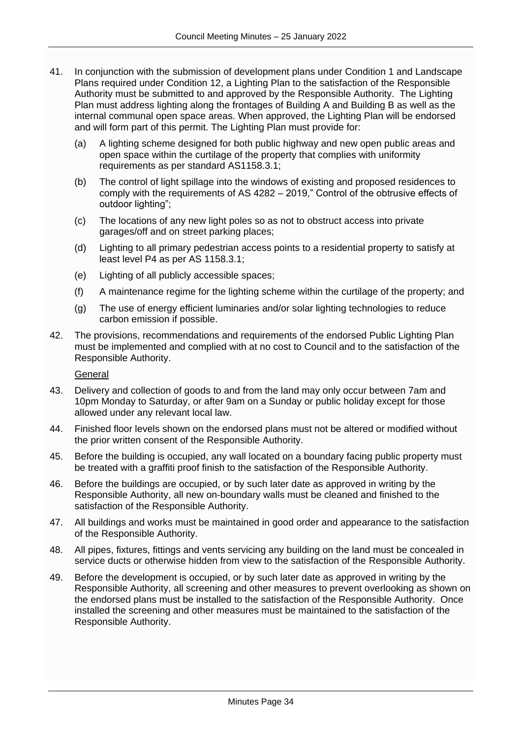41. In conjunction with the submission of development plans under Condition 1 and Landscape Plans required under Condition 12, a Lighting Plan to the satisfaction of the Responsible Authority must be submitted to and approved by the Responsible Authority. The Lighting Plan must address lighting along the frontages of Building A and Building B as well as the internal communal open space areas. When approved, the Lighting Plan will be endorsed and will form part of this permit. The Lighting Plan must provide for:

    (a) A lighting scheme designed for both public highway and new open public areas and open space within the curtilage of the property that complies with uniformity requirements as per standard AS1158.3.1;

    (b) The control of light spillage into the windows of existing and proposed residences to comply with the requirements of AS 4282 – 2019," Control of the obtrusive effects of outdoor lighting";

    (c) The locations of any new light poles so as not to obstruct access into private garages/off and on street parking places;

    (d) Lighting to all primary pedestrian access points to a residential property to satisfy at least level P4 as per AS 1158.3.1;

    (e) Lighting of all publicly accessible spaces;

    (f) A maintenance regime for the lighting scheme within the curtilage of the property; and

    (g) The use of energy efficient luminaries and/or solar lighting technologies to reduce carbon emission if possible.

42. The provisions, recommendations and requirements of the endorsed Public Lighting Plan must be implemented and complied with at no cost to Council and to the satisfaction of the Responsible Authority.

    General

43. Delivery and collection of goods to and from the land may only occur between 7am and 10pm Monday to Saturday, or after 9am on a Sunday or public holiday except for those allowed under any relevant local law.

44. Finished floor levels shown on the endorsed plans must not be altered or modified without the prior written consent of the Responsible Authority.

45. Before the building is occupied, any wall located on a boundary facing public property must be treated with a graffiti proof finish to the satisfaction of the Responsible Authority.

46. Before the buildings are occupied, or by such later date as approved in writing by the Responsible Authority, all new on-boundary walls must be cleaned and finished to the satisfaction of the Responsible Authority.

47. All buildings and works must be maintained in good order and appearance to the satisfaction of the Responsible Authority.

48. All pipes, fixtures, fittings and vents servicing any building on the land must be concealed in service ducts or otherwise hidden from view to the satisfaction of the Responsible Authority.

49. Before the development is occupied, or by such later date as approved in writing by the Responsible Authority, all screening and other measures to prevent overlooking as shown on the endorsed plans must be installed to the satisfaction of the Responsible Authority. Once installed the screening and other measures must be maintained to the satisfaction of the Responsible Authority.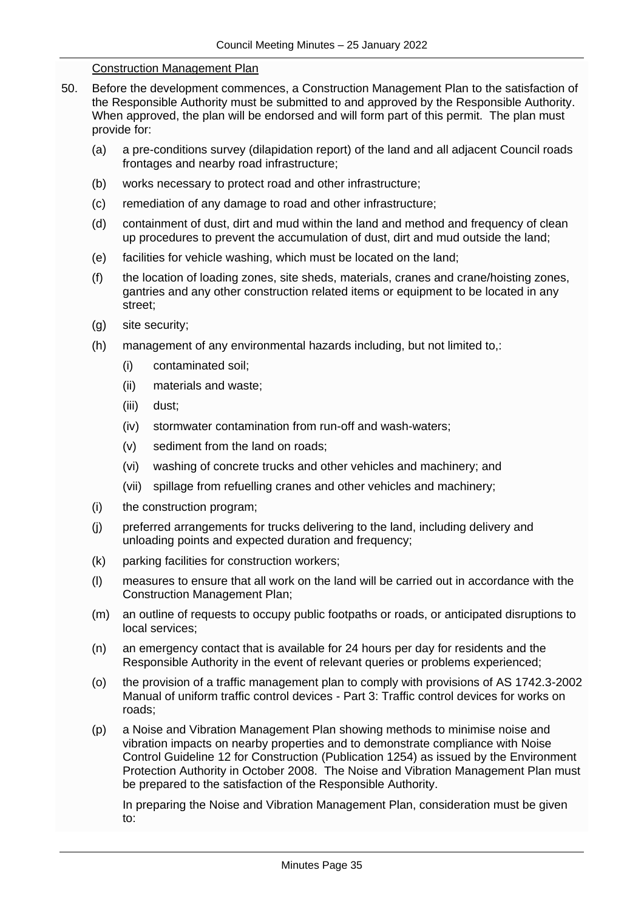Construction Management Plan

50. Before the development commences, a Construction Management Plan to the satisfaction of the Responsible Authority must be submitted to and approved by the Responsible Authority. When approved, the plan will be endorsed and will form part of this permit. The plan must provide for:

    (a) a pre-conditions survey (dilapidation report) of the land and all adjacent Council roads frontages and nearby road infrastructure;

    (b) works necessary to protect road and other infrastructure;

    (c) remediation of any damage to road and other infrastructure;

    (d) containment of dust, dirt and mud within the land and method and frequency of clean up procedures to prevent the accumulation of dust, dirt and mud outside the land;

    (e) facilities for vehicle washing, which must be located on the land;

    (f) the location of loading zones, site sheds, materials, cranes and crane/hoisting zones, gantries and any other construction related items or equipment to be located in any street;

    (g) site security;

    (h) management of any environmental hazards including, but not limited to,:

        (i) contaminated soil;

        (ii) materials and waste;

        (iii) dust;

        (iv) stormwater contamination from run-off and wash-waters;

        (v) sediment from the land on roads;

        (vi) washing of concrete trucks and other vehicles and machinery; and

        (vii) spillage from refuelling cranes and other vehicles and machinery;

    (i) the construction program;

    (j) preferred arrangements for trucks delivering to the land, including delivery and unloading points and expected duration and frequency;

    (k) parking facilities for construction workers;

    (l) measures to ensure that all work on the land will be carried out in accordance with the Construction Management Plan;

    (m) an outline of requests to occupy public footpaths or roads, or anticipated disruptions to local services;

    (n) an emergency contact that is available for 24 hours per day for residents and the Responsible Authority in the event of relevant queries or problems experienced;

    (o) the provision of a traffic management plan to comply with provisions of AS 1742.3-2002 Manual of uniform traffic control devices - Part 3: Traffic control devices for works on roads;

    (p) a Noise and Vibration Management Plan showing methods to minimise noise and vibration impacts on nearby properties and to demonstrate compliance with Noise Control Guideline 12 for Construction (Publication 1254) as issued by the Environment Protection Authority in October 2008. The Noise and Vibration Management Plan must be prepared to the satisfaction of the Responsible Authority.

        In preparing the Noise and Vibration Management Plan, consideration must be given to: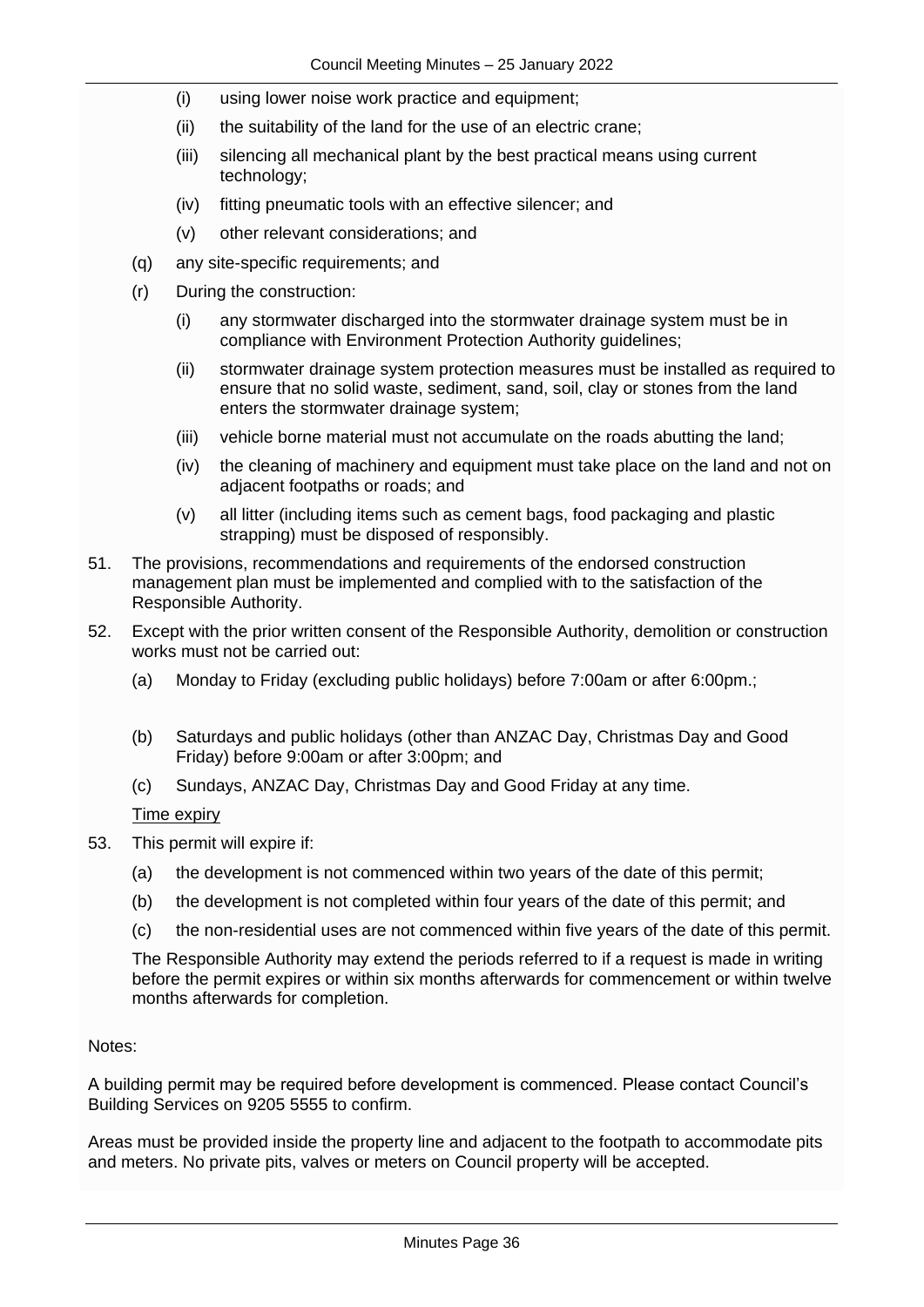(i) using lower noise work practice and equipment;

    (ii) the suitability of the land for the use of an electric crane;

    (iii) silencing all mechanical plant by the best practical means using current technology;

    (iv) fitting pneumatic tools with an effective silencer; and

    (v) other relevant considerations; and

(q) any site-specific requirements; and

(r) During the construction:

    (i) any stormwater discharged into the stormwater drainage system must be in compliance with Environment Protection Authority guidelines;

    (ii) stormwater drainage system protection measures must be installed as required to ensure that no solid waste, sediment, sand, soil, clay or stones from the land enters the stormwater drainage system;

    (iii) vehicle borne material must not accumulate on the roads abutting the land;

    (iv) the cleaning of machinery and equipment must take place on the land and not on adjacent footpaths or roads; and

    (v) all litter (including items such as cement bags, food packaging and plastic strapping) must be disposed of responsibly.

51. The provisions, recommendations and requirements of the endorsed construction management plan must be implemented and complied with to the satisfaction of the Responsible Authority.

52. Except with the prior written consent of the Responsible Authority, demolition or construction works must not be carried out:

    (a) Monday to Friday (excluding public holidays) before 7:00am or after 6:00pm.;

    (b) Saturdays and public holidays (other than ANZAC Day, Christmas Day and Good Friday) before 9:00am or after 3:00pm; and

    (c) Sundays, ANZAC Day, Christmas Day and Good Friday at any time.

<u>Time expiry</u>

53. This permit will expire if:

    (a) the development is not commenced within two years of the date of this permit;

    (b) the development is not completed within four years of the date of this permit; and

    (c) the non-residential uses are not commenced within five years of the date of this permit.

    The Responsible Authority may extend the periods referred to if a request is made in writing before the permit expires or within six months afterwards for commencement or within twelve months afterwards for completion.

Notes:

A building permit may be required before development is commenced. Please contact Council's Building Services on 9205 5555 to confirm.

Areas must be provided inside the property line and adjacent to the footpath to accommodate pits and meters. No private pits, valves or meters on Council property will be accepted.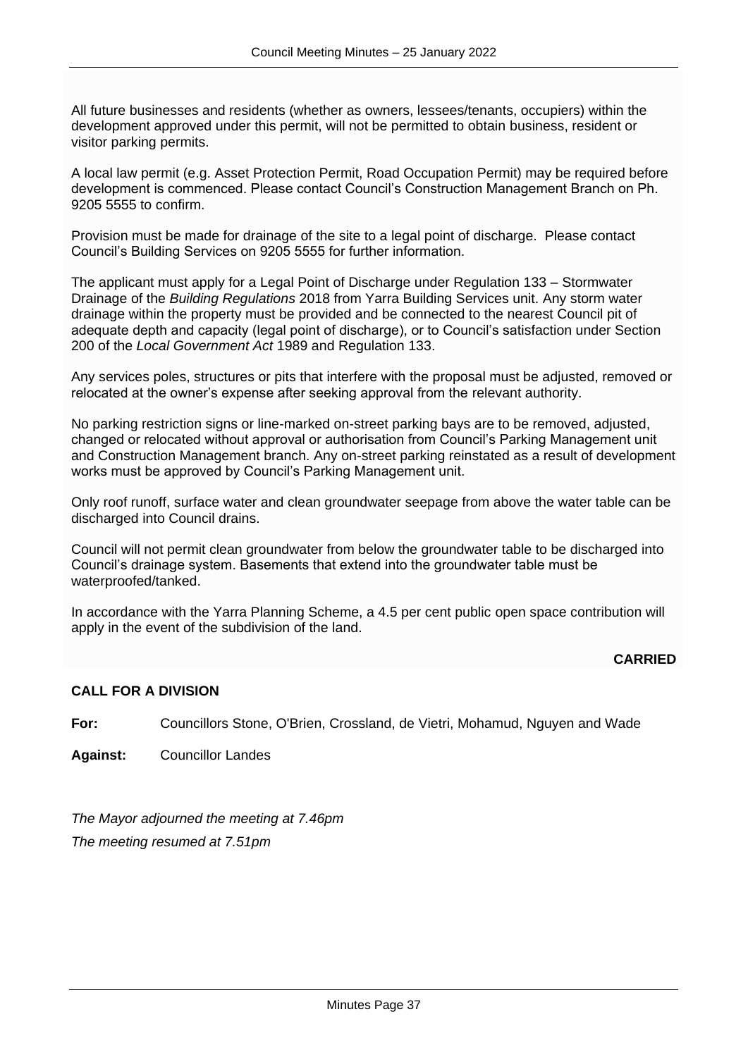All future businesses and residents (whether as owners, lessees/tenants, occupiers) within the development approved under this permit, will not be permitted to obtain business, resident or visitor parking permits.

A local law permit (e.g. Asset Protection Permit, Road Occupation Permit) may be required before development is commenced. Please contact Council's Construction Management Branch on Ph. 9205 5555 to confirm.

Provision must be made for drainage of the site to a legal point of discharge. Please contact Council's Building Services on 9205 5555 for further information.

The applicant must apply for a Legal Point of Discharge under Regulation 133 – Stormwater Drainage of the *Building Regulations* 2018 from Yarra Building Services unit. Any storm water drainage within the property must be provided and be connected to the nearest Council pit of adequate depth and capacity (legal point of discharge), or to Council's satisfaction under Section 200 of the *Local Government Act* 1989 and Regulation 133.

Any services poles, structures or pits that interfere with the proposal must be adjusted, removed or relocated at the owner's expense after seeking approval from the relevant authority.

No parking restriction signs or line-marked on-street parking bays are to be removed, adjusted, changed or relocated without approval or authorisation from Council's Parking Management unit and Construction Management branch. Any on-street parking reinstated as a result of development works must be approved by Council's Parking Management unit.

Only roof runoff, surface water and clean groundwater seepage from above the water table can be discharged into Council drains.

Council will not permit clean groundwater from below the groundwater table to be discharged into Council's drainage system. Basements that extend into the groundwater table must be waterproofed/tanked.

In accordance with the Yarra Planning Scheme, a 4.5 per cent public open space contribution will apply in the event of the subdivision of the land.

**CARRIED**

**CALL FOR A DIVISION**

**For:** Councillors Stone, O'Brien, Crossland, de Vietri, Mohamud, Nguyen and Wade

**Against:** Councillor Landes

*The Mayor adjourned the meeting at 7.46pm*

*The meeting resumed at 7.51pm*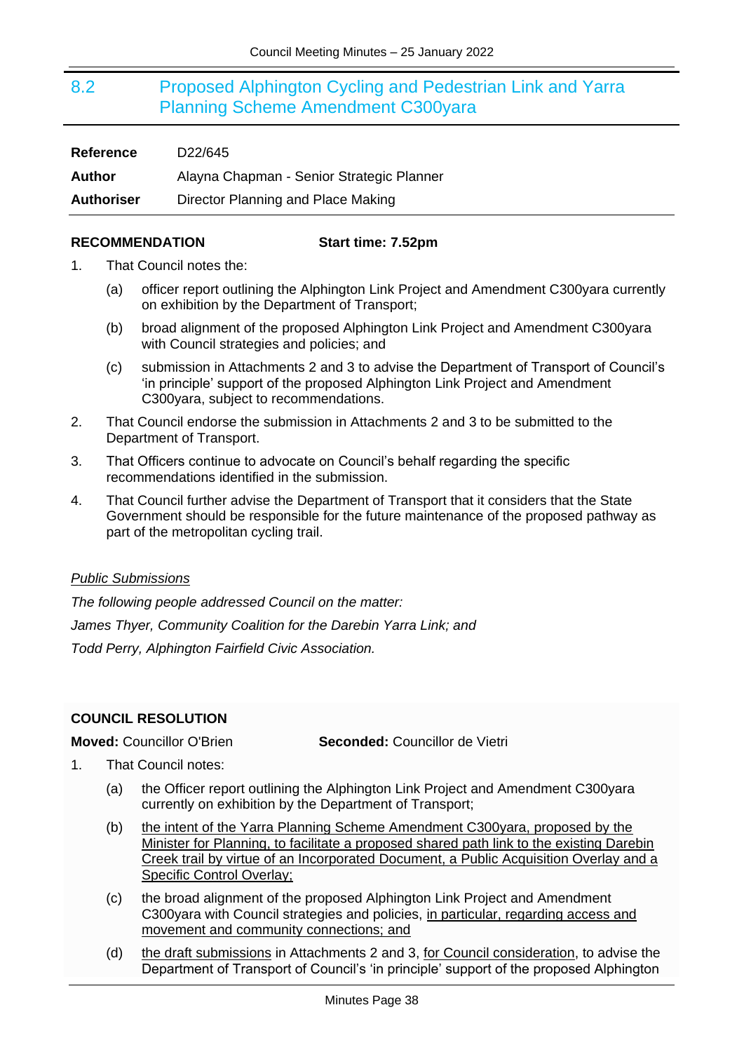## 8.2 Proposed Alphington Cycling and Pedestrian Link and Yarra Planning Scheme Amendment C300yara

**Reference** D22/645

**Author** Alayna Chapman - Senior Strategic Planner

**Authoriser** Director Planning and Place Making

**RECOMMENDATION** **Start time: 7.52pm**

1. That Council notes the:
   (a) officer report outlining the Alphington Link Project and Amendment C300yara currently on exhibition by the Department of Transport;
   (b) broad alignment of the proposed Alphington Link Project and Amendment C300yara with Council strategies and policies; and
   (c) submission in Attachments 2 and 3 to advise the Department of Transport of Council's 'in principle' support of the proposed Alphington Link Project and Amendment C300yara, subject to recommendations.
2. That Council endorse the submission in Attachments 2 and 3 to be submitted to the Department of Transport.
3. That Officers continue to advocate on Council's behalf regarding the specific recommendations identified in the submission.
4. That Council further advise the Department of Transport that it considers that the State Government should be responsible for the future maintenance of the proposed pathway as part of the metropolitan cycling trail.

*Public Submissions*

*The following people addressed Council on the matter:*

*James Thyer, Community Coalition for the Darebin Yarra Link; and*

*Todd Perry, Alphington Fairfield Civic Association.*

**COUNCIL RESOLUTION**

**Moved:** Councillor O'Brien **Seconded:** Councillor de Vietri

1. That Council notes:
   (a) the Officer report outlining the Alphington Link Project and Amendment C300yara currently on exhibition by the Department of Transport;
   (b) the intent of the Yarra Planning Scheme Amendment C300yara, proposed by the Minister for Planning, to facilitate a proposed shared path link to the existing Darebin Creek trail by virtue of an Incorporated Document, a Public Acquisition Overlay and a Specific Control Overlay;
   (c) the broad alignment of the proposed Alphington Link Project and Amendment C300yara with Council strategies and policies, in particular, regarding access and movement and community connections; and
   (d) the draft submissions in Attachments 2 and 3, for Council consideration, to advise the Department of Transport of Council's 'in principle' support of the proposed Alphington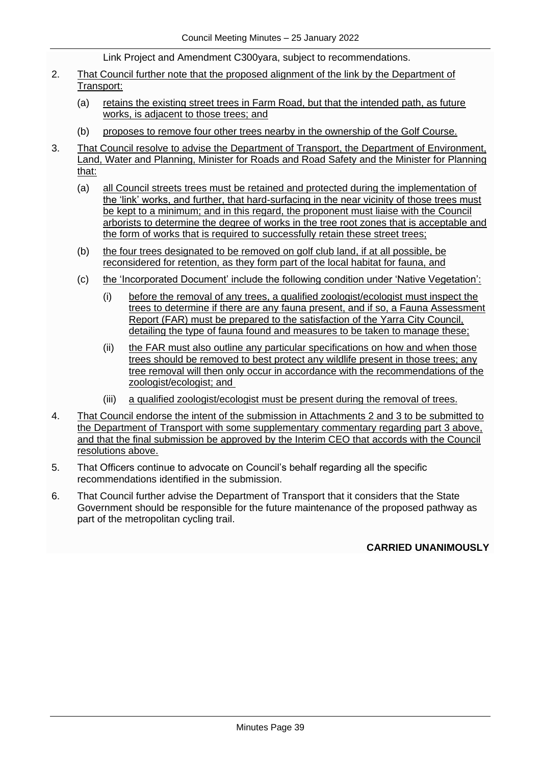Link Project and Amendment C300yara, subject to recommendations.

2. That Council further note that the proposed alignment of the link by the Department of Transport:

   (a) retains the existing street trees in Farm Road, but that the intended path, as future works, is adjacent to those trees; and

   (b) proposes to remove four other trees nearby in the ownership of the Golf Course.

3. That Council resolve to advise the Department of Transport, the Department of Environment, Land, Water and Planning, Minister for Roads and Road Safety and the Minister for Planning that:

   (a) all Council streets trees must be retained and protected during the implementation of the 'link' works, and further, that hard-surfacing in the near vicinity of those trees must be kept to a minimum; and in this regard, the proponent must liaise with the Council arborists to determine the degree of works in the tree root zones that is acceptable and the form of works that is required to successfully retain these street trees;

   (b) the four trees designated to be removed on golf club land, if at all possible, be reconsidered for retention, as they form part of the local habitat for fauna, and

   (c) the 'Incorporated Document' include the following condition under 'Native Vegetation':

      (i) before the removal of any trees, a qualified zoologist/ecologist must inspect the trees to determine if there are any fauna present, and if so, a Fauna Assessment Report (FAR) must be prepared to the satisfaction of the Yarra City Council, detailing the type of fauna found and measures to be taken to manage these;

      (ii) the FAR must also outline any particular specifications on how and when those trees should be removed to best protect any wildlife present in those trees; any tree removal will then only occur in accordance with the recommendations of the zoologist/ecologist; and

      (iii) a qualified zoologist/ecologist must be present during the removal of trees.

4. That Council endorse the intent of the submission in Attachments 2 and 3 to be submitted to the Department of Transport with some supplementary commentary regarding part 3 above, and that the final submission be approved by the Interim CEO that accords with the Council resolutions above.

5. That Officers continue to advocate on Council's behalf regarding all the specific recommendations identified in the submission.

6. That Council further advise the Department of Transport that it considers that the State Government should be responsible for the future maintenance of the proposed pathway as part of the metropolitan cycling trail.

**CARRIED UNANIMOUSLY**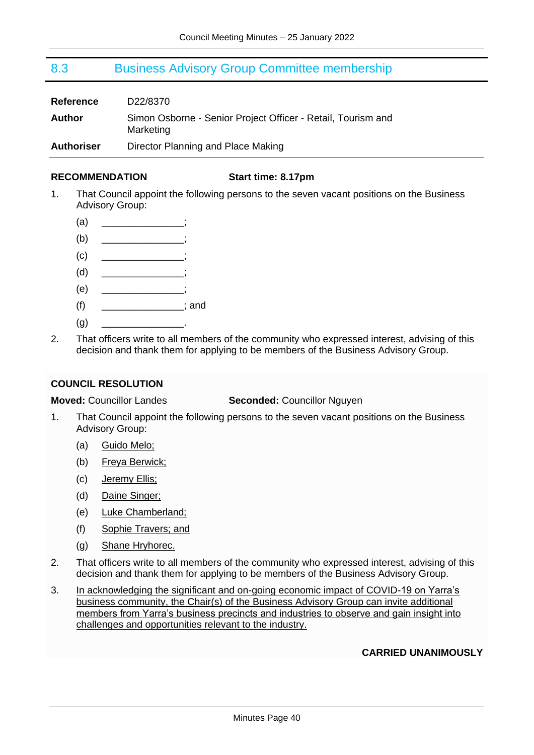## 8.3 Business Advisory Group Committee membership

| | |
|---|---|
| **Reference** | D22/8370 |
| **Author** | Simon Osborne - Senior Project Officer - Retail, Tourism and Marketing |
| **Authoriser** | Director Planning and Place Making |

**RECOMMENDATION** **Start time: 8.17pm**

1. That Council appoint the following persons to the seven vacant positions on the Business Advisory Group:
   (a) _______________;
   (b) _______________;
   (c) _______________;
   (d) _______________;
   (e) _______________;
   (f) _______________; and
   (g) _______________.
2. That officers write to all members of the community who expressed interest, advising of this decision and thank them for applying to be members of the Business Advisory Group.

**COUNCIL RESOLUTION**

**Moved:** Councillor Landes **Seconded:** Councillor Nguyen

1. That Council appoint the following persons to the seven vacant positions on the Business Advisory Group:
   (a) Guido Melo;
   (b) Freya Berwick;
   (c) Jeremy Ellis;
   (d) Daine Singer;
   (e) Luke Chamberland;
   (f) Sophie Travers; and
   (g) Shane Hryhorec.
2. That officers write to all members of the community who expressed interest, advising of this decision and thank them for applying to be members of the Business Advisory Group.
3. In acknowledging the significant and on-going economic impact of COVID-19 on Yarra's business community, the Chair(s) of the Business Advisory Group can invite additional members from Yarra's business precincts and industries to observe and gain insight into challenges and opportunities relevant to the industry.

**CARRIED UNANIMOUSLY**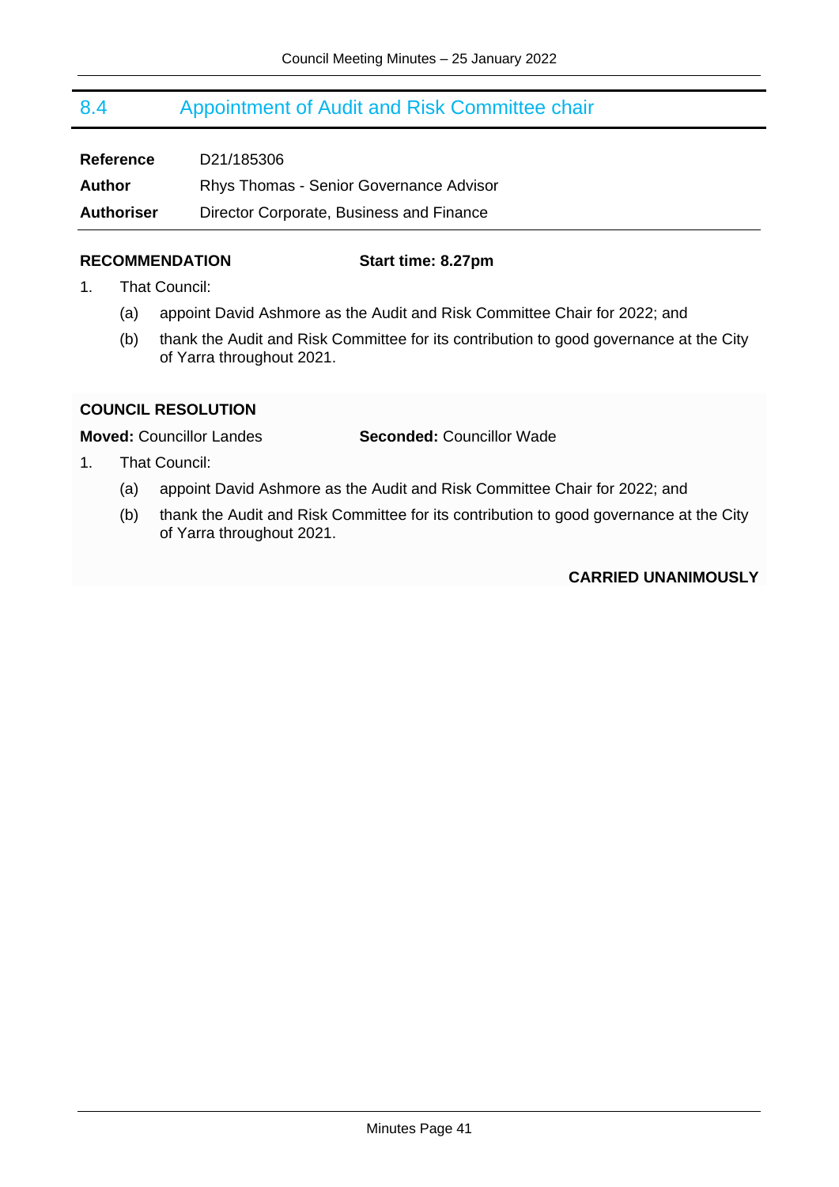## 8.4 Appointment of Audit and Risk Committee chair

| | |
|---|---|
| **Reference** | D21/185306 |
| **Author** | Rhys Thomas - Senior Governance Advisor |
| **Authoriser** | Director Corporate, Business and Finance |

**RECOMMENDATION** **Start time: 8.27pm**

1. That Council:
   - (a) appoint David Ashmore as the Audit and Risk Committee Chair for 2022; and
   - (b) thank the Audit and Risk Committee for its contribution to good governance at the City of Yarra throughout 2021.

**COUNCIL RESOLUTION**

**Moved:** Councillor Landes **Seconded:** Councillor Wade

1. That Council:
   - (a) appoint David Ashmore as the Audit and Risk Committee Chair for 2022; and
   - (b) thank the Audit and Risk Committee for its contribution to good governance at the City of Yarra throughout 2021.

**CARRIED UNANIMOUSLY**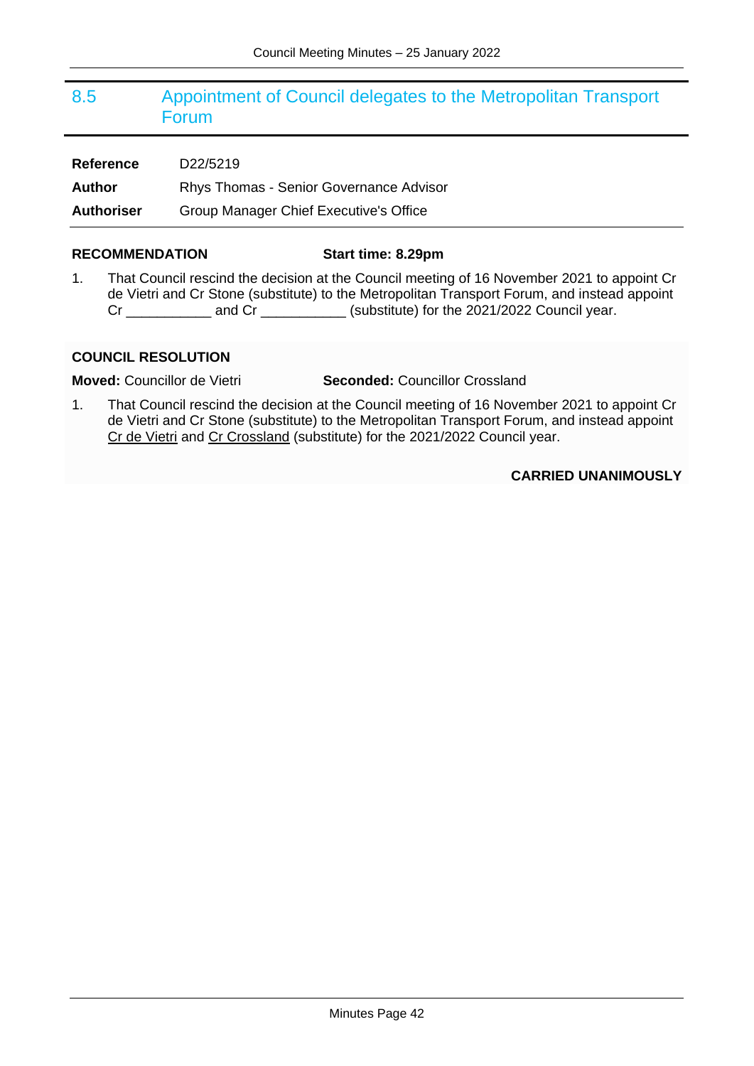## 8.5 Appointment of Council delegates to the Metropolitan Transport Forum

| | |
|---|---|
| **Reference** | D22/5219 |
| **Author** | Rhys Thomas - Senior Governance Advisor |
| **Authoriser** | Group Manager Chief Executive's Office |

**RECOMMENDATION** **Start time: 8.29pm**

1. That Council rescind the decision at the Council meeting of 16 November 2021 to appoint Cr de Vietri and Cr Stone (substitute) to the Metropolitan Transport Forum, and instead appoint Cr ___________ and Cr ___________ (substitute) for the 2021/2022 Council year.

**COUNCIL RESOLUTION**

**Moved:** Councillor de Vietri **Seconded:** Councillor Crossland

1. That Council rescind the decision at the Council meeting of 16 November 2021 to appoint Cr de Vietri and Cr Stone (substitute) to the Metropolitan Transport Forum, and instead appoint <u>Cr de Vietri</u> and <u>Cr Crossland</u> (substitute) for the 2021/2022 Council year.

**CARRIED UNANIMOUSLY**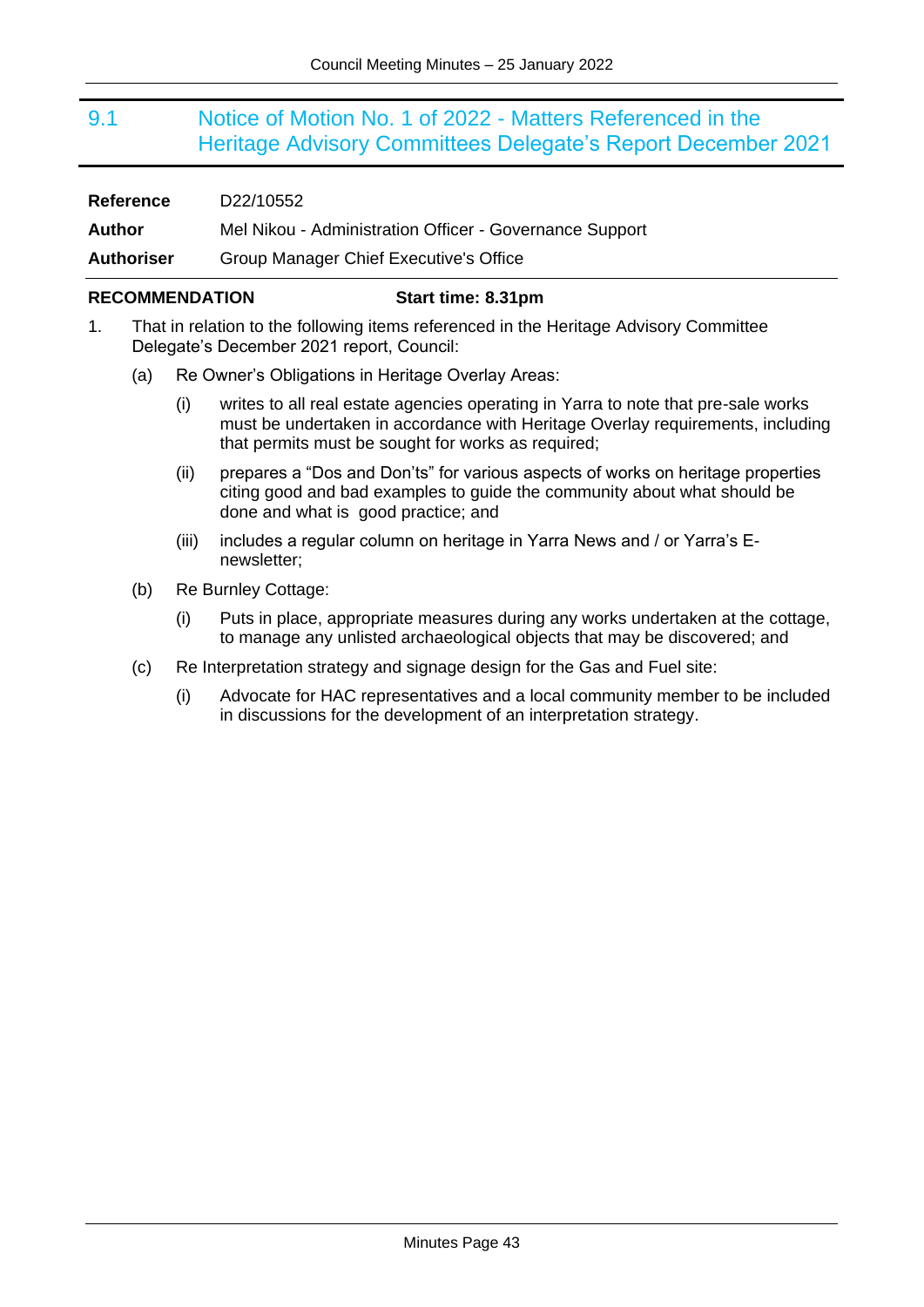## 9.1 Notice of Motion No. 1 of 2022 - Matters Referenced in the Heritage Advisory Committees Delegate's Report December 2021

| | |
|---|---|
| **Reference** | D22/10552 |
| **Author** | Mel Nikou - Administration Officer - Governance Support |
| **Authoriser** | Group Manager Chief Executive's Office |

**RECOMMENDATION** **Start time: 8.31pm**

1. That in relation to the following items referenced in the Heritage Advisory Committee Delegate's December 2021 report, Council:

   (a) Re Owner's Obligations in Heritage Overlay Areas:

      (i) writes to all real estate agencies operating in Yarra to note that pre-sale works must be undertaken in accordance with Heritage Overlay requirements, including that permits must be sought for works as required;

      (ii) prepares a "Dos and Don'ts" for various aspects of works on heritage properties citing good and bad examples to guide the community about what should be done and what is good practice; and

      (iii) includes a regular column on heritage in Yarra News and / or Yarra's E-newsletter;

   (b) Re Burnley Cottage:

      (i) Puts in place, appropriate measures during any works undertaken at the cottage, to manage any unlisted archaeological objects that may be discovered; and

   (c) Re Interpretation strategy and signage design for the Gas and Fuel site:

      (i) Advocate for HAC representatives and a local community member to be included in discussions for the development of an interpretation strategy.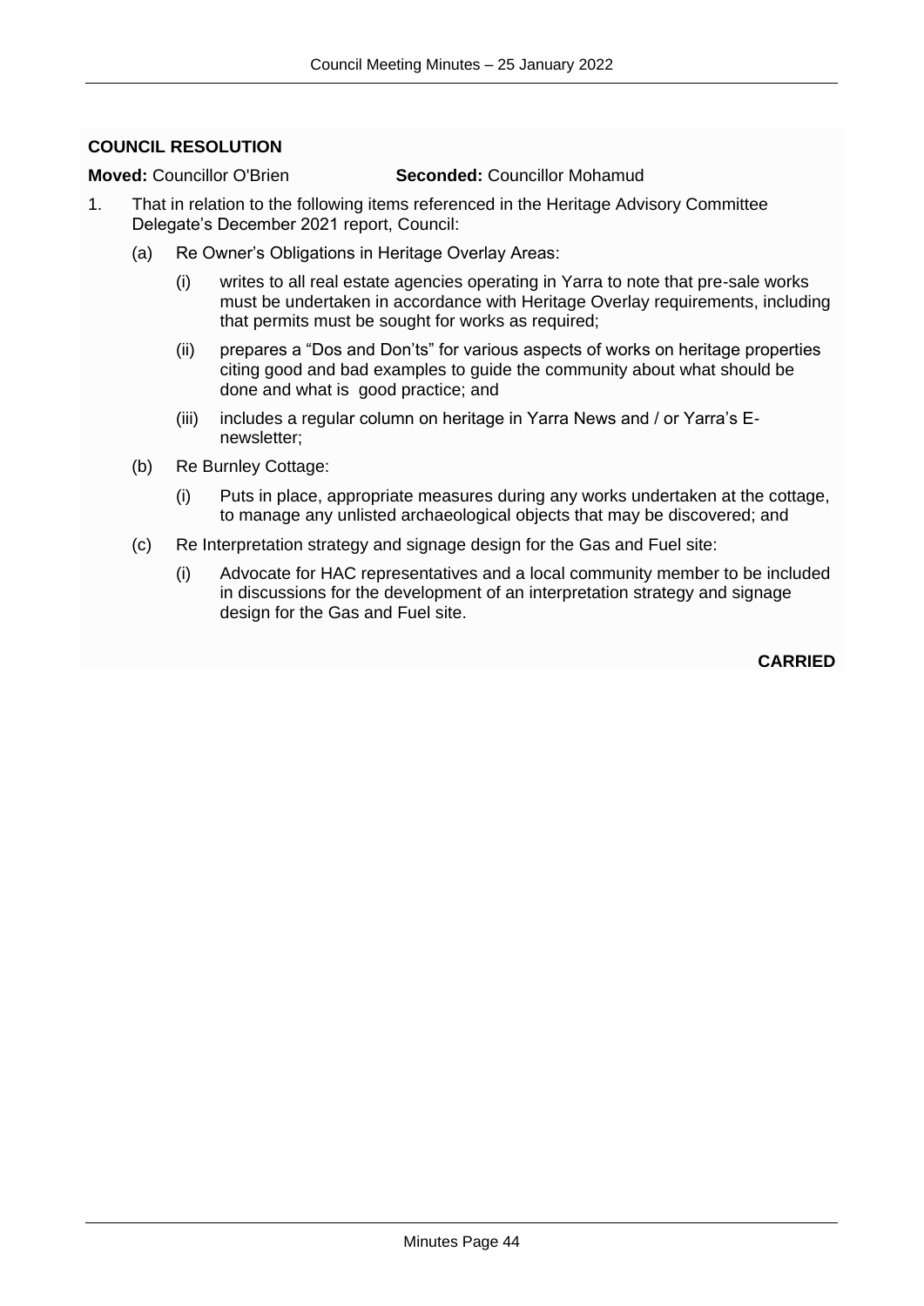**COUNCIL RESOLUTION**

**Moved:** Councillor O'Brien **Seconded:** Councillor Mohamud

1. That in relation to the following items referenced in the Heritage Advisory Committee Delegate's December 2021 report, Council:

   (a) Re Owner's Obligations in Heritage Overlay Areas:

      (i) writes to all real estate agencies operating in Yarra to note that pre-sale works must be undertaken in accordance with Heritage Overlay requirements, including that permits must be sought for works as required;

      (ii) prepares a "Dos and Don'ts" for various aspects of works on heritage properties citing good and bad examples to guide the community about what should be done and what is good practice; and

      (iii) includes a regular column on heritage in Yarra News and / or Yarra's E-newsletter;

   (b) Re Burnley Cottage:

      (i) Puts in place, appropriate measures during any works undertaken at the cottage, to manage any unlisted archaeological objects that may be discovered; and

   (c) Re Interpretation strategy and signage design for the Gas and Fuel site:

      (i) Advocate for HAC representatives and a local community member to be included in discussions for the development of an interpretation strategy and signage design for the Gas and Fuel site.

**CARRIED**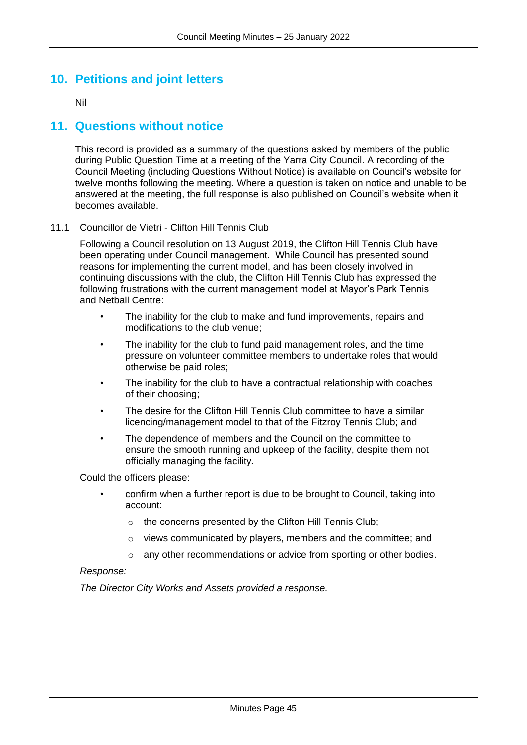## 10. Petitions and joint letters

Nil

## 11. Questions without notice

This record is provided as a summary of the questions asked by members of the public during Public Question Time at a meeting of the Yarra City Council. A recording of the Council Meeting (including Questions Without Notice) is available on Council's website for twelve months following the meeting. Where a question is taken on notice and unable to be answered at the meeting, the full response is also published on Council's website when it becomes available.

11.1 Councillor de Vietri - Clifton Hill Tennis Club

Following a Council resolution on 13 August 2019, the Clifton Hill Tennis Club have been operating under Council management. While Council has presented sound reasons for implementing the current model, and has been closely involved in continuing discussions with the club, the Clifton Hill Tennis Club has expressed the following frustrations with the current management model at Mayor's Park Tennis and Netball Centre:

- The inability for the club to make and fund improvements, repairs and modifications to the club venue;
- The inability for the club to fund paid management roles, and the time pressure on volunteer committee members to undertake roles that would otherwise be paid roles;
- The inability for the club to have a contractual relationship with coaches of their choosing;
- The desire for the Clifton Hill Tennis Club committee to have a similar licencing/management model to that of the Fitzroy Tennis Club; and
- The dependence of members and the Council on the committee to ensure the smooth running and upkeep of the facility, despite them not officially managing the facility**.**

Could the officers please:

- confirm when a further report is due to be brought to Council, taking into account:
  - the concerns presented by the Clifton Hill Tennis Club;
  - views communicated by players, members and the committee; and
  - any other recommendations or advice from sporting or other bodies.

*Response:*

*The Director City Works and Assets provided a response.*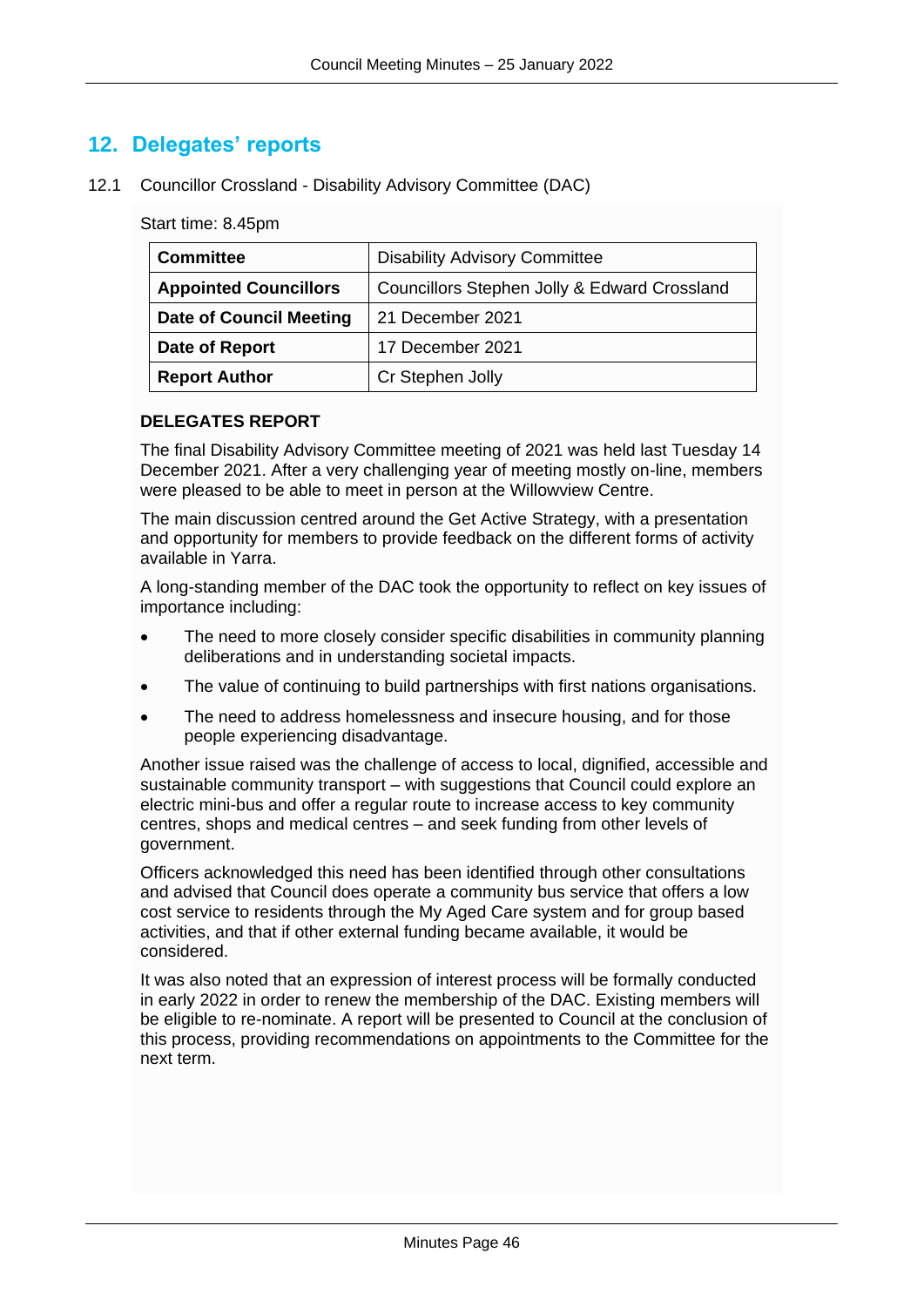## 12. Delegates' reports

12.1 Councillor Crossland - Disability Advisory Committee (DAC)

Start time: 8.45pm

| **Committee** | Disability Advisory Committee |
|---|---|
| **Appointed Councillors** | Councillors Stephen Jolly & Edward Crossland |
| **Date of Council Meeting** | 21 December 2021 |
| **Date of Report** | 17 December 2021 |
| **Report Author** | Cr Stephen Jolly |

**DELEGATES REPORT**

The final Disability Advisory Committee meeting of 2021 was held last Tuesday 14 December 2021. After a very challenging year of meeting mostly on-line, members were pleased to be able to meet in person at the Willowview Centre.

The main discussion centred around the Get Active Strategy, with a presentation and opportunity for members to provide feedback on the different forms of activity available in Yarra.

A long-standing member of the DAC took the opportunity to reflect on key issues of importance including:

- The need to more closely consider specific disabilities in community planning deliberations and in understanding societal impacts.
- The value of continuing to build partnerships with first nations organisations.
- The need to address homelessness and insecure housing, and for those people experiencing disadvantage.

Another issue raised was the challenge of access to local, dignified, accessible and sustainable community transport – with suggestions that Council could explore an electric mini-bus and offer a regular route to increase access to key community centres, shops and medical centres – and seek funding from other levels of government.

Officers acknowledged this need has been identified through other consultations and advised that Council does operate a community bus service that offers a low cost service to residents through the My Aged Care system and for group based activities, and that if other external funding became available, it would be considered.

It was also noted that an expression of interest process will be formally conducted in early 2022 in order to renew the membership of the DAC. Existing members will be eligible to re-nominate. A report will be presented to Council at the conclusion of this process, providing recommendations on appointments to the Committee for the next term.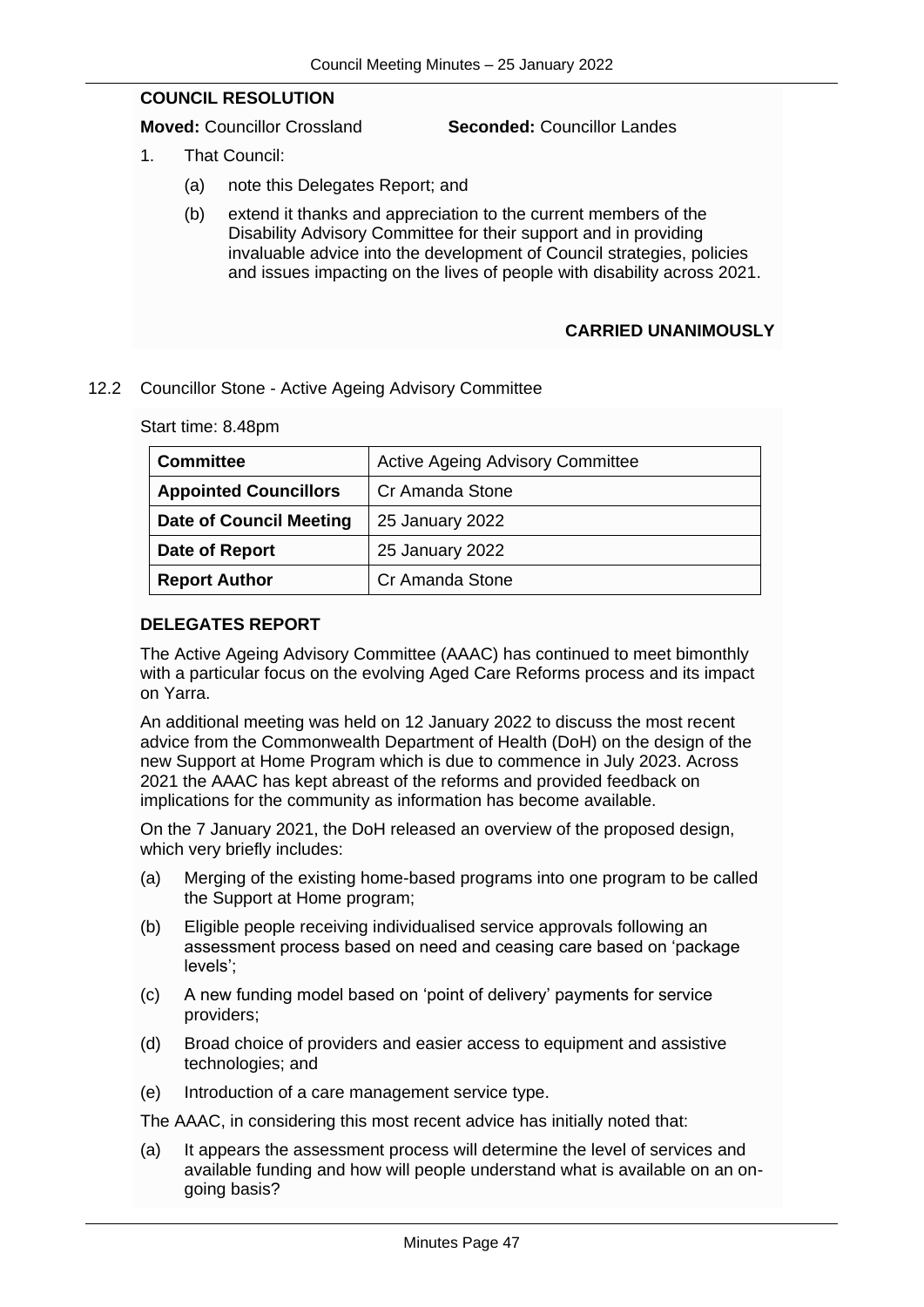**COUNCIL RESOLUTION**

**Moved:** Councillor Crossland **Seconded:** Councillor Landes

1. That Council:

   (a) note this Delegates Report; and

   (b) extend it thanks and appreciation to the current members of the Disability Advisory Committee for their support and in providing invaluable advice into the development of Council strategies, policies and issues impacting on the lives of people with disability across 2021.

**CARRIED UNANIMOUSLY**

12.2 Councillor Stone - Active Ageing Advisory Committee

Start time: 8.48pm

| **Committee** | Active Ageing Advisory Committee |
|---|---|
| **Appointed Councillors** | Cr Amanda Stone |
| **Date of Council Meeting** | 25 January 2022 |
| **Date of Report** | 25 January 2022 |
| **Report Author** | Cr Amanda Stone |

**DELEGATES REPORT**

The Active Ageing Advisory Committee (AAAC) has continued to meet bimonthly with a particular focus on the evolving Aged Care Reforms process and its impact on Yarra.

An additional meeting was held on 12 January 2022 to discuss the most recent advice from the Commonwealth Department of Health (DoH) on the design of the new Support at Home Program which is due to commence in July 2023. Across 2021 the AAAC has kept abreast of the reforms and provided feedback on implications for the community as information has become available.

On the 7 January 2021, the DoH released an overview of the proposed design, which very briefly includes:

(a) Merging of the existing home-based programs into one program to be called the Support at Home program;

(b) Eligible people receiving individualised service approvals following an assessment process based on need and ceasing care based on 'package levels';

(c) A new funding model based on 'point of delivery' payments for service providers;

(d) Broad choice of providers and easier access to equipment and assistive technologies; and

(e) Introduction of a care management service type.

The AAAC, in considering this most recent advice has initially noted that:

(a) It appears the assessment process will determine the level of services and available funding and how will people understand what is available on an on-going basis?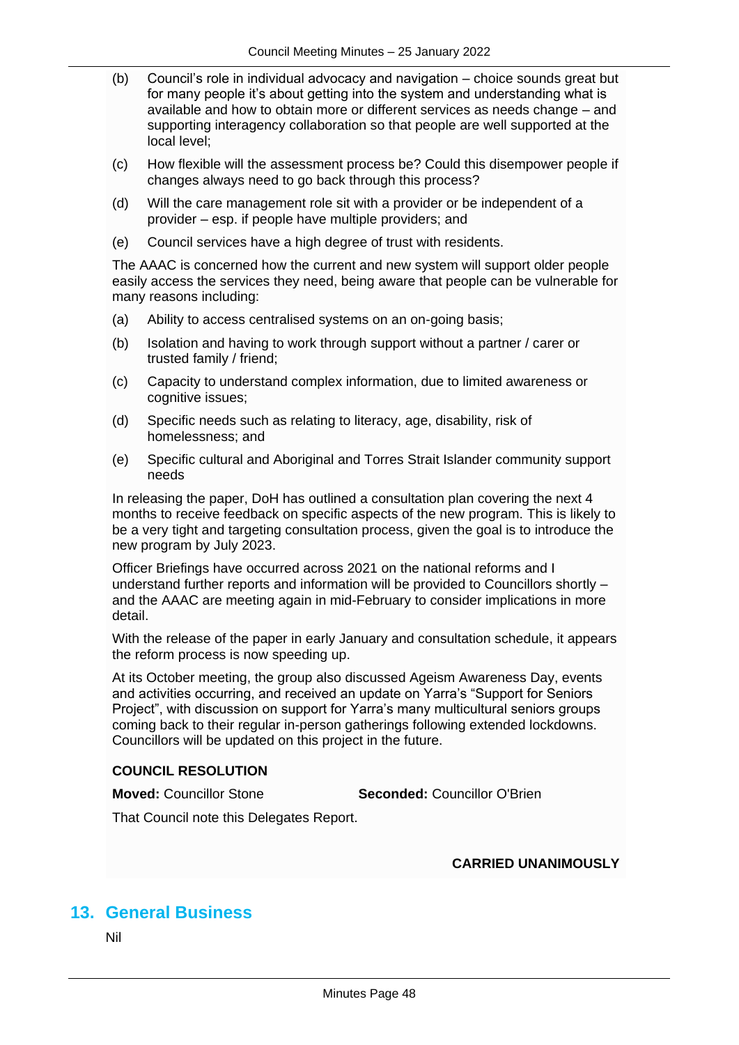(b) Council's role in individual advocacy and navigation – choice sounds great but for many people it's about getting into the system and understanding what is available and how to obtain more or different services as needs change – and supporting interagency collaboration so that people are well supported at the local level;

(c) How flexible will the assessment process be? Could this disempower people if changes always need to go back through this process?

(d) Will the care management role sit with a provider or be independent of a provider – esp. if people have multiple providers; and

(e) Council services have a high degree of trust with residents.

The AAAC is concerned how the current and new system will support older people easily access the services they need, being aware that people can be vulnerable for many reasons including:

(a) Ability to access centralised systems on an on-going basis;

(b) Isolation and having to work through support without a partner / carer or trusted family / friend;

(c) Capacity to understand complex information, due to limited awareness or cognitive issues;

(d) Specific needs such as relating to literacy, age, disability, risk of homelessness; and

(e) Specific cultural and Aboriginal and Torres Strait Islander community support needs

In releasing the paper, DoH has outlined a consultation plan covering the next 4 months to receive feedback on specific aspects of the new program. This is likely to be a very tight and targeting consultation process, given the goal is to introduce the new program by July 2023.

Officer Briefings have occurred across 2021 on the national reforms and I understand further reports and information will be provided to Councillors shortly – and the AAAC are meeting again in mid-February to consider implications in more detail.

With the release of the paper in early January and consultation schedule, it appears the reform process is now speeding up.

At its October meeting, the group also discussed Ageism Awareness Day, events and activities occurring, and received an update on Yarra's "Support for Seniors Project", with discussion on support for Yarra's many multicultural seniors groups coming back to their regular in-person gatherings following extended lockdowns. Councillors will be updated on this project in the future.

**COUNCIL RESOLUTION**

**Moved:** Councillor Stone **Seconded:** Councillor O'Brien

That Council note this Delegates Report.

**CARRIED UNANIMOUSLY**

## 13. General Business

Nil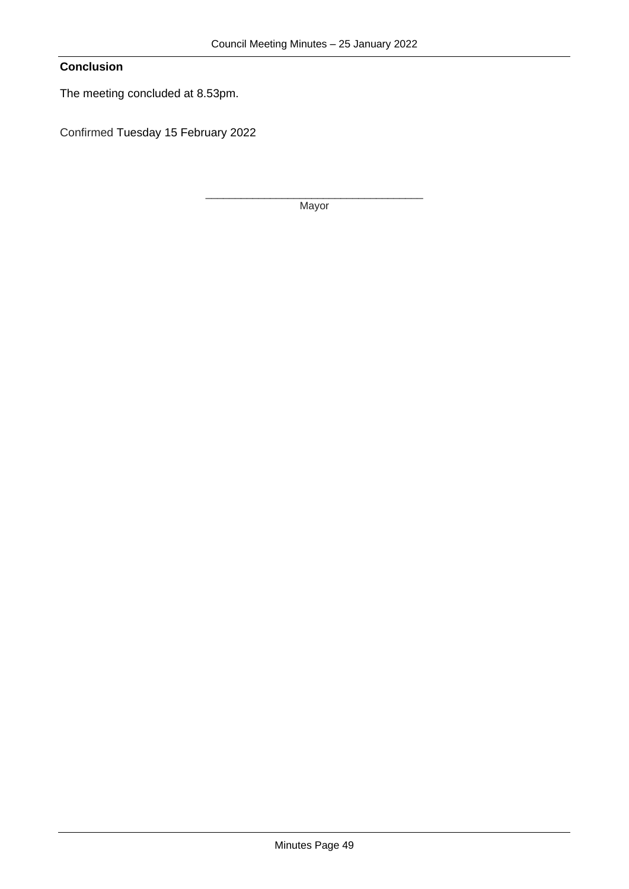**Conclusion**

The meeting concluded at 8.53pm.

Confirmed Tuesday 15 February 2022

\_\_\_\_\_\_\_\_\_\_\_\_\_\_\_\_\_\_\_\_\_\_\_\_\_\_\_\_\_\_\_\_\_\_\_\_\_

Mayor